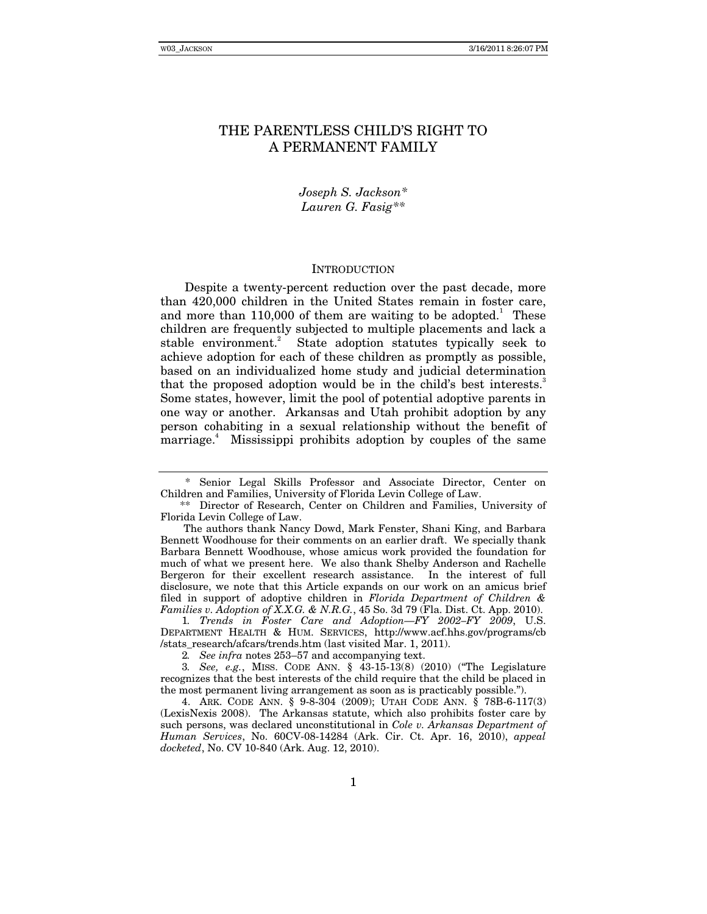# THE PARENTLESS CHILD'S RIGHT TO A PERMANENT FAMILY

*Joseph S. Jackson\**
*Lauren G. Fasig\*\**

## INTRODUCTION

Despite a twenty-percent reduction over the past decade, more than 420,000 children in the United States remain in foster care, and more than 110,000 of them are waiting to be adopted.[1] These children are frequently subjected to multiple placements and lack a stable environment.[2] State adoption statutes typically seek to achieve adoption for each of these children as promptly as possible, based on an individualized home study and judicial determination that the proposed adoption would be in the child's best interests.[3] Some states, however, limit the pool of potential adoptive parents in one way or another. Arkansas and Utah prohibit adoption by any person cohabiting in a sexual relationship without the benefit of marriage.[4] Mississippi prohibits adoption by couples of the same

---

\* Senior Legal Skills Professor and Associate Director, Center on Children and Families, University of Florida Levin College of Law.

\*\* Director of Research, Center on Children and Families, University of Florida Levin College of Law.

The authors thank Nancy Dowd, Mark Fenster, Shani King, and Barbara Bennett Woodhouse for their comments on an earlier draft. We specially thank Barbara Bennett Woodhouse, whose amicus work provided the foundation for much of what we present here. We also thank Shelby Anderson and Rachelle Bergeron for their excellent research assistance. In the interest of full disclosure, we note that this Article expands on our work on an amicus brief filed in support of adoptive children in *Florida Department of Children & Families v. Adoption of X.X.G. & N.R.G.*, 45 So. 3d 79 (Fla. Dist. Ct. App. 2010).

1. *Trends in Foster Care and Adoption—FY 2002–FY 2009*, U.S. DEPARTMENT HEALTH & HUM. SERVICES, http://www.acf.hhs.gov/programs/cb/stats_research/afcars/trends.htm (last visited Mar. 1, 2011).

2. *See infra* notes 253–57 and accompanying text.

3. *See, e.g.*, MISS. CODE ANN. § 43-15-13(8) (2010) ("The Legislature recognizes that the best interests of the child require that the child be placed in the most permanent living arrangement as soon as is practicably possible.").

4. ARK. CODE ANN. § 9-8-304 (2009); UTAH CODE ANN. § 78B-6-117(3) (LexisNexis 2008). The Arkansas statute, which also prohibits foster care by such persons, was declared unconstitutional in *Cole v. Arkansas Department of Human Services*, No. 60CV-08-14284 (Ark. Cir. Ct. Apr. 16, 2010), *appeal docketed*, No. CV 10-840 (Ark. Aug. 12, 2010).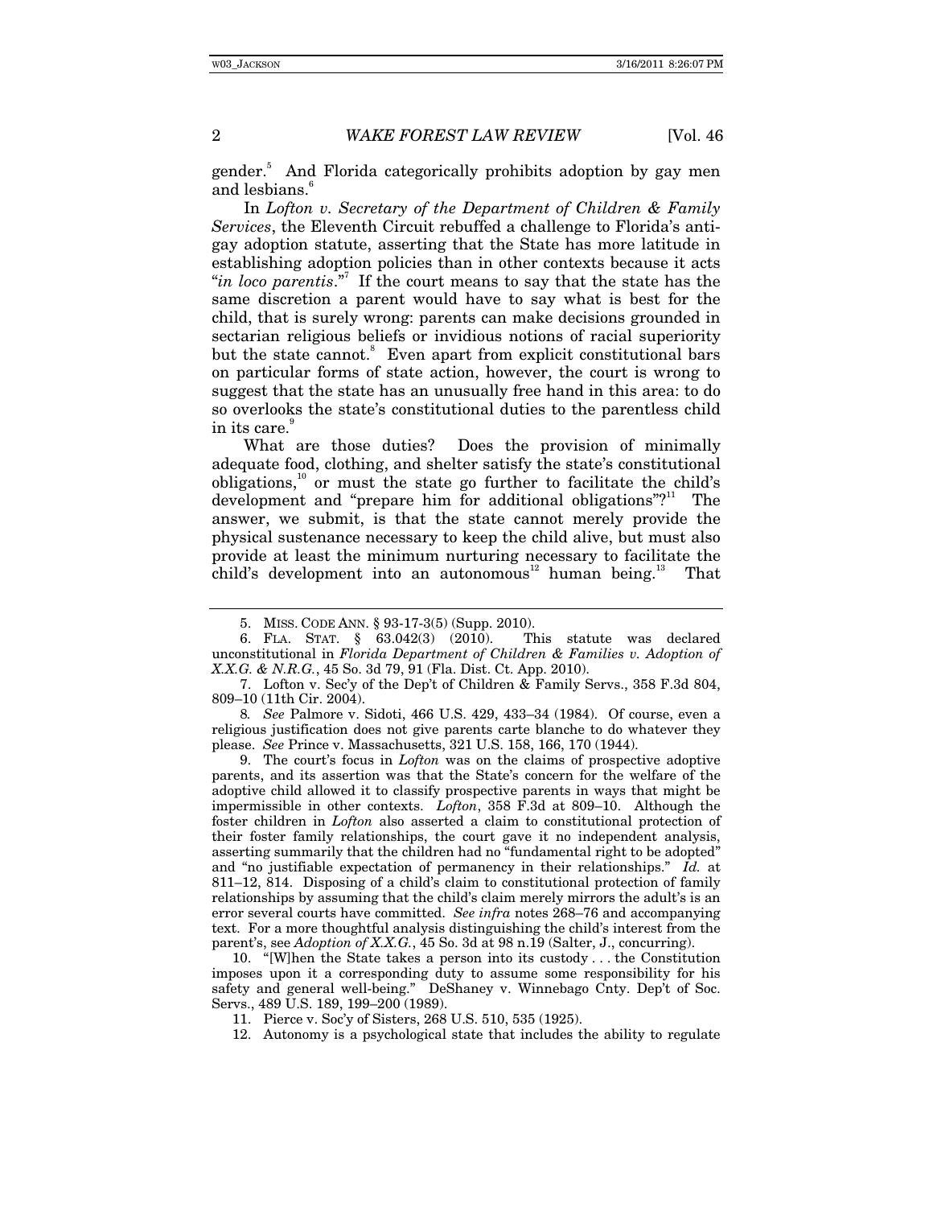gender.[5] And Florida categorically prohibits adoption by gay men and lesbians.[6]

In *Lofton v. Secretary of the Department of Children & Family Services*, the Eleventh Circuit rebuffed a challenge to Florida's anti-gay adoption statute, asserting that the State has more latitude in establishing adoption policies than in other contexts because it acts "*in loco parentis*."[7] If the court means to say that the state has the same discretion a parent would have to say what is best for the child, that is surely wrong: parents can make decisions grounded in sectarian religious beliefs or invidious notions of racial superiority but the state cannot.[8] Even apart from explicit constitutional bars on particular forms of state action, however, the court is wrong to suggest that the state has an unusually free hand in this area: to do so overlooks the state's constitutional duties to the parentless child in its care.[9]

What are those duties? Does the provision of minimally adequate food, clothing, and shelter satisfy the state's constitutional obligations,[10] or must the state go further to facilitate the child's development and "prepare him for additional obligations"?[11] The answer, we submit, is that the state cannot merely provide the physical sustenance necessary to keep the child alive, but must also provide at least the minimum nurturing necessary to facilitate the child's development into an autonomous[12] human being.[13] That

---

5. MISS. CODE ANN. § 93-17-3(5) (Supp. 2010).

6. FLA. STAT. § 63.042(3) (2010). This statute was declared unconstitutional in *Florida Department of Children & Families v. Adoption of X.X.G. & N.R.G.*, 45 So. 3d 79, 91 (Fla. Dist. Ct. App. 2010).

7. Lofton v. Sec'y of the Dep't of Children & Family Servs., 358 F.3d 804, 809–10 (11th Cir. 2004).

8. *See* Palmore v. Sidoti, 466 U.S. 429, 433–34 (1984). Of course, even a religious justification does not give parents carte blanche to do whatever they please. *See* Prince v. Massachusetts, 321 U.S. 158, 166, 170 (1944).

9. The court's focus in *Lofton* was on the claims of prospective adoptive parents, and its assertion was that the State's concern for the welfare of the adoptive child allowed it to classify prospective parents in ways that might be impermissible in other contexts. *Lofton*, 358 F.3d at 809–10. Although the foster children in *Lofton* also asserted a claim to constitutional protection of their foster family relationships, the court gave it no independent analysis, asserting summarily that the children had no "fundamental right to be adopted" and "no justifiable expectation of permanency in their relationships." *Id.* at 811–12, 814. Disposing of a child's claim to constitutional protection of family relationships by assuming that the child's claim merely mirrors the adult's is an error several courts have committed. *See infra* notes 268–76 and accompanying text. For a more thoughtful analysis distinguishing the child's interest from the parent's, see *Adoption of X.X.G.*, 45 So. 3d at 98 n.19 (Salter, J., concurring).

10. "[W]hen the State takes a person into its custody . . . the Constitution imposes upon it a corresponding duty to assume some responsibility for his safety and general well-being." DeShaney v. Winnebago Cnty. Dep't of Soc. Servs., 489 U.S. 189, 199–200 (1989).

11. Pierce v. Soc'y of Sisters, 268 U.S. 510, 535 (1925).

12. Autonomy is a psychological state that includes the ability to regulate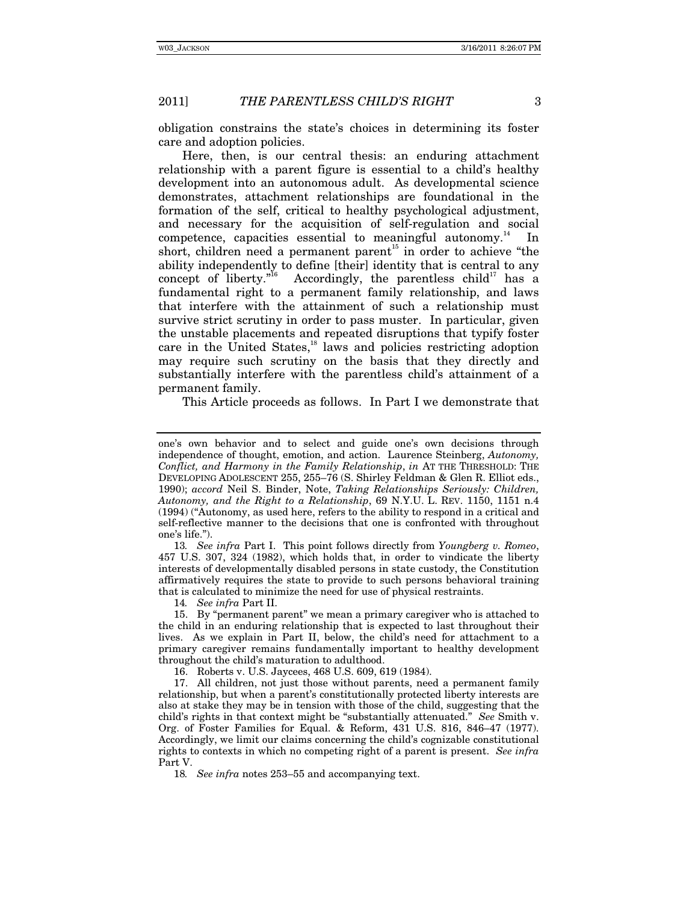obligation constrains the state's choices in determining its foster care and adoption policies.

Here, then, is our central thesis: an enduring attachment relationship with a parent figure is essential to a child's healthy development into an autonomous adult. As developmental science demonstrates, attachment relationships are foundational in the formation of the self, critical to healthy psychological adjustment, and necessary for the acquisition of self-regulation and social competence, capacities essential to meaningful autonomy.[14] In short, children need a permanent parent[15] in order to achieve "the ability independently to define [their] identity that is central to any concept of liberty."[16] Accordingly, the parentless child[17] has a fundamental right to a permanent family relationship, and laws that interfere with the attainment of such a relationship must survive strict scrutiny in order to pass muster. In particular, given the unstable placements and repeated disruptions that typify foster care in the United States,[18] laws and policies restricting adoption may require such scrutiny on the basis that they directly and substantially interfere with the parentless child's attainment of a permanent family.

This Article proceeds as follows. In Part I we demonstrate that

---

one's own behavior and to select and guide one's own decisions through independence of thought, emotion, and action. Laurence Steinberg, *Autonomy, Conflict, and Harmony in the Family Relationship*, *in* AT THE THRESHOLD: THE DEVELOPING ADOLESCENT 255, 255–76 (S. Shirley Feldman & Glen R. Elliot eds., 1990); *accord* Neil S. Binder, Note, *Taking Relationships Seriously: Children, Autonomy, and the Right to a Relationship*, 69 N.Y.U. L. REV. 1150, 1151 n.4 (1994) ("Autonomy, as used here, refers to the ability to respond in a critical and self-reflective manner to the decisions that one is confronted with throughout one's life.").

13. *See infra* Part I. This point follows directly from *Youngberg v. Romeo*, 457 U.S. 307, 324 (1982), which holds that, in order to vindicate the liberty interests of developmentally disabled persons in state custody, the Constitution affirmatively requires the state to provide to such persons behavioral training that is calculated to minimize the need for use of physical restraints.

14. *See infra* Part II.

15. By "permanent parent" we mean a primary caregiver who is attached to the child in an enduring relationship that is expected to last throughout their lives. As we explain in Part II, below, the child's need for attachment to a primary caregiver remains fundamentally important to healthy development throughout the child's maturation to adulthood.

16. Roberts v. U.S. Jaycees, 468 U.S. 609, 619 (1984).

17. All children, not just those without parents, need a permanent family relationship, but when a parent's constitutionally protected liberty interests are also at stake they may be in tension with those of the child, suggesting that the child's rights in that context might be "substantially attenuated." *See* Smith v. Org. of Foster Families for Equal. & Reform, 431 U.S. 816, 846–47 (1977). Accordingly, we limit our claims concerning the child's cognizable constitutional rights to contexts in which no competing right of a parent is present. *See infra* Part V.

18. *See infra* notes 253–55 and accompanying text.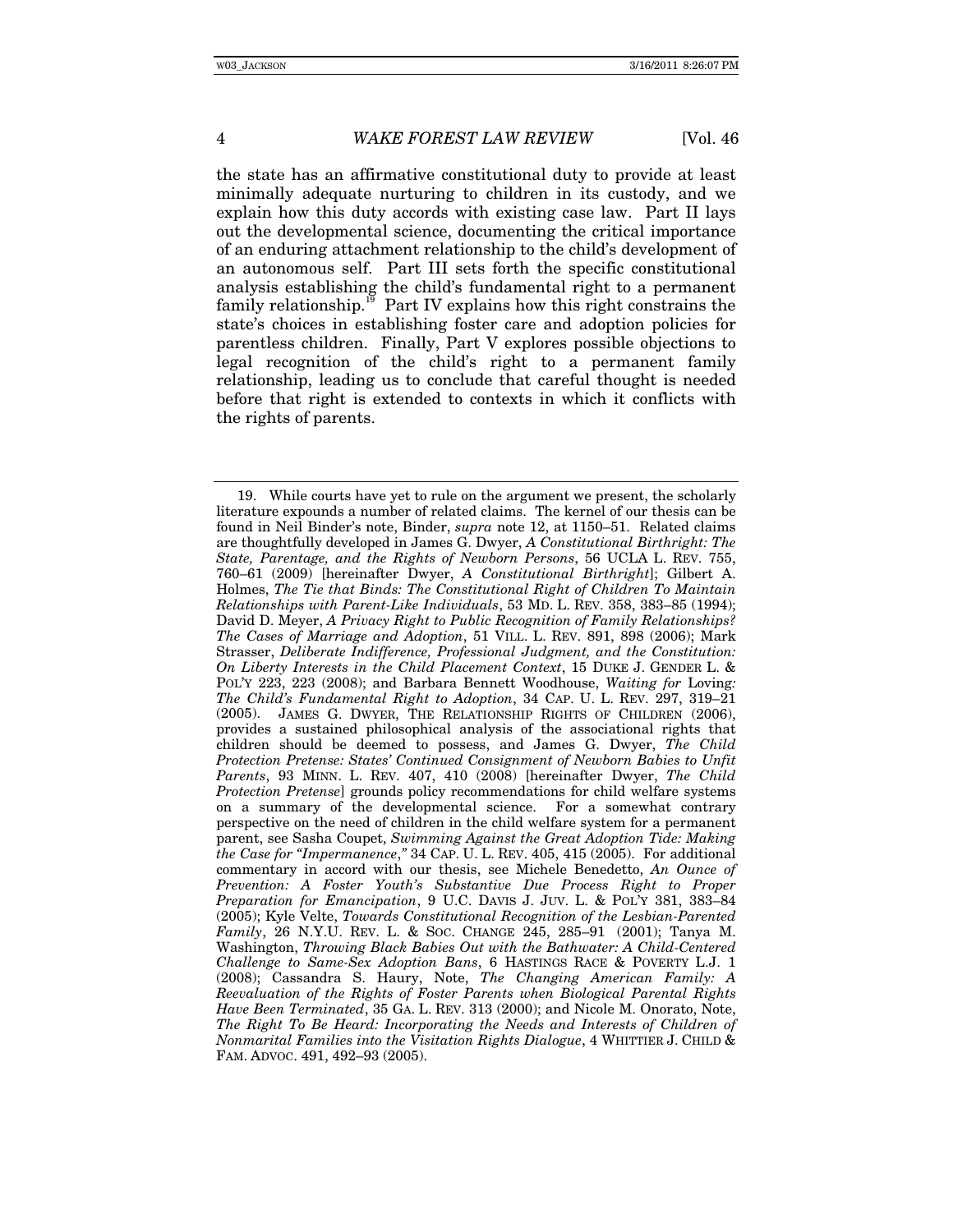the state has an affirmative constitutional duty to provide at least minimally adequate nurturing to children in its custody, and we explain how this duty accords with existing case law. Part II lays out the developmental science, documenting the critical importance of an enduring attachment relationship to the child's development of an autonomous self. Part III sets forth the specific constitutional analysis establishing the child's fundamental right to a permanent family relationship.[19] Part IV explains how this right constrains the state's choices in establishing foster care and adoption policies for parentless children. Finally, Part V explores possible objections to legal recognition of the child's right to a permanent family relationship, leading us to conclude that careful thought is needed before that right is extended to contexts in which it conflicts with the rights of parents.

---

19. While courts have yet to rule on the argument we present, the scholarly literature expounds a number of related claims. The kernel of our thesis can be found in Neil Binder's note, Binder, *supra* note 12, at 1150–51. Related claims are thoughtfully developed in James G. Dwyer, *A Constitutional Birthright: The State, Parentage, and the Rights of Newborn Persons*, 56 UCLA L. REV. 755, 760–61 (2009) [hereinafter Dwyer, *A Constitutional Birthright*]; Gilbert A. Holmes, *The Tie that Binds: The Constitutional Right of Children To Maintain Relationships with Parent-Like Individuals*, 53 MD. L. REV. 358, 383–85 (1994); David D. Meyer, *A Privacy Right to Public Recognition of Family Relationships? The Cases of Marriage and Adoption*, 51 VILL. L. REV. 891, 898 (2006); Mark Strasser, *Deliberate Indifference, Professional Judgment, and the Constitution: On Liberty Interests in the Child Placement Context*, 15 DUKE J. GENDER L. & POL'Y 223, 223 (2008); and Barbara Bennett Woodhouse, *Waiting for* Loving*: The Child's Fundamental Right to Adoption*, 34 CAP. U. L. REV. 297, 319–21 (2005). JAMES G. DWYER, THE RELATIONSHIP RIGHTS OF CHILDREN (2006), provides a sustained philosophical analysis of the associational rights that children should be deemed to possess, and James G. Dwyer, *The Child Protection Pretense: States' Continued Consignment of Newborn Babies to Unfit Parents*, 93 MINN. L. REV. 407, 410 (2008) [hereinafter Dwyer, *The Child Protection Pretense*] grounds policy recommendations for child welfare systems on a summary of the developmental science. For a somewhat contrary perspective on the need of children in the child welfare system for a permanent parent, see Sasha Coupet, *Swimming Against the Great Adoption Tide: Making the Case for "Impermanence*,*"* 34 CAP. U. L. REV. 405, 415 (2005). For additional commentary in accord with our thesis, see Michele Benedetto, *An Ounce of Prevention: A Foster Youth's Substantive Due Process Right to Proper Preparation for Emancipation*, 9 U.C. DAVIS J. JUV. L. & POL'Y 381, 383–84 (2005); Kyle Velte, *Towards Constitutional Recognition of the Lesbian-Parented Family*, 26 N.Y.U. REV. L. & SOC. CHANGE 245, 285–91 (2001); Tanya M. Washington, *Throwing Black Babies Out with the Bathwater: A Child-Centered Challenge to Same-Sex Adoption Bans*, 6 HASTINGS RACE & POVERTY L.J. 1 (2008); Cassandra S. Haury, Note, *The Changing American Family: A Reevaluation of the Rights of Foster Parents when Biological Parental Rights Have Been Terminated*, 35 GA. L. REV. 313 (2000); and Nicole M. Onorato, Note, *The Right To Be Heard: Incorporating the Needs and Interests of Children of Nonmarital Families into the Visitation Rights Dialogue*, 4 WHITTIER J. CHILD & FAM. ADVOC. 491, 492–93 (2005).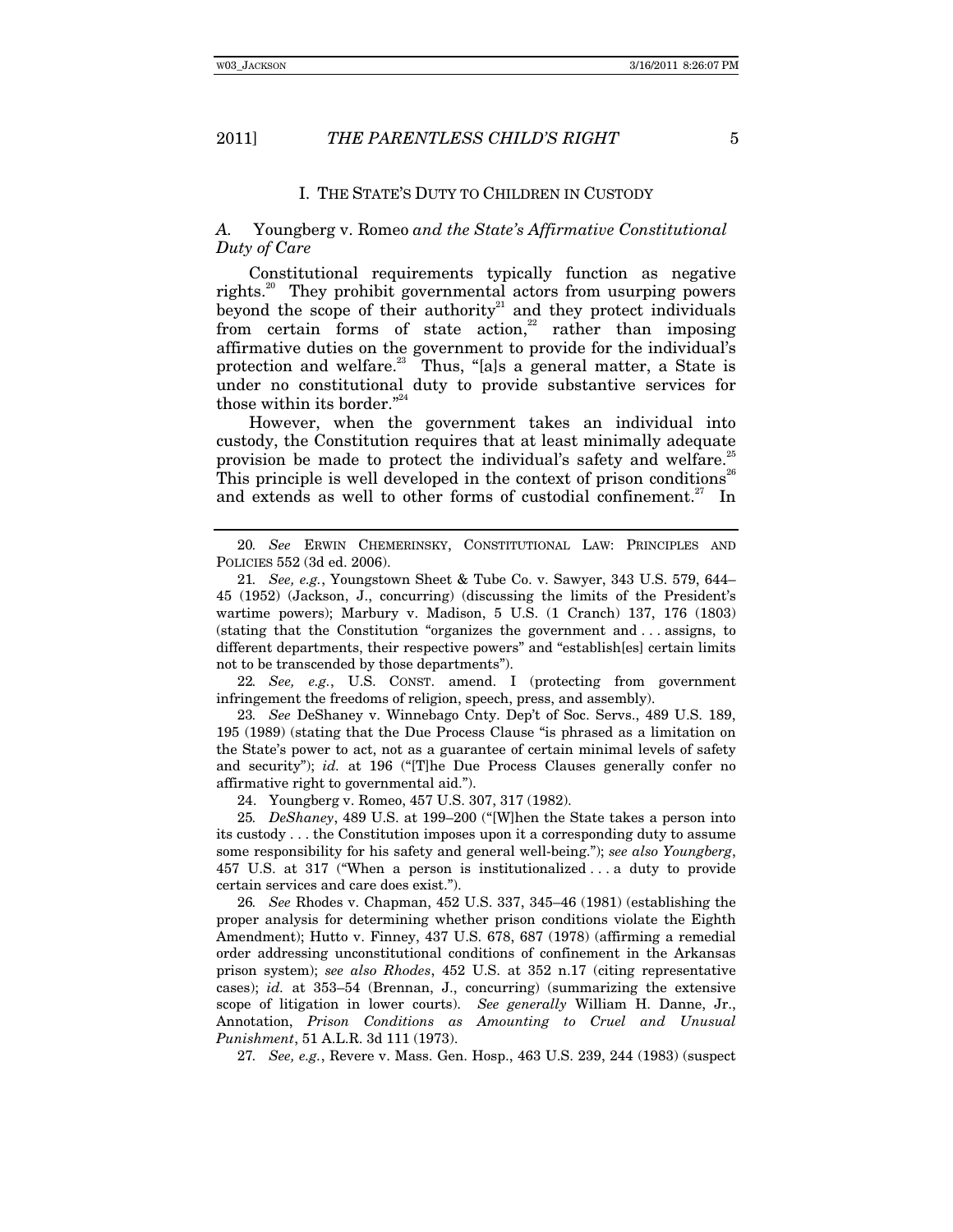## I. THE STATE'S DUTY TO CHILDREN IN CUSTODY

### *A.* Youngberg v. Romeo *and the State's Affirmative Constitutional Duty of Care*

Constitutional requirements typically function as negative rights.[20] They prohibit governmental actors from usurping powers beyond the scope of their authority[21] and they protect individuals from certain forms of state action,[22] rather than imposing affirmative duties on the government to provide for the individual's protection and welfare.[23] Thus, "[a]s a general matter, a State is under no constitutional duty to provide substantive services for those within its border."[24]

However, when the government takes an individual into custody, the Constitution requires that at least minimally adequate provision be made to protect the individual's safety and welfare.[25] This principle is well developed in the context of prison conditions[26] and extends as well to other forms of custodial confinement.[27] In

---

20. *See* ERWIN CHEMERINSKY, CONSTITUTIONAL LAW: PRINCIPLES AND POLICIES 552 (3d ed. 2006).

21. *See, e.g.*, Youngstown Sheet & Tube Co. v. Sawyer, 343 U.S. 579, 644–45 (1952) (Jackson, J., concurring) (discussing the limits of the President's wartime powers); Marbury v. Madison, 5 U.S. (1 Cranch) 137, 176 (1803) (stating that the Constitution "organizes the government and . . . assigns, to different departments, their respective powers" and "establish[es] certain limits not to be transcended by those departments").

22. *See, e.g.*, U.S. CONST. amend. I (protecting from government infringement the freedoms of religion, speech, press, and assembly).

23. *See* DeShaney v. Winnebago Cnty. Dep't of Soc. Servs., 489 U.S. 189, 195 (1989) (stating that the Due Process Clause "is phrased as a limitation on the State's power to act, not as a guarantee of certain minimal levels of safety and security"); *id.* at 196 ("[T]he Due Process Clauses generally confer no affirmative right to governmental aid.").

24. Youngberg v. Romeo, 457 U.S. 307, 317 (1982).

25. *DeShaney*, 489 U.S. at 199–200 ("[W]hen the State takes a person into its custody . . . the Constitution imposes upon it a corresponding duty to assume some responsibility for his safety and general well-being."); *see also Youngberg*, 457 U.S. at 317 ("When a person is institutionalized . . . a duty to provide certain services and care does exist.").

26. *See* Rhodes v. Chapman, 452 U.S. 337, 345–46 (1981) (establishing the proper analysis for determining whether prison conditions violate the Eighth Amendment); Hutto v. Finney, 437 U.S. 678, 687 (1978) (affirming a remedial order addressing unconstitutional conditions of confinement in the Arkansas prison system); *see also Rhodes*, 452 U.S. at 352 n.17 (citing representative cases); *id.* at 353–54 (Brennan, J., concurring) (summarizing the extensive scope of litigation in lower courts). *See generally* William H. Danne, Jr., Annotation, *Prison Conditions as Amounting to Cruel and Unusual Punishment*, 51 A.L.R. 3d 111 (1973).

27. *See, e.g.*, Revere v. Mass. Gen. Hosp., 463 U.S. 239, 244 (1983) (suspect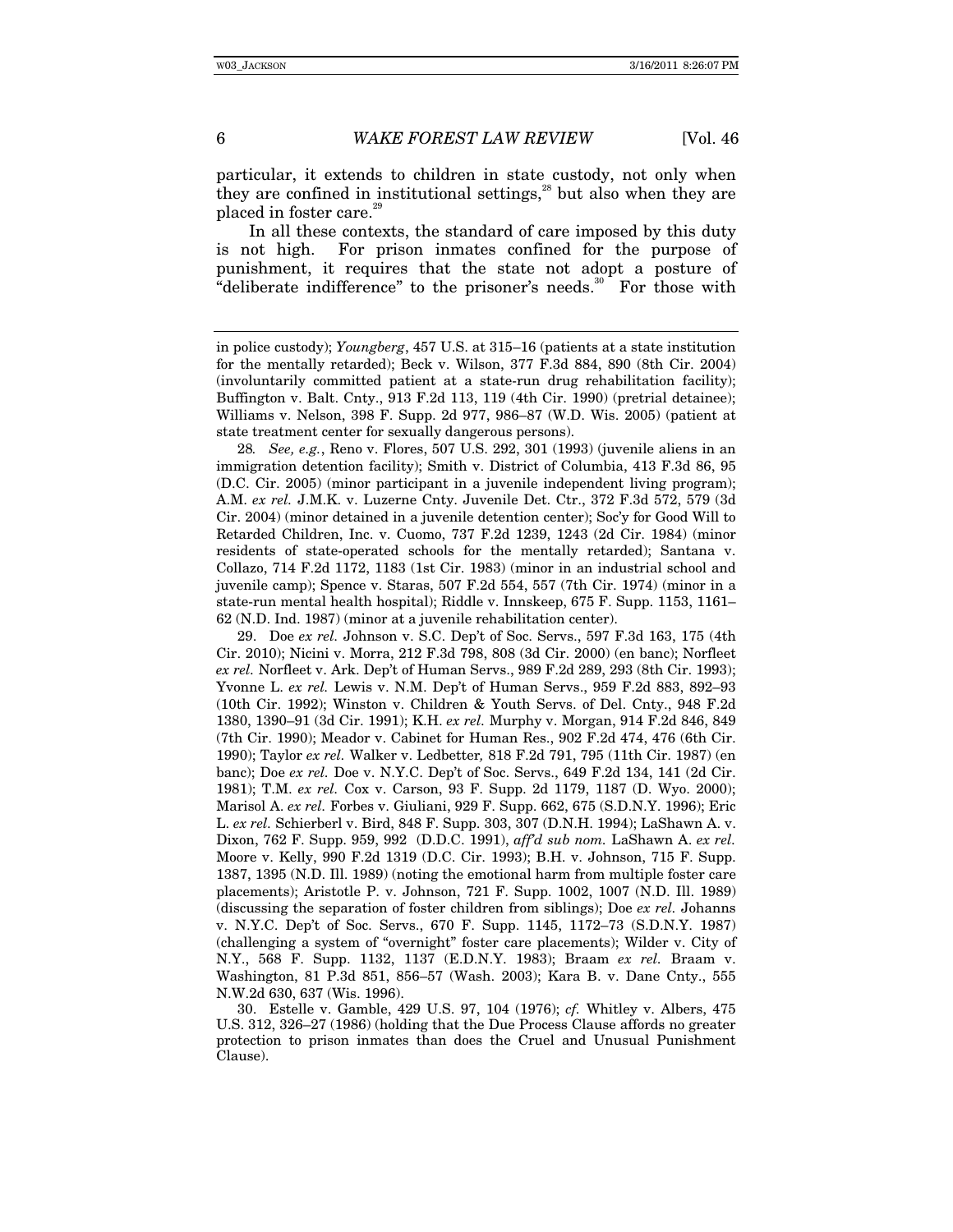particular, it extends to children in state custody, not only when they are confined in institutional settings,[28] but also when they are placed in foster care.[29]

In all these contexts, the standard of care imposed by this duty is not high. For prison inmates confined for the purpose of punishment, it requires that the state not adopt a posture of "deliberate indifference" to the prisoner's needs.[30] For those with

---

in police custody); *Youngberg*, 457 U.S. at 315–16 (patients at a state institution for the mentally retarded); Beck v. Wilson, 377 F.3d 884, 890 (8th Cir. 2004) (involuntarily committed patient at a state-run drug rehabilitation facility); Buffington v. Balt. Cnty., 913 F.2d 113, 119 (4th Cir. 1990) (pretrial detainee); Williams v. Nelson, 398 F. Supp. 2d 977, 986–87 (W.D. Wis. 2005) (patient at state treatment center for sexually dangerous persons).

28. *See, e.g.*, Reno v. Flores, 507 U.S. 292, 301 (1993) (juvenile aliens in an immigration detention facility); Smith v. District of Columbia, 413 F.3d 86, 95 (D.C. Cir. 2005) (minor participant in a juvenile independent living program); A.M. *ex rel.* J.M.K. v. Luzerne Cnty. Juvenile Det. Ctr., 372 F.3d 572, 579 (3d Cir. 2004) (minor detained in a juvenile detention center); Soc'y for Good Will to Retarded Children, Inc. v. Cuomo, 737 F.2d 1239, 1243 (2d Cir. 1984) (minor residents of state-operated schools for the mentally retarded); Santana v. Collazo, 714 F.2d 1172, 1183 (1st Cir. 1983) (minor in an industrial school and juvenile camp); Spence v. Staras, 507 F.2d 554, 557 (7th Cir. 1974) (minor in a state-run mental health hospital); Riddle v. Innskeep, 675 F. Supp. 1153, 1161–62 (N.D. Ind. 1987) (minor at a juvenile rehabilitation center).

29. Doe *ex rel.* Johnson v. S.C. Dep't of Soc. Servs., 597 F.3d 163, 175 (4th Cir. 2010); Nicini v. Morra, 212 F.3d 798, 808 (3d Cir. 2000) (en banc); Norfleet *ex rel.* Norfleet v. Ark. Dep't of Human Servs., 989 F.2d 289, 293 (8th Cir. 1993); Yvonne L. *ex rel.* Lewis v. N.M. Dep't of Human Servs., 959 F.2d 883, 892–93 (10th Cir. 1992); Winston v. Children & Youth Servs. of Del. Cnty., 948 F.2d 1380, 1390–91 (3d Cir. 1991); K.H. *ex rel.* Murphy v. Morgan, 914 F.2d 846, 849 (7th Cir. 1990); Meador v. Cabinet for Human Res., 902 F.2d 474, 476 (6th Cir. 1990); Taylor *ex rel.* Walker v. Ledbetter*,* 818 F.2d 791, 795 (11th Cir. 1987) (en banc); Doe *ex rel.* Doe v. N.Y.C. Dep't of Soc. Servs., 649 F.2d 134, 141 (2d Cir. 1981); T.M. *ex rel.* Cox v. Carson, 93 F. Supp. 2d 1179, 1187 (D. Wyo. 2000); Marisol A. *ex rel.* Forbes v. Giuliani, 929 F. Supp. 662, 675 (S.D.N.Y. 1996); Eric L. *ex rel.* Schierberl v. Bird, 848 F. Supp. 303, 307 (D.N.H. 1994); LaShawn A. v. Dixon, 762 F. Supp. 959, 992 (D.D.C. 1991), *aff'd sub nom.* LaShawn A. *ex rel.* Moore v. Kelly, 990 F.2d 1319 (D.C. Cir. 1993); B.H. v. Johnson, 715 F. Supp. 1387, 1395 (N.D. Ill. 1989) (noting the emotional harm from multiple foster care placements); Aristotle P. v. Johnson, 721 F. Supp. 1002, 1007 (N.D. Ill. 1989) (discussing the separation of foster children from siblings); Doe *ex rel.* Johanns v. N.Y.C. Dep't of Soc. Servs., 670 F. Supp. 1145, 1172–73 (S.D.N.Y. 1987) (challenging a system of "overnight" foster care placements); Wilder v. City of N.Y., 568 F. Supp. 1132, 1137 (E.D.N.Y. 1983); Braam *ex rel.* Braam v. Washington, 81 P.3d 851, 856–57 (Wash. 2003); Kara B. v. Dane Cnty., 555 N.W.2d 630, 637 (Wis. 1996).

30. Estelle v. Gamble, 429 U.S. 97, 104 (1976); *cf.* Whitley v. Albers, 475 U.S. 312, 326–27 (1986) (holding that the Due Process Clause affords no greater protection to prison inmates than does the Cruel and Unusual Punishment Clause).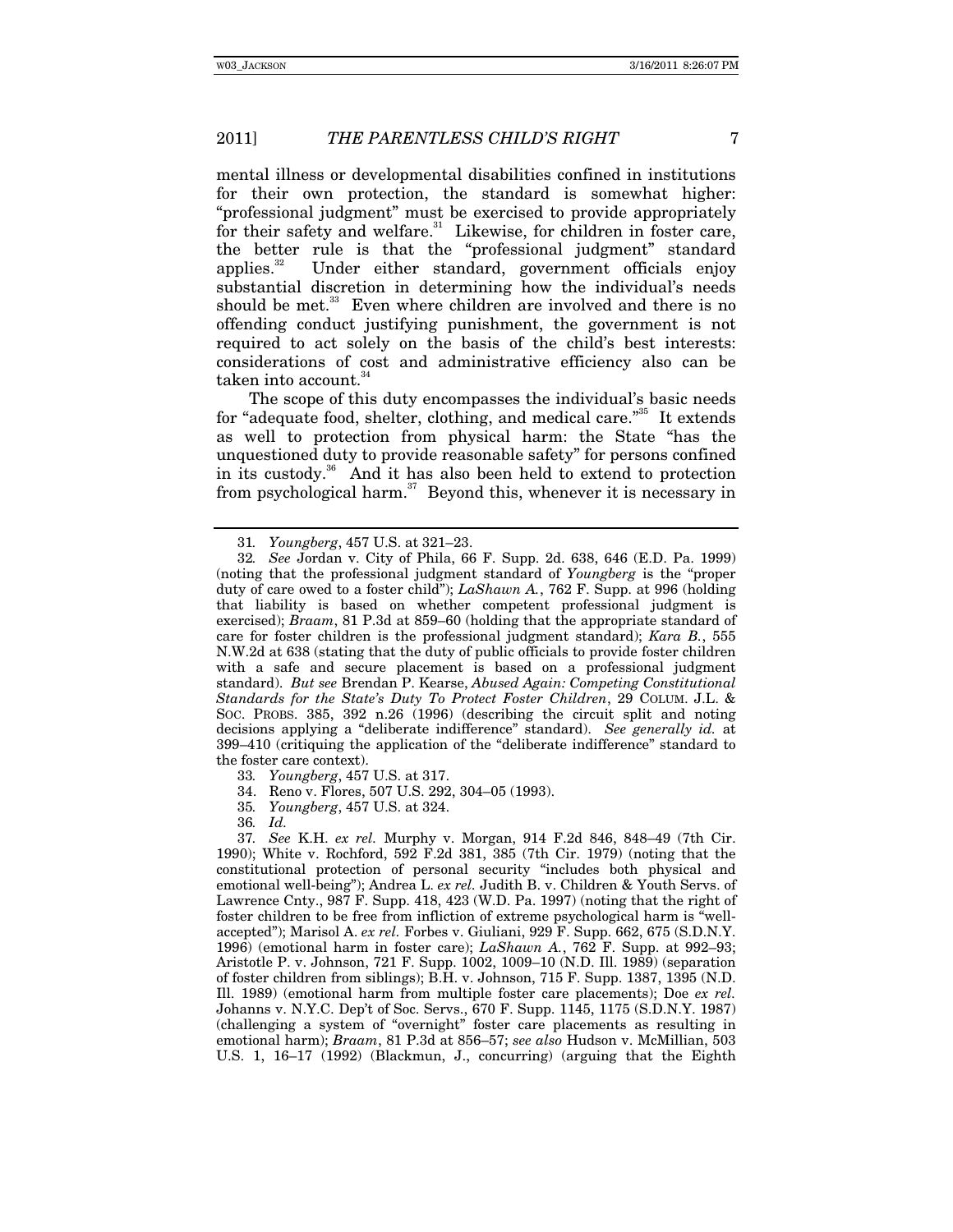mental illness or developmental disabilities confined in institutions for their own protection, the standard is somewhat higher: "professional judgment" must be exercised to provide appropriately for their safety and welfare.[31] Likewise, for children in foster care, the better rule is that the "professional judgment" standard applies.[32] Under either standard, government officials enjoy substantial discretion in determining how the individual's needs should be met.[33] Even where children are involved and there is no offending conduct justifying punishment, the government is not required to act solely on the basis of the child's best interests: considerations of cost and administrative efficiency also can be taken into account.[34]

The scope of this duty encompasses the individual's basic needs for "adequate food, shelter, clothing, and medical care."[35] It extends as well to protection from physical harm: the State "has the unquestioned duty to provide reasonable safety" for persons confined in its custody.[36] And it has also been held to extend to protection from psychological harm.[37] Beyond this, whenever it is necessary in

---

31. *Youngberg*, 457 U.S. at 321–23.

32. *See* Jordan v. City of Phila, 66 F. Supp. 2d. 638, 646 (E.D. Pa. 1999) (noting that the professional judgment standard of *Youngberg* is the "proper duty of care owed to a foster child"); *LaShawn A.*, 762 F. Supp. at 996 (holding that liability is based on whether competent professional judgment is exercised); *Braam*, 81 P.3d at 859–60 (holding that the appropriate standard of care for foster children is the professional judgment standard); *Kara B.*, 555 N.W.2d at 638 (stating that the duty of public officials to provide foster children with a safe and secure placement is based on a professional judgment standard). *But see* Brendan P. Kearse, *Abused Again: Competing Constitutional Standards for the State's Duty To Protect Foster Children*, 29 COLUM. J.L. & SOC. PROBS. 385, 392 n.26 (1996) (describing the circuit split and noting decisions applying a "deliberate indifference" standard). *See generally id.* at 399–410 (critiquing the application of the "deliberate indifference" standard to the foster care context).

33. *Youngberg*, 457 U.S. at 317.

34. Reno v. Flores, 507 U.S. 292, 304–05 (1993).

35. *Youngberg*, 457 U.S. at 324.

36. *Id.*

37. *See* K.H. *ex rel.* Murphy v. Morgan, 914 F.2d 846, 848–49 (7th Cir. 1990); White v. Rochford, 592 F.2d 381, 385 (7th Cir. 1979) (noting that the constitutional protection of personal security "includes both physical and emotional well-being"); Andrea L. *ex rel.* Judith B. v. Children & Youth Servs. of Lawrence Cnty., 987 F. Supp. 418, 423 (W.D. Pa. 1997) (noting that the right of foster children to be free from infliction of extreme psychological harm is "well-accepted"); Marisol A. *ex rel.* Forbes v. Giuliani, 929 F. Supp. 662, 675 (S.D.N.Y. 1996) (emotional harm in foster care); *LaShawn A.*, 762 F. Supp. at 992–93; Aristotle P. v. Johnson, 721 F. Supp. 1002, 1009–10 (N.D. Ill. 1989) (separation of foster children from siblings); B.H. v. Johnson, 715 F. Supp. 1387, 1395 (N.D. Ill. 1989) (emotional harm from multiple foster care placements); Doe *ex rel.* Johanns v. N.Y.C. Dep't of Soc. Servs., 670 F. Supp. 1145, 1175 (S.D.N.Y. 1987) (challenging a system of "overnight" foster care placements as resulting in emotional harm); *Braam*, 81 P.3d at 856–57; *see also* Hudson v. McMillian, 503 U.S. 1, 16–17 (1992) (Blackmun, J., concurring) (arguing that the Eighth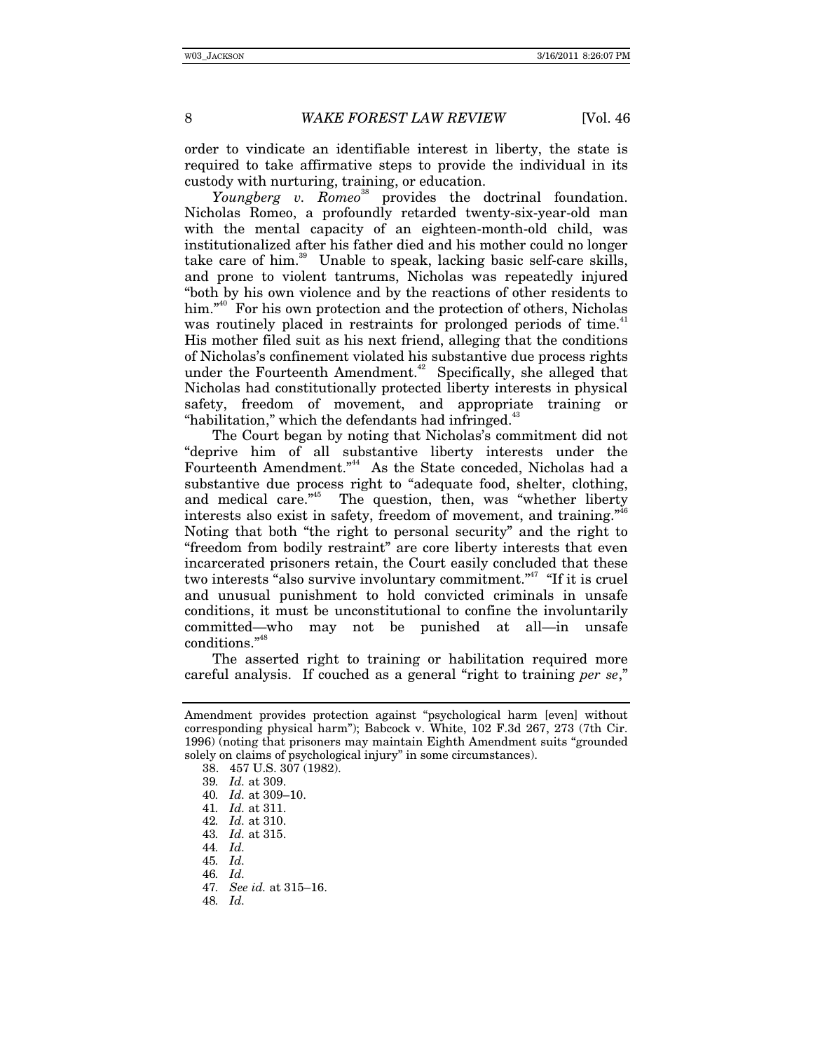order to vindicate an identifiable interest in liberty, the state is required to take affirmative steps to provide the individual in its custody with nurturing, training, or education.

*Youngberg v. Romeo*[38] provides the doctrinal foundation. Nicholas Romeo, a profoundly retarded twenty-six-year-old man with the mental capacity of an eighteen-month-old child, was institutionalized after his father died and his mother could no longer take care of him.[39] Unable to speak, lacking basic self-care skills, and prone to violent tantrums, Nicholas was repeatedly injured "both by his own violence and by the reactions of other residents to him."[40] For his own protection and the protection of others, Nicholas was routinely placed in restraints for prolonged periods of time.[41] His mother filed suit as his next friend, alleging that the conditions of Nicholas's confinement violated his substantive due process rights under the Fourteenth Amendment.[42] Specifically, she alleged that Nicholas had constitutionally protected liberty interests in physical safety, freedom of movement, and appropriate training or "habilitation," which the defendants had infringed.[43]

The Court began by noting that Nicholas's commitment did not "deprive him of all substantive liberty interests under the Fourteenth Amendment."[44] As the State conceded, Nicholas had a substantive due process right to "adequate food, shelter, clothing, and medical care."[45] The question, then, was "whether liberty interests also exist in safety, freedom of movement, and training."[46] Noting that both "the right to personal security" and the right to "freedom from bodily restraint" are core liberty interests that even incarcerated prisoners retain, the Court easily concluded that these two interests "also survive involuntary commitment."[47] "If it is cruel and unusual punishment to hold convicted criminals in unsafe conditions, it must be unconstitutional to confine the involuntarily committed—who may not be punished at all—in unsafe conditions."[48]

The asserted right to training or habilitation required more careful analysis. If couched as a general "right to training *per se*,"

---

Amendment provides protection against "psychological harm [even] without corresponding physical harm"); Babcock v. White, 102 F.3d 267, 273 (7th Cir. 1996) (noting that prisoners may maintain Eighth Amendment suits "grounded solely on claims of psychological injury" in some circumstances).

38. 457 U.S. 307 (1982).

39. *Id.* at 309.

40. *Id.* at 309–10.

41. *Id.* at 311.

42. *Id.* at 310.

43. *Id.* at 315.

44. *Id.*

45. *Id.*

46. *Id.*

47. *See id.* at 315–16.

48. *Id.*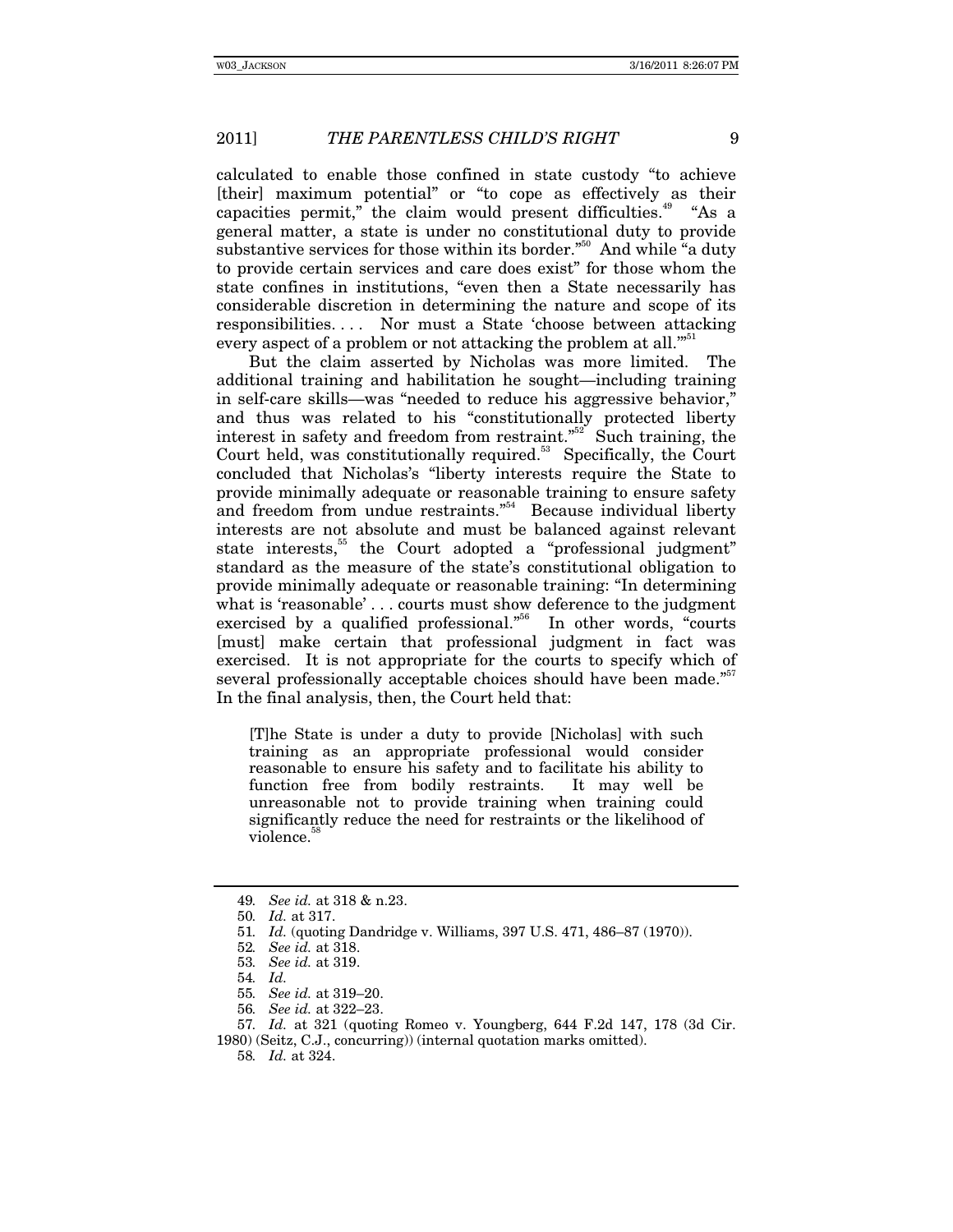calculated to enable those confined in state custody "to achieve [their] maximum potential" or "to cope as effectively as their capacities permit," the claim would present difficulties.[49] "As a general matter, a state is under no constitutional duty to provide substantive services for those within its border."[50] And while "a duty to provide certain services and care does exist" for those whom the state confines in institutions, "even then a State necessarily has considerable discretion in determining the nature and scope of its responsibilities. . . . Nor must a State 'choose between attacking every aspect of a problem or not attacking the problem at all.'"[51]

But the claim asserted by Nicholas was more limited. The additional training and habilitation he sought—including training in self-care skills—was "needed to reduce his aggressive behavior," and thus was related to his "constitutionally protected liberty interest in safety and freedom from restraint."[52] Such training, the Court held, was constitutionally required.[53] Specifically, the Court concluded that Nicholas's "liberty interests require the State to provide minimally adequate or reasonable training to ensure safety and freedom from undue restraints."[54] Because individual liberty interests are not absolute and must be balanced against relevant state interests,[55] the Court adopted a "professional judgment" standard as the measure of the state's constitutional obligation to provide minimally adequate or reasonable training: "In determining what is 'reasonable' . . . courts must show deference to the judgment exercised by a qualified professional."[56] In other words, "courts [must] make certain that professional judgment in fact was exercised. It is not appropriate for the courts to specify which of several professionally acceptable choices should have been made."[57] In the final analysis, then, the Court held that:

> [T]he State is under a duty to provide [Nicholas] with such training as an appropriate professional would consider reasonable to ensure his safety and to facilitate his ability to function free from bodily restraints. It may well be unreasonable not to provide training when training could significantly reduce the need for restraints or the likelihood of violence.[58]

---

49. *See id.* at 318 & n.23.

50. *Id.* at 317.

51. *Id.* (quoting Dandridge v. Williams, 397 U.S. 471, 486–87 (1970)).

52. *See id.* at 318.

53. *See id.* at 319.

54. *Id.*

55. *See id.* at 319–20.

56. *See id.* at 322–23.

57. *Id.* at 321 (quoting Romeo v. Youngberg, 644 F.2d 147, 178 (3d Cir. 1980) (Seitz, C.J., concurring)) (internal quotation marks omitted).

58. *Id.* at 324.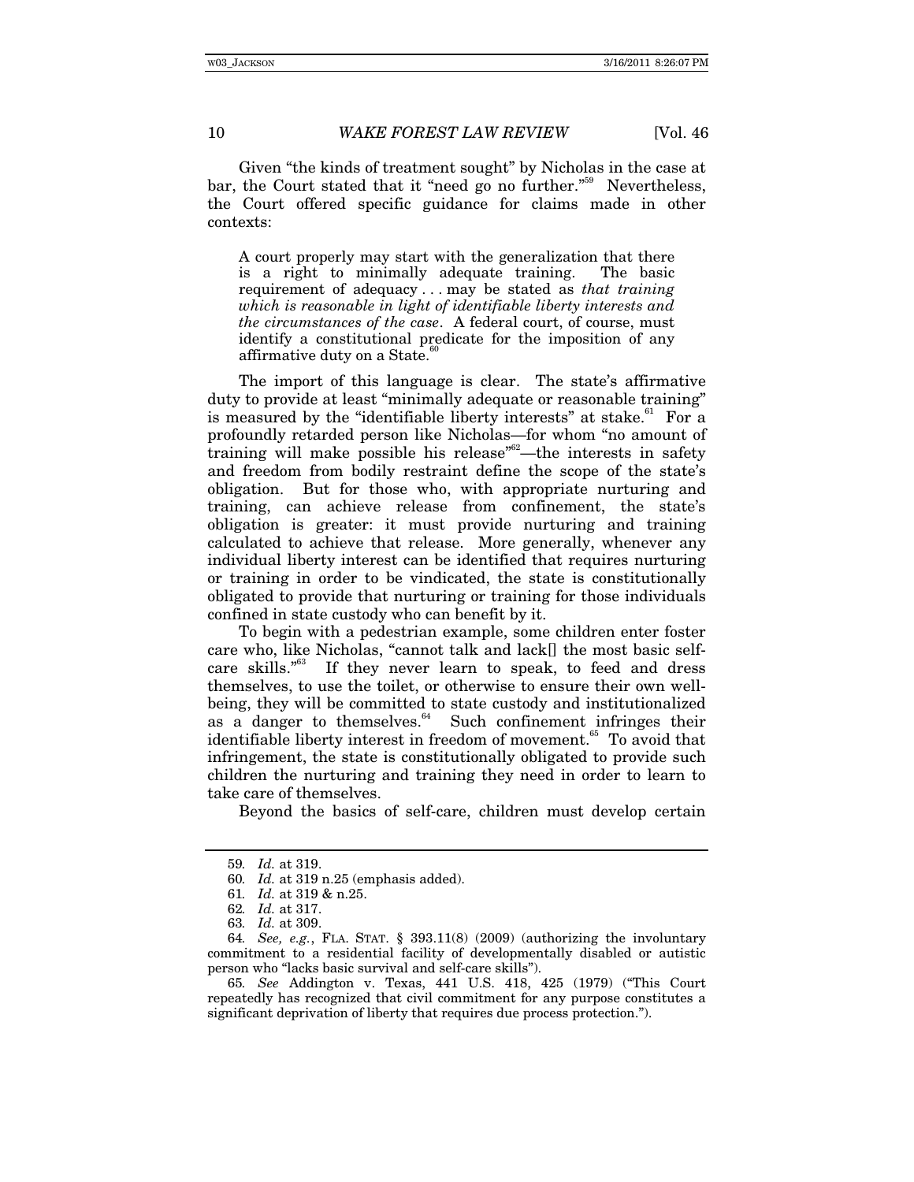Given "the kinds of treatment sought" by Nicholas in the case at bar, the Court stated that it "need go no further."[59] Nevertheless, the Court offered specific guidance for claims made in other contexts:

> A court properly may start with the generalization that there is a right to minimally adequate training. The basic requirement of adequacy . . . may be stated as *that training which is reasonable in light of identifiable liberty interests and the circumstances of the case*. A federal court, of course, must identify a constitutional predicate for the imposition of any affirmative duty on a State.[60]

The import of this language is clear. The state's affirmative duty to provide at least "minimally adequate or reasonable training" is measured by the "identifiable liberty interests" at stake.[61] For a profoundly retarded person like Nicholas—for whom "no amount of training will make possible his release"[62]—the interests in safety and freedom from bodily restraint define the scope of the state's obligation. But for those who, with appropriate nurturing and training, can achieve release from confinement, the state's obligation is greater: it must provide nurturing and training calculated to achieve that release. More generally, whenever any individual liberty interest can be identified that requires nurturing or training in order to be vindicated, the state is constitutionally obligated to provide that nurturing or training for those individuals confined in state custody who can benefit by it.

To begin with a pedestrian example, some children enter foster care who, like Nicholas, "cannot talk and lack[] the most basic self-care skills."[63] If they never learn to speak, to feed and dress themselves, to use the toilet, or otherwise to ensure their own well-being, they will be committed to state custody and institutionalized as a danger to themselves.[64] Such confinement infringes their identifiable liberty interest in freedom of movement.[65] To avoid that infringement, the state is constitutionally obligated to provide such children the nurturing and training they need in order to learn to take care of themselves.

Beyond the basics of self-care, children must develop certain

---

59. *Id.* at 319.

60. *Id.* at 319 n.25 (emphasis added).

61. *Id.* at 319 & n.25.

62. *Id.* at 317.

63. *Id.* at 309.

64. *See, e.g.*, FLA. STAT. § 393.11(8) (2009) (authorizing the involuntary commitment to a residential facility of developmentally disabled or autistic person who "lacks basic survival and self-care skills").

65. *See* Addington v. Texas, 441 U.S. 418, 425 (1979) ("This Court repeatedly has recognized that civil commitment for any purpose constitutes a significant deprivation of liberty that requires due process protection.").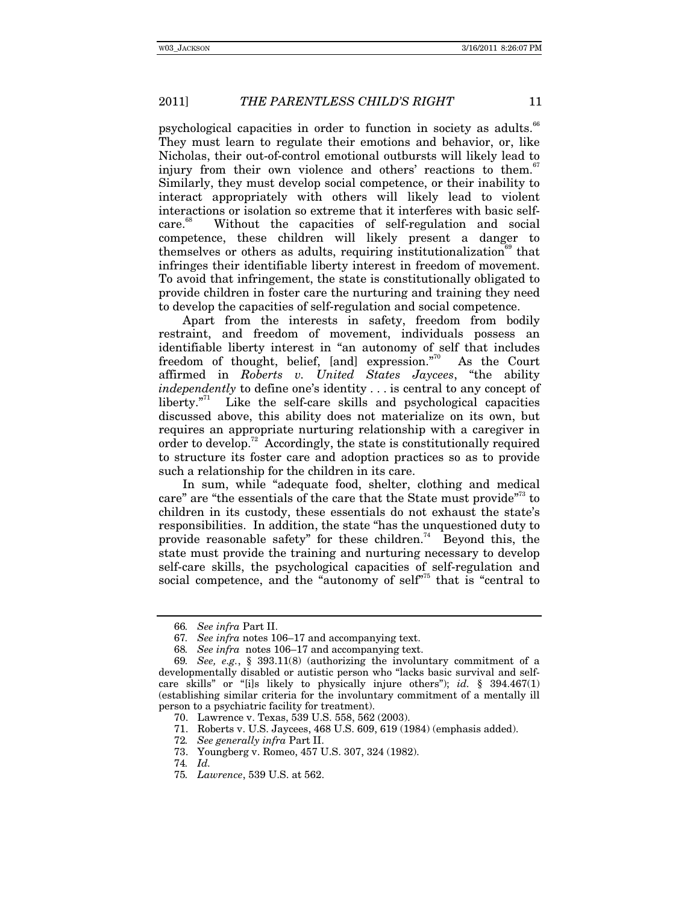psychological capacities in order to function in society as adults.[66] They must learn to regulate their emotions and behavior, or, like Nicholas, their out-of-control emotional outbursts will likely lead to injury from their own violence and others' reactions to them.[67] Similarly, they must develop social competence, or their inability to interact appropriately with others will likely lead to violent interactions or isolation so extreme that it interferes with basic self-care.[68] Without the capacities of self-regulation and social competence, these children will likely present a danger to themselves or others as adults, requiring institutionalization[69] that infringes their identifiable liberty interest in freedom of movement. To avoid that infringement, the state is constitutionally obligated to provide children in foster care the nurturing and training they need to develop the capacities of self-regulation and social competence.

Apart from the interests in safety, freedom from bodily restraint, and freedom of movement, individuals possess an identifiable liberty interest in "an autonomy of self that includes freedom of thought, belief, [and] expression."[70] As the Court affirmed in *Roberts v. United States Jaycees*, "the ability *independently* to define one's identity . . . is central to any concept of liberty."[71] Like the self-care skills and psychological capacities discussed above, this ability does not materialize on its own, but requires an appropriate nurturing relationship with a caregiver in order to develop.[72] Accordingly, the state is constitutionally required to structure its foster care and adoption practices so as to provide such a relationship for the children in its care.

In sum, while "adequate food, shelter, clothing and medical care" are "the essentials of the care that the State must provide"[73] to children in its custody, these essentials do not exhaust the state's responsibilities. In addition, the state "has the unquestioned duty to provide reasonable safety" for these children.[74] Beyond this, the state must provide the training and nurturing necessary to develop self-care skills, the psychological capacities of self-regulation and social competence, and the "autonomy of self"[75] that is "central to

---

66. *See infra* Part II.

67. *See infra* notes 106–17 and accompanying text.

68. *See infra* notes 106–17 and accompanying text.

69. *See, e.g.*, § 393.11(8) (authorizing the involuntary commitment of a developmentally disabled or autistic person who "lacks basic survival and self-care skills" or "[i]s likely to physically injure others"); *id.* § 394.467(1) (establishing similar criteria for the involuntary commitment of a mentally ill person to a psychiatric facility for treatment).

70. Lawrence v. Texas, 539 U.S. 558, 562 (2003).

71. Roberts v. U.S. Jaycees, 468 U.S. 609, 619 (1984) (emphasis added).

72. *See generally infra* Part II.

73. Youngberg v. Romeo, 457 U.S. 307, 324 (1982).

74. *Id.*

75. *Lawrence*, 539 U.S. at 562.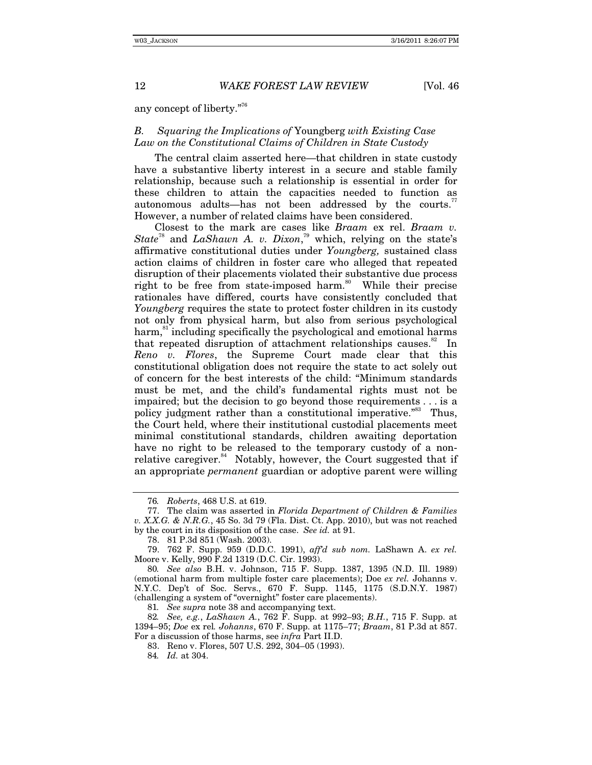any concept of liberty."[76]

### B. *Squaring the Implications of* Youngberg *with Existing Case Law on the Constitutional Claims of Children in State Custody*

The central claim asserted here—that children in state custody have a substantive liberty interest in a secure and stable family relationship, because such a relationship is essential in order for these children to attain the capacities needed to function as autonomous adults—has not been addressed by the courts.[77] However, a number of related claims have been considered.

Closest to the mark are cases like *Braam* ex rel. *Braam v. State*[78] and *LaShawn A. v. Dixon*,[79] which, relying on the state's affirmative constitutional duties under *Youngberg,* sustained class action claims of children in foster care who alleged that repeated disruption of their placements violated their substantive due process right to be free from state-imposed harm.[80] While their precise rationales have differed, courts have consistently concluded that *Youngberg* requires the state to protect foster children in its custody not only from physical harm, but also from serious psychological harm,[81] including specifically the psychological and emotional harms that repeated disruption of attachment relationships causes.[82] In *Reno v. Flores*, the Supreme Court made clear that this constitutional obligation does not require the state to act solely out of concern for the best interests of the child: "Minimum standards must be met, and the child's fundamental rights must not be impaired; but the decision to go beyond those requirements . . . is a policy judgment rather than a constitutional imperative."[83] Thus, the Court held, where their institutional custodial placements meet minimal constitutional standards, children awaiting deportation have no right to be released to the temporary custody of a non-relative caregiver.[84] Notably, however, the Court suggested that if an appropriate *permanent* guardian or adoptive parent were willing

---

76. *Roberts*, 468 U.S. at 619.

77. The claim was asserted in *Florida Department of Children & Families v. X.X.G. & N.R.G.*, 45 So. 3d 79 (Fla. Dist. Ct. App. 2010), but was not reached by the court in its disposition of the case. *See id.* at 91.

78. 81 P.3d 851 (Wash. 2003).

79. 762 F. Supp. 959 (D.D.C. 1991), *aff'd sub nom.* LaShawn A. *ex rel.* Moore v. Kelly, 990 F.2d 1319 (D.C. Cir. 1993).

80. *See also* B.H. v. Johnson, 715 F. Supp. 1387, 1395 (N.D. Ill. 1989) (emotional harm from multiple foster care placements); Doe *ex rel.* Johanns v. N.Y.C. Dep't of Soc. Servs., 670 F. Supp. 1145, 1175 (S.D.N.Y. 1987) (challenging a system of "overnight" foster care placements).

81. *See supra* note 38 and accompanying text.

82. *See, e.g.*, *LaShawn A.*, 762 F. Supp. at 992–93; *B.H.*, 715 F. Supp. at 1394–95; *Doe* ex rel. *Johanns*, 670 F. Supp. at 1175–77; *Braam*, 81 P.3d at 857. For a discussion of those harms, see *infra* Part II.D.

83. Reno v. Flores, 507 U.S. 292, 304–05 (1993).

84. *Id.* at 304.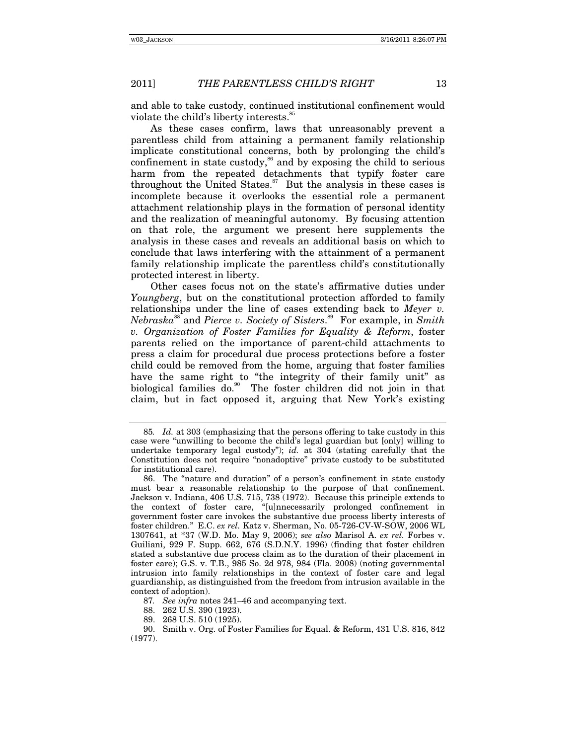and able to take custody, continued institutional confinement would violate the child's liberty interests.[85]

As these cases confirm, laws that unreasonably prevent a parentless child from attaining a permanent family relationship implicate constitutional concerns, both by prolonging the child's confinement in state custody,[86] and by exposing the child to serious harm from the repeated detachments that typify foster care throughout the United States.[87] But the analysis in these cases is incomplete because it overlooks the essential role a permanent attachment relationship plays in the formation of personal identity and the realization of meaningful autonomy. By focusing attention on that role, the argument we present here supplements the analysis in these cases and reveals an additional basis on which to conclude that laws interfering with the attainment of a permanent family relationship implicate the parentless child's constitutionally protected interest in liberty.

Other cases focus not on the state's affirmative duties under *Youngberg*, but on the constitutional protection afforded to family relationships under the line of cases extending back to *Meyer v. Nebraska*[88] and *Pierce v. Society of Sisters*.[89] For example, in *Smith v. Organization of Foster Families for Equality & Reform*, foster parents relied on the importance of parent-child attachments to press a claim for procedural due process protections before a foster child could be removed from the home, arguing that foster families have the same right to "the integrity of their family unit" as biological families do.[90] The foster children did not join in that claim, but in fact opposed it, arguing that New York's existing

---

85. *Id.* at 303 (emphasizing that the persons offering to take custody in this case were "unwilling to become the child's legal guardian but [only] willing to undertake temporary legal custody"); *id.* at 304 (stating carefully that the Constitution does not require "nonadoptive" private custody to be substituted for institutional care).

86. The "nature and duration" of a person's confinement in state custody must bear a reasonable relationship to the purpose of that confinement. Jackson v. Indiana, 406 U.S. 715, 738 (1972). Because this principle extends to the context of foster care, "[u]nnecessarily prolonged confinement in government foster care invokes the substantive due process liberty interests of foster children." E.C. *ex rel.* Katz v. Sherman, No. 05-726-CV-W-SOW, 2006 WL 1307641, at *37 (W.D. Mo. May 9, 2006); *see also* Marisol A. *ex rel.* Forbes v. Guiliani, 929 F. Supp. 662, 676 (S.D.N.Y. 1996) (finding that foster children stated a substantive due process claim as to the duration of their placement in foster care); G.S. v. T.B., 985 So. 2d 978, 984 (Fla. 2008) (noting governmental intrusion into family relationships in the context of foster care and legal guardianship, as distinguished from the freedom from intrusion available in the context of adoption).

87. *See infra* notes 241–46 and accompanying text.

88. 262 U.S. 390 (1923).

89. 268 U.S. 510 (1925).

90. Smith v. Org. of Foster Families for Equal. & Reform, 431 U.S. 816, 842 (1977).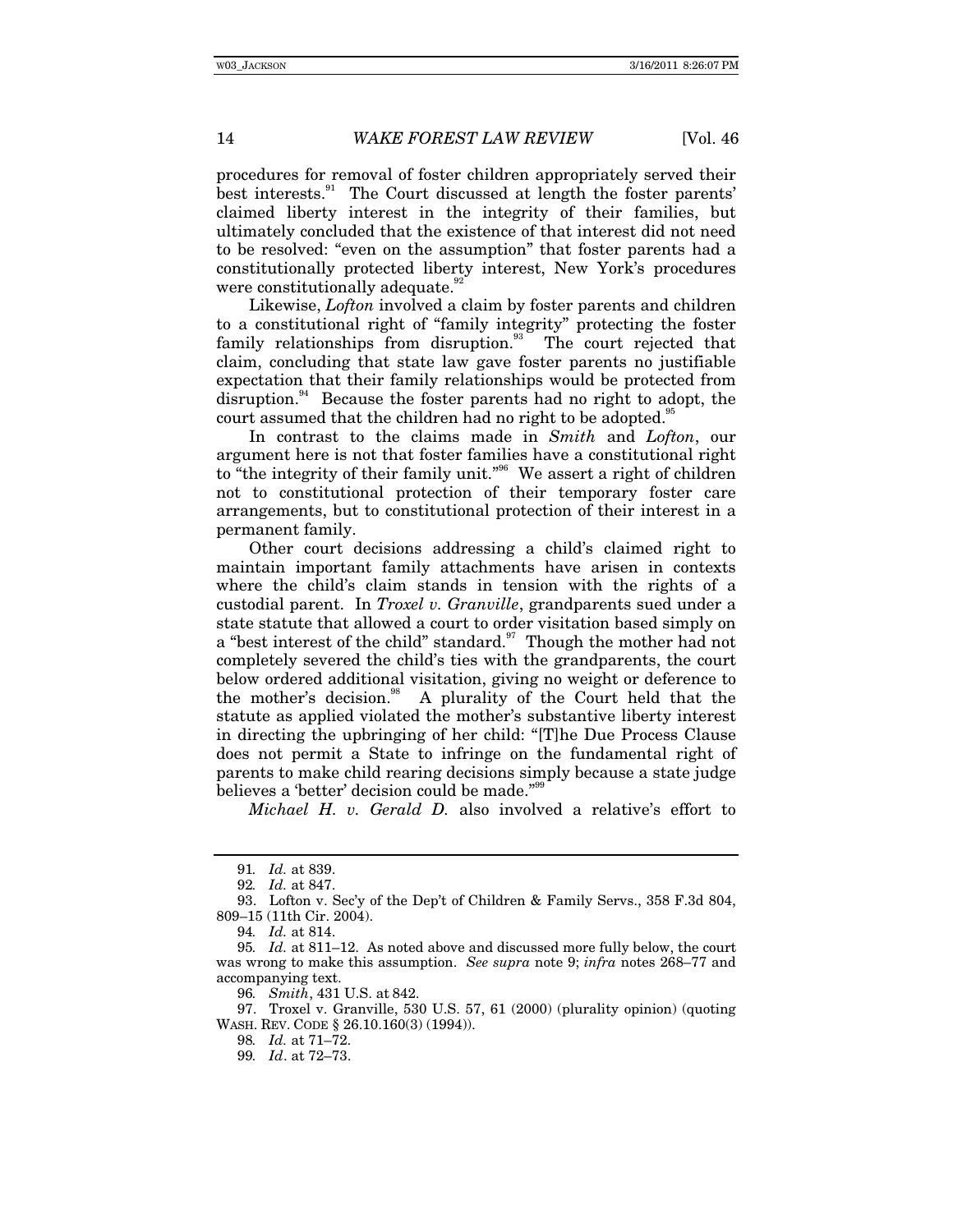procedures for removal of foster children appropriately served their best interests.[91] The Court discussed at length the foster parents' claimed liberty interest in the integrity of their families, but ultimately concluded that the existence of that interest did not need to be resolved: "even on the assumption" that foster parents had a constitutionally protected liberty interest, New York's procedures were constitutionally adequate.[92]

Likewise, *Lofton* involved a claim by foster parents and children to a constitutional right of "family integrity" protecting the foster family relationships from disruption.[93] The court rejected that claim, concluding that state law gave foster parents no justifiable expectation that their family relationships would be protected from disruption.[94] Because the foster parents had no right to adopt, the court assumed that the children had no right to be adopted.[95]

In contrast to the claims made in *Smith* and *Lofton*, our argument here is not that foster families have a constitutional right to "the integrity of their family unit."[96] We assert a right of children not to constitutional protection of their temporary foster care arrangements, but to constitutional protection of their interest in a permanent family.

Other court decisions addressing a child's claimed right to maintain important family attachments have arisen in contexts where the child's claim stands in tension with the rights of a custodial parent. In *Troxel v. Granville*, grandparents sued under a state statute that allowed a court to order visitation based simply on a "best interest of the child" standard.[97] Though the mother had not completely severed the child's ties with the grandparents, the court below ordered additional visitation, giving no weight or deference to the mother's decision.[98] A plurality of the Court held that the statute as applied violated the mother's substantive liberty interest in directing the upbringing of her child: "[T]he Due Process Clause does not permit a State to infringe on the fundamental right of parents to make child rearing decisions simply because a state judge believes a 'better' decision could be made."[99]

*Michael H. v. Gerald D.* also involved a relative's effort to

---

91. *Id.* at 839.

92. *Id.* at 847.

93. Lofton v. Sec'y of the Dep't of Children & Family Servs., 358 F.3d 804, 809–15 (11th Cir. 2004).

94. *Id.* at 814.

95. *Id.* at 811–12. As noted above and discussed more fully below, the court was wrong to make this assumption. *See supra* note 9; *infra* notes 268–77 and accompanying text.

96. *Smith*, 431 U.S. at 842.

97. Troxel v. Granville, 530 U.S. 57, 61 (2000) (plurality opinion) (quoting WASH. REV. CODE § 26.10.160(3) (1994)).

98. *Id.* at 71–72.

99. *Id*. at 72–73.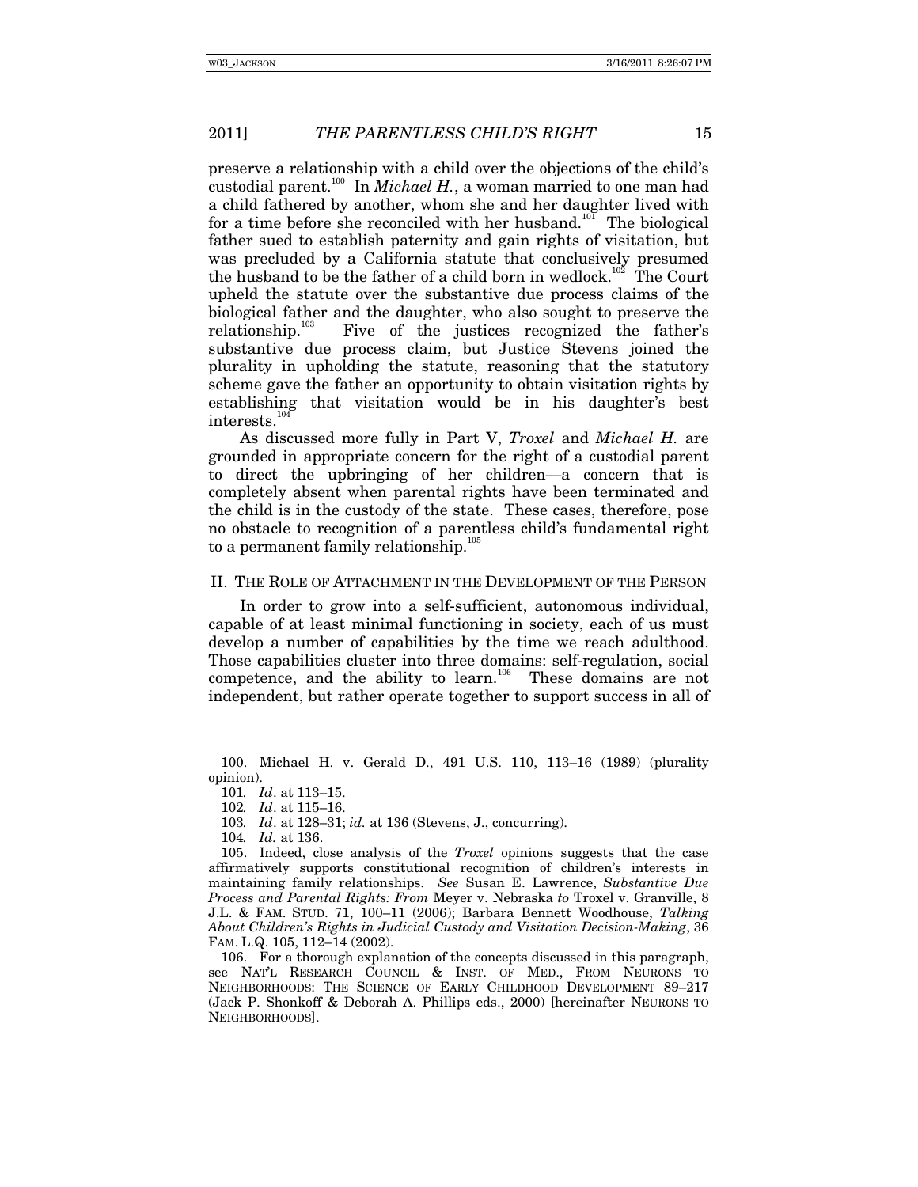preserve a relationship with a child over the objections of the child's custodial parent.[100] In *Michael H.*, a woman married to one man had a child fathered by another, whom she and her daughter lived with for a time before she reconciled with her husband.[101] The biological father sued to establish paternity and gain rights of visitation, but was precluded by a California statute that conclusively presumed the husband to be the father of a child born in wedlock.[102] The Court upheld the statute over the substantive due process claims of the biological father and the daughter, who also sought to preserve the relationship.[103] Five of the justices recognized the father's substantive due process claim, but Justice Stevens joined the plurality in upholding the statute, reasoning that the statutory scheme gave the father an opportunity to obtain visitation rights by establishing that visitation would be in his daughter's best interests.[104]

As discussed more fully in Part V, *Troxel* and *Michael H.* are grounded in appropriate concern for the right of a custodial parent to direct the upbringing of her children—a concern that is completely absent when parental rights have been terminated and the child is in the custody of the state. These cases, therefore, pose no obstacle to recognition of a parentless child's fundamental right to a permanent family relationship.[105]

## II. THE ROLE OF ATTACHMENT IN THE DEVELOPMENT OF THE PERSON

In order to grow into a self-sufficient, autonomous individual, capable of at least minimal functioning in society, each of us must develop a number of capabilities by the time we reach adulthood. Those capabilities cluster into three domains: self-regulation, social competence, and the ability to learn.[106] These domains are not independent, but rather operate together to support success in all of

---

100. Michael H. v. Gerald D., 491 U.S. 110, 113–16 (1989) (plurality opinion).

101. *Id*. at 113–15.

102. *Id*. at 115–16.

103. *Id*. at 128–31; *id.* at 136 (Stevens, J., concurring).

104. *Id.* at 136.

105. Indeed, close analysis of the *Troxel* opinions suggests that the case affirmatively supports constitutional recognition of children's interests in maintaining family relationships. *See* Susan E. Lawrence, *Substantive Due Process and Parental Rights: From* Meyer v. Nebraska *to* Troxel v. Granville, 8 J.L. & FAM. STUD. 71, 100–11 (2006); Barbara Bennett Woodhouse, *Talking About Children's Rights in Judicial Custody and Visitation Decision-Making*, 36 FAM. L.Q. 105, 112–14 (2002).

106. For a thorough explanation of the concepts discussed in this paragraph, see NAT'L RESEARCH COUNCIL & INST. OF MED., FROM NEURONS TO NEIGHBORHOODS: THE SCIENCE OF EARLY CHILDHOOD DEVELOPMENT 89–217 (Jack P. Shonkoff & Deborah A. Phillips eds., 2000) [hereinafter NEURONS TO NEIGHBORHOODS].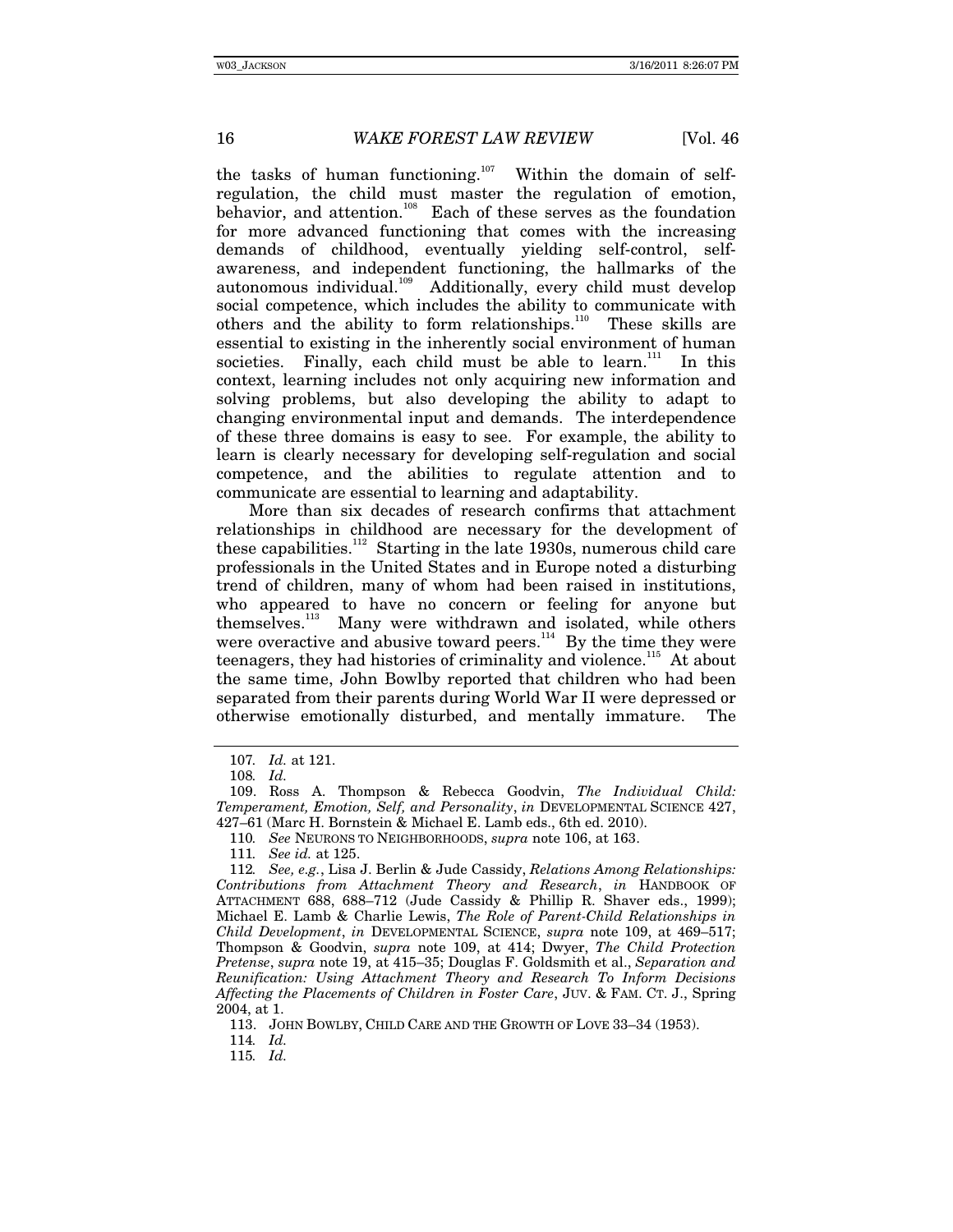the tasks of human functioning.[107] Within the domain of self-regulation, the child must master the regulation of emotion, behavior, and attention.[108] Each of these serves as the foundation for more advanced functioning that comes with the increasing demands of childhood, eventually yielding self-control, self-awareness, and independent functioning, the hallmarks of the autonomous individual.[109] Additionally, every child must develop social competence, which includes the ability to communicate with others and the ability to form relationships.[110] These skills are essential to existing in the inherently social environment of human societies. Finally, each child must be able to learn.[111] In this context, learning includes not only acquiring new information and solving problems, but also developing the ability to adapt to changing environmental input and demands. The interdependence of these three domains is easy to see. For example, the ability to learn is clearly necessary for developing self-regulation and social competence, and the abilities to regulate attention and to communicate are essential to learning and adaptability.

More than six decades of research confirms that attachment relationships in childhood are necessary for the development of these capabilities.[112] Starting in the late 1930s, numerous child care professionals in the United States and in Europe noted a disturbing trend of children, many of whom had been raised in institutions, who appeared to have no concern or feeling for anyone but themselves.[113] Many were withdrawn and isolated, while others were overactive and abusive toward peers.[114] By the time they were teenagers, they had histories of criminality and violence.[115] At about the same time, John Bowlby reported that children who had been separated from their parents during World War II were depressed or otherwise emotionally disturbed, and mentally immature. The

---

107. *Id.* at 121.

108. *Id.*

109. Ross A. Thompson & Rebecca Goodvin, *The Individual Child: Temperament, Emotion, Self, and Personality*, *in* DEVELOPMENTAL SCIENCE 427, 427–61 (Marc H. Bornstein & Michael E. Lamb eds., 6th ed. 2010).

110. *See* NEURONS TO NEIGHBORHOODS, *supra* note 106, at 163.

111. *See id.* at 125.

112. *See, e.g.*, Lisa J. Berlin & Jude Cassidy, *Relations Among Relationships: Contributions from Attachment Theory and Research*, *in* HANDBOOK OF ATTACHMENT 688, 688–712 (Jude Cassidy & Phillip R. Shaver eds., 1999); Michael E. Lamb & Charlie Lewis, *The Role of Parent-Child Relationships in Child Development*, *in* DEVELOPMENTAL SCIENCE, *supra* note 109, at 469–517; Thompson & Goodvin, *supra* note 109, at 414; Dwyer, *The Child Protection Pretense*, *supra* note 19, at 415–35; Douglas F. Goldsmith et al., *Separation and Reunification: Using Attachment Theory and Research To Inform Decisions Affecting the Placements of Children in Foster Care*, JUV. & FAM. CT. J., Spring 2004, at 1.

113. JOHN BOWLBY, CHILD CARE AND THE GROWTH OF LOVE 33–34 (1953).

114. *Id.*

115. *Id.*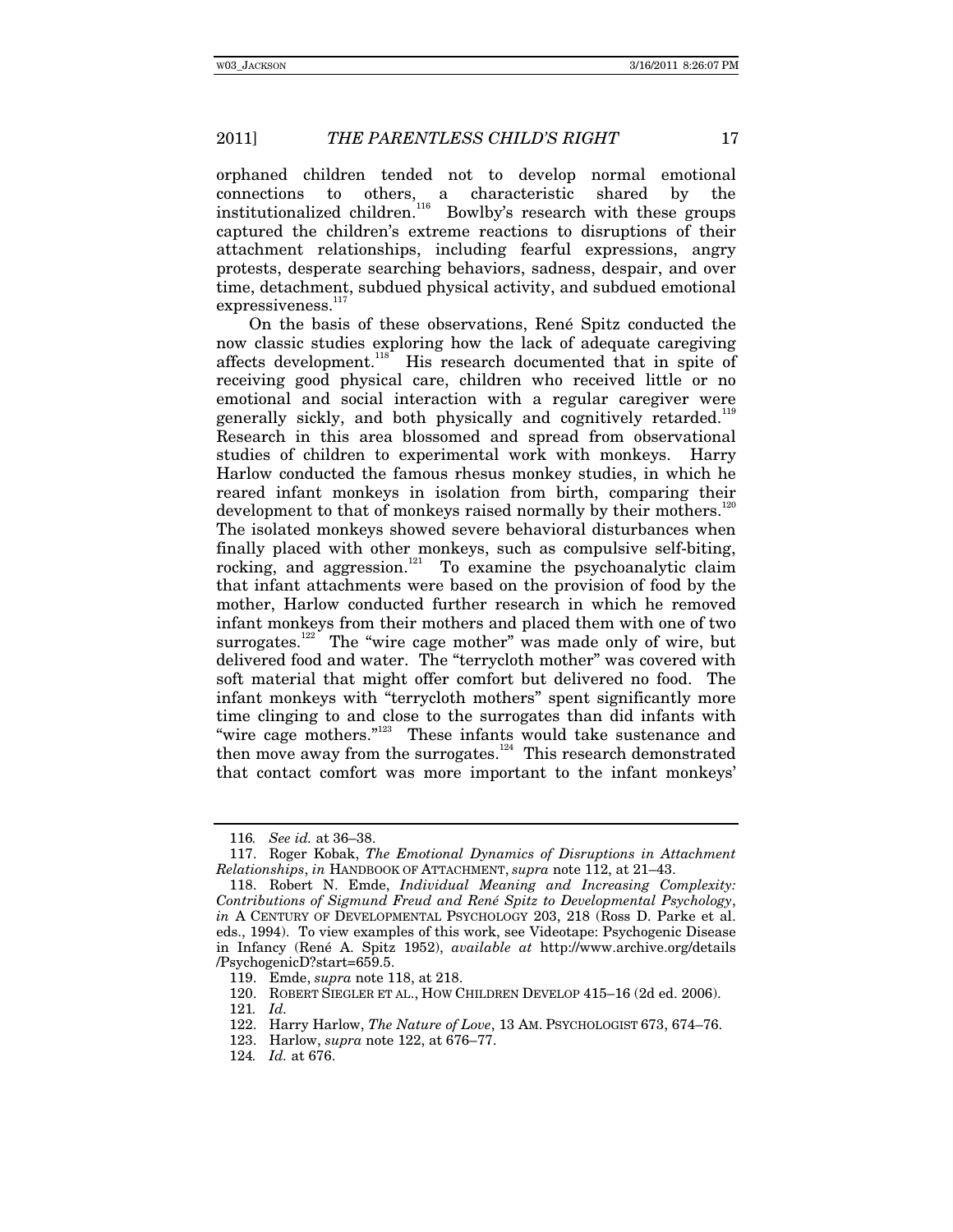orphaned children tended not to develop normal emotional connections to others, a characteristic shared by the institutionalized children.[116] Bowlby's research with these groups captured the children's extreme reactions to disruptions of their attachment relationships, including fearful expressions, angry protests, desperate searching behaviors, sadness, despair, and over time, detachment, subdued physical activity, and subdued emotional expressiveness.[117]

On the basis of these observations, René Spitz conducted the now classic studies exploring how the lack of adequate caregiving affects development.[118] His research documented that in spite of receiving good physical care, children who received little or no emotional and social interaction with a regular caregiver were generally sickly, and both physically and cognitively retarded.[119] Research in this area blossomed and spread from observational studies of children to experimental work with monkeys. Harry Harlow conducted the famous rhesus monkey studies, in which he reared infant monkeys in isolation from birth, comparing their development to that of monkeys raised normally by their mothers.[120] The isolated monkeys showed severe behavioral disturbances when finally placed with other monkeys, such as compulsive self-biting, rocking, and aggression.[121] To examine the psychoanalytic claim that infant attachments were based on the provision of food by the mother, Harlow conducted further research in which he removed infant monkeys from their mothers and placed them with one of two surrogates.[122] The "wire cage mother" was made only of wire, but delivered food and water. The "terrycloth mother" was covered with soft material that might offer comfort but delivered no food. The infant monkeys with "terrycloth mothers" spent significantly more time clinging to and close to the surrogates than did infants with "wire cage mothers."[123] These infants would take sustenance and then move away from the surrogates.[124] This research demonstrated that contact comfort was more important to the infant monkeys'

---

116. *See id.* at 36–38.

117. Roger Kobak, *The Emotional Dynamics of Disruptions in Attachment Relationships*, *in* HANDBOOK OF ATTACHMENT, *supra* note 112, at 21–43.

118. Robert N. Emde, *Individual Meaning and Increasing Complexity: Contributions of Sigmund Freud and René Spitz to Developmental Psychology*, *in* A CENTURY OF DEVELOPMENTAL PSYCHOLOGY 203, 218 (Ross D. Parke et al. eds., 1994). To view examples of this work, see Videotape: Psychogenic Disease in Infancy (René A. Spitz 1952), *available at* http://www.archive.org/details/PsychogenicD?start=659.5.

119. Emde, *supra* note 118, at 218.

120. ROBERT SIEGLER ET AL., HOW CHILDREN DEVELOP 415–16 (2d ed. 2006).

121. *Id.*

122. Harry Harlow, *The Nature of Love*, 13 AM. PSYCHOLOGIST 673, 674–76.

123. Harlow, *supra* note 122, at 676–77.

124. *Id.* at 676.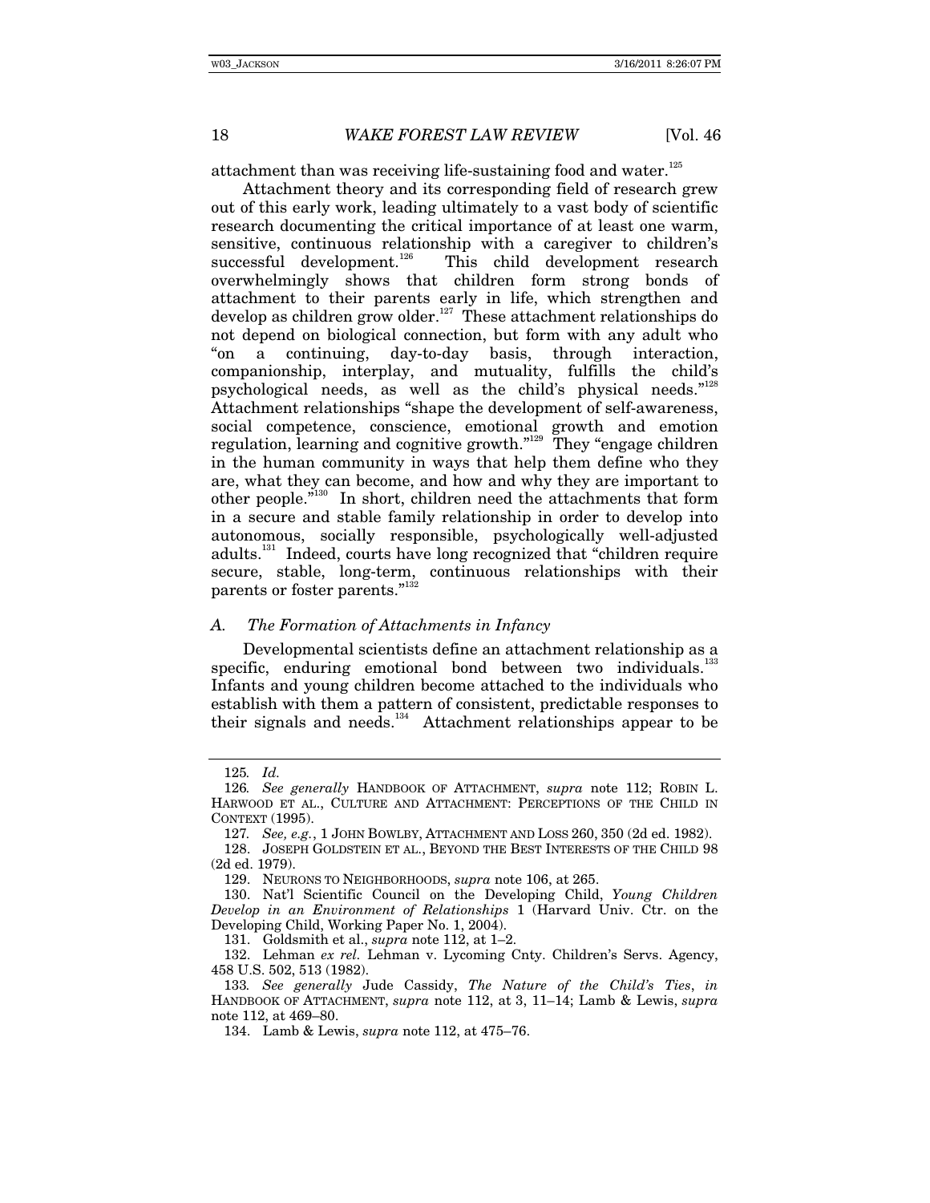attachment than was receiving life-sustaining food and water.[125]

Attachment theory and its corresponding field of research grew out of this early work, leading ultimately to a vast body of scientific research documenting the critical importance of at least one warm, sensitive, continuous relationship with a caregiver to children's successful development.[126] This child development research overwhelmingly shows that children form strong bonds of attachment to their parents early in life, which strengthen and develop as children grow older.[127] These attachment relationships do not depend on biological connection, but form with any adult who "on a continuing, day-to-day basis, through interaction, companionship, interplay, and mutuality, fulfills the child's psychological needs, as well as the child's physical needs."[128] Attachment relationships "shape the development of self-awareness, social competence, conscience, emotional growth and emotion regulation, learning and cognitive growth."[129] They "engage children in the human community in ways that help them define who they are, what they can become, and how and why they are important to other people."[130] In short, children need the attachments that form in a secure and stable family relationship in order to develop into autonomous, socially responsible, psychologically well-adjusted adults.[131] Indeed, courts have long recognized that "children require secure, stable, long-term, continuous relationships with their parents or foster parents."[132]

### *A. The Formation of Attachments in Infancy*

Developmental scientists define an attachment relationship as a specific, enduring emotional bond between two individuals.[133] Infants and young children become attached to the individuals who establish with them a pattern of consistent, predictable responses to their signals and needs.[134] Attachment relationships appear to be

---

125. *Id.*

126. *See generally* HANDBOOK OF ATTACHMENT, *supra* note 112; ROBIN L. HARWOOD ET AL., CULTURE AND ATTACHMENT: PERCEPTIONS OF THE CHILD IN CONTEXT (1995).

127. *See, e.g.*, 1 JOHN BOWLBY, ATTACHMENT AND LOSS 260, 350 (2d ed. 1982).

128. JOSEPH GOLDSTEIN ET AL., BEYOND THE BEST INTERESTS OF THE CHILD 98 (2d ed. 1979).

129. NEURONS TO NEIGHBORHOODS, *supra* note 106, at 265.

130. Nat'l Scientific Council on the Developing Child, *Young Children Develop in an Environment of Relationships* 1 (Harvard Univ. Ctr. on the Developing Child, Working Paper No. 1, 2004).

131. Goldsmith et al., *supra* note 112, at 1–2.

132. Lehman *ex rel.* Lehman v. Lycoming Cnty. Children's Servs. Agency, 458 U.S. 502, 513 (1982).

133. *See generally* Jude Cassidy, *The Nature of the Child's Ties*, *in* HANDBOOK OF ATTACHMENT, *supra* note 112, at 3, 11–14; Lamb & Lewis, *supra* note 112, at 469–80.

134. Lamb & Lewis, *supra* note 112, at 475–76.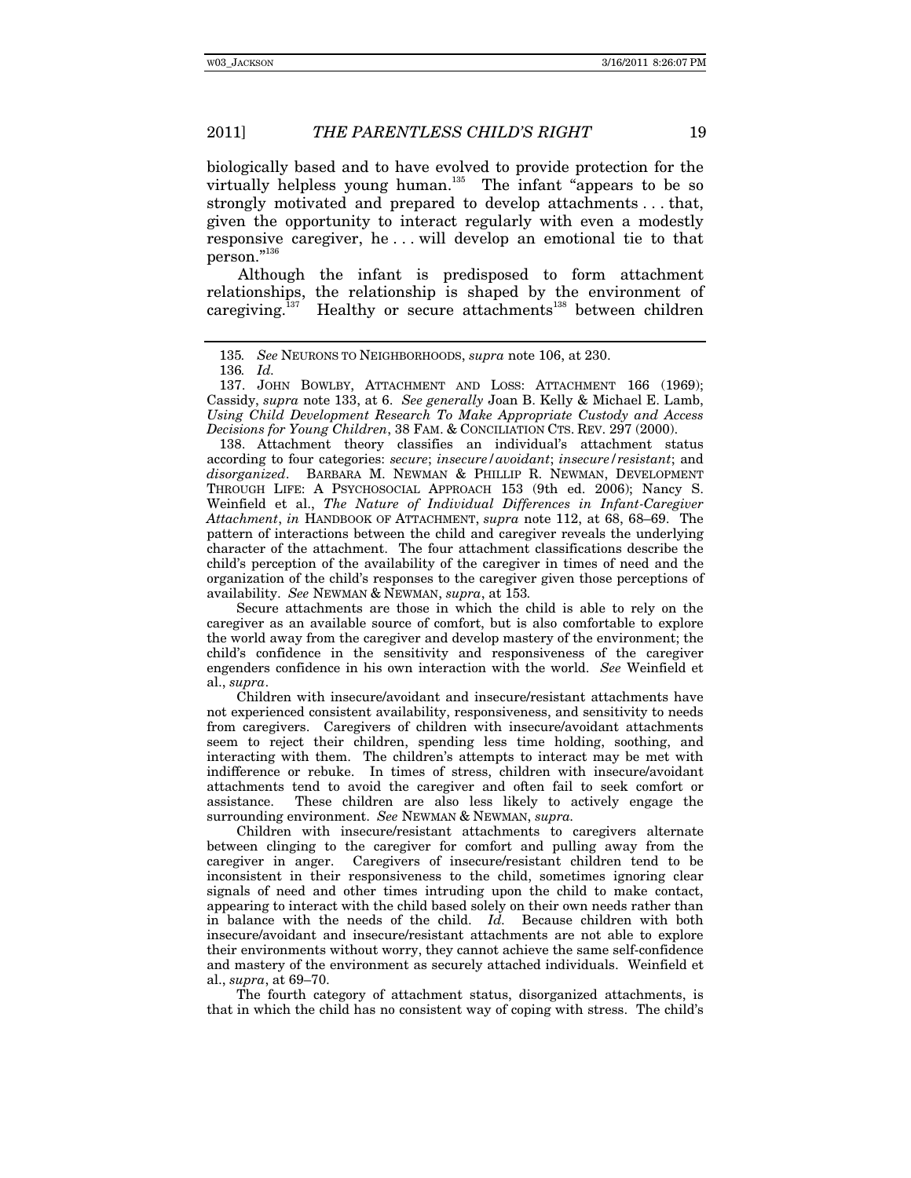biologically based and to have evolved to provide protection for the virtually helpless young human.[135] The infant "appears to be so strongly motivated and prepared to develop attachments . . . that, given the opportunity to interact regularly with even a modestly responsive caregiver, he . . . will develop an emotional tie to that person."[136]

Although the infant is predisposed to form attachment relationships, the relationship is shaped by the environment of caregiving.[137] Healthy or secure attachments[138] between children

---

135. *See* NEURONS TO NEIGHBORHOODS, *supra* note 106, at 230.

136. *Id.*

137. JOHN BOWLBY, ATTACHMENT AND LOSS: ATTACHMENT 166 (1969); Cassidy, *supra* note 133, at 6. *See generally* Joan B. Kelly & Michael E. Lamb, *Using Child Development Research To Make Appropriate Custody and Access Decisions for Young Children*, 38 FAM. & CONCILIATION CTS. REV. 297 (2000).

138. Attachment theory classifies an individual's attachment status according to four categories: *secure*; *insecure/avoidant*; *insecure/resistant*; and *disorganized*. BARBARA M. NEWMAN & PHILLIP R. NEWMAN, DEVELOPMENT THROUGH LIFE: A PSYCHOSOCIAL APPROACH 153 (9th ed. 2006); Nancy S. Weinfield et al., *The Nature of Individual Differences in Infant-Caregiver Attachment*, *in* HANDBOOK OF ATTACHMENT, *supra* note 112, at 68, 68–69. The pattern of interactions between the child and caregiver reveals the underlying character of the attachment. The four attachment classifications describe the child's perception of the availability of the caregiver in times of need and the organization of the child's responses to the caregiver given those perceptions of availability. *See* NEWMAN & NEWMAN, *supra*, at 153.

Secure attachments are those in which the child is able to rely on the caregiver as an available source of comfort, but is also comfortable to explore the world away from the caregiver and develop mastery of the environment; the child's confidence in the sensitivity and responsiveness of the caregiver engenders confidence in his own interaction with the world. *See* Weinfield et al., *supra*.

Children with insecure/avoidant and insecure/resistant attachments have not experienced consistent availability, responsiveness, and sensitivity to needs from caregivers. Caregivers of children with insecure/avoidant attachments seem to reject their children, spending less time holding, soothing, and interacting with them. The children's attempts to interact may be met with indifference or rebuke. In times of stress, children with insecure/avoidant attachments tend to avoid the caregiver and often fail to seek comfort or assistance. These children are also less likely to actively engage the surrounding environment. *See* NEWMAN & NEWMAN, *supra*.

Children with insecure/resistant attachments to caregivers alternate between clinging to the caregiver for comfort and pulling away from the caregiver in anger. Caregivers of insecure/resistant children tend to be inconsistent in their responsiveness to the child, sometimes ignoring clear signals of need and other times intruding upon the child to make contact, appearing to interact with the child based solely on their own needs rather than in balance with the needs of the child. *Id.* Because children with both insecure/avoidant and insecure/resistant attachments are not able to explore their environments without worry, they cannot achieve the same self-confidence and mastery of the environment as securely attached individuals. Weinfield et al., *supra*, at 69–70.

The fourth category of attachment status, disorganized attachments, is that in which the child has no consistent way of coping with stress. The child's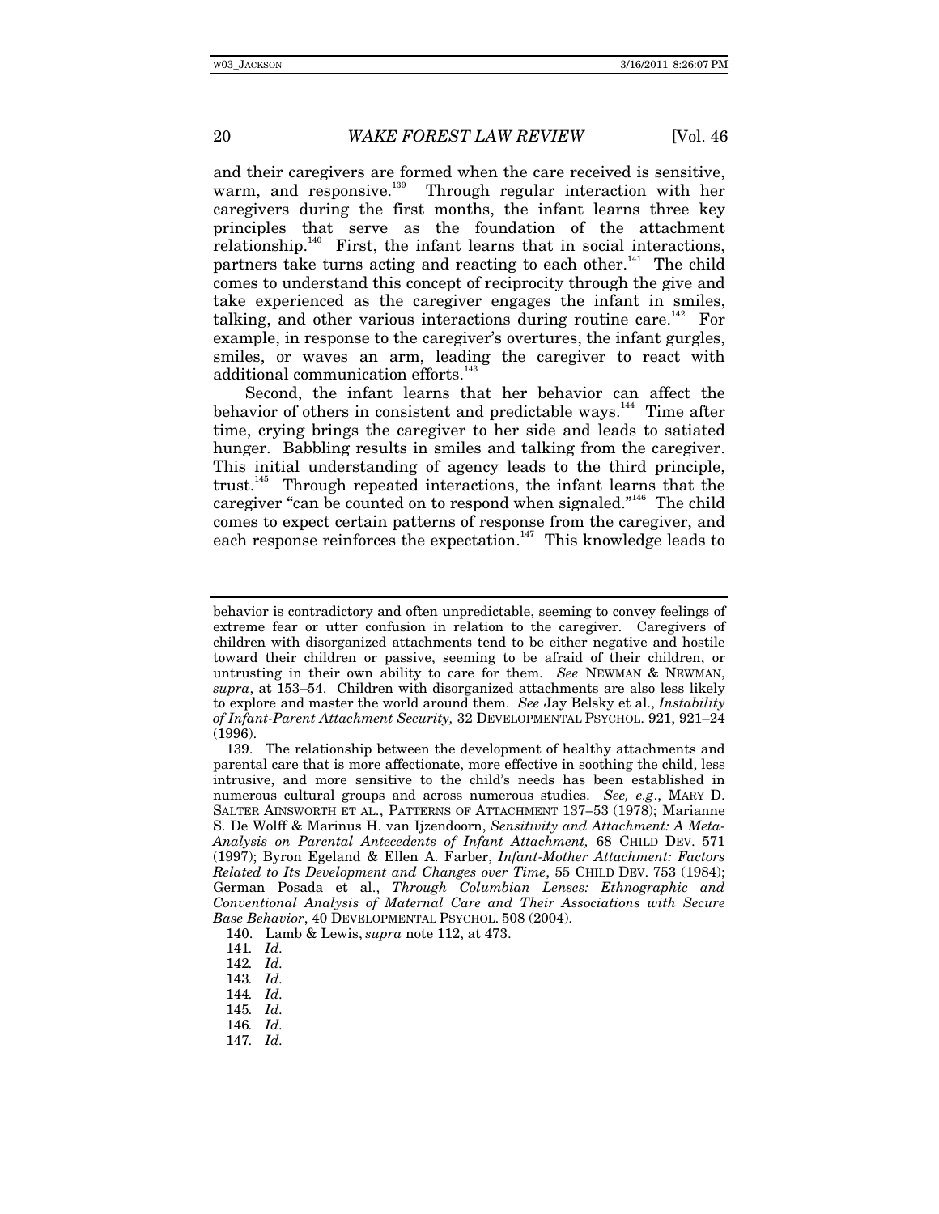and their caregivers are formed when the care received is sensitive, warm, and responsive.[139] Through regular interaction with her caregivers during the first months, the infant learns three key principles that serve as the foundation of the attachment relationship.[140] First, the infant learns that in social interactions, partners take turns acting and reacting to each other.[141] The child comes to understand this concept of reciprocity through the give and take experienced as the caregiver engages the infant in smiles, talking, and other various interactions during routine care.[142] For example, in response to the caregiver's overtures, the infant gurgles, smiles, or waves an arm, leading the caregiver to react with additional communication efforts.[143]

Second, the infant learns that her behavior can affect the behavior of others in consistent and predictable ways.[144] Time after time, crying brings the caregiver to her side and leads to satiated hunger. Babbling results in smiles and talking from the caregiver. This initial understanding of agency leads to the third principle, trust.[145] Through repeated interactions, the infant learns that the caregiver "can be counted on to respond when signaled."[146] The child comes to expect certain patterns of response from the caregiver, and each response reinforces the expectation.[147] This knowledge leads to

---

behavior is contradictory and often unpredictable, seeming to convey feelings of extreme fear or utter confusion in relation to the caregiver. Caregivers of children with disorganized attachments tend to be either negative and hostile toward their children or passive, seeming to be afraid of their children, or untrusting in their own ability to care for them. *See* NEWMAN & NEWMAN, *supra*, at 153–54. Children with disorganized attachments are also less likely to explore and master the world around them. *See* Jay Belsky et al., *Instability of Infant-Parent Attachment Security,* 32 DEVELOPMENTAL PSYCHOL. 921, 921–24 (1996).

139. The relationship between the development of healthy attachments and parental care that is more affectionate, more effective in soothing the child, less intrusive, and more sensitive to the child's needs has been established in numerous cultural groups and across numerous studies. *See, e.g*., MARY D. SALTER AINSWORTH ET AL., PATTERNS OF ATTACHMENT 137–53 (1978); Marianne S. De Wolff & Marinus H. van Ijzendoorn, *Sensitivity and Attachment: A Meta-Analysis on Parental Antecedents of Infant Attachment,* 68 CHILD DEV. 571 (1997); Byron Egeland & Ellen A. Farber, *Infant-Mother Attachment: Factors Related to Its Development and Changes over Time*, 55 CHILD DEV. 753 (1984); German Posada et al., *Through Columbian Lenses: Ethnographic and Conventional Analysis of Maternal Care and Their Associations with Secure Base Behavior*, 40 DEVELOPMENTAL PSYCHOL. 508 (2004).

140. Lamb & Lewis, *supra* note 112, at 473.

141. *Id.*

142. *Id.*

143. *Id.*

144. *Id.*

145. *Id.*

146. *Id.*

147. *Id.*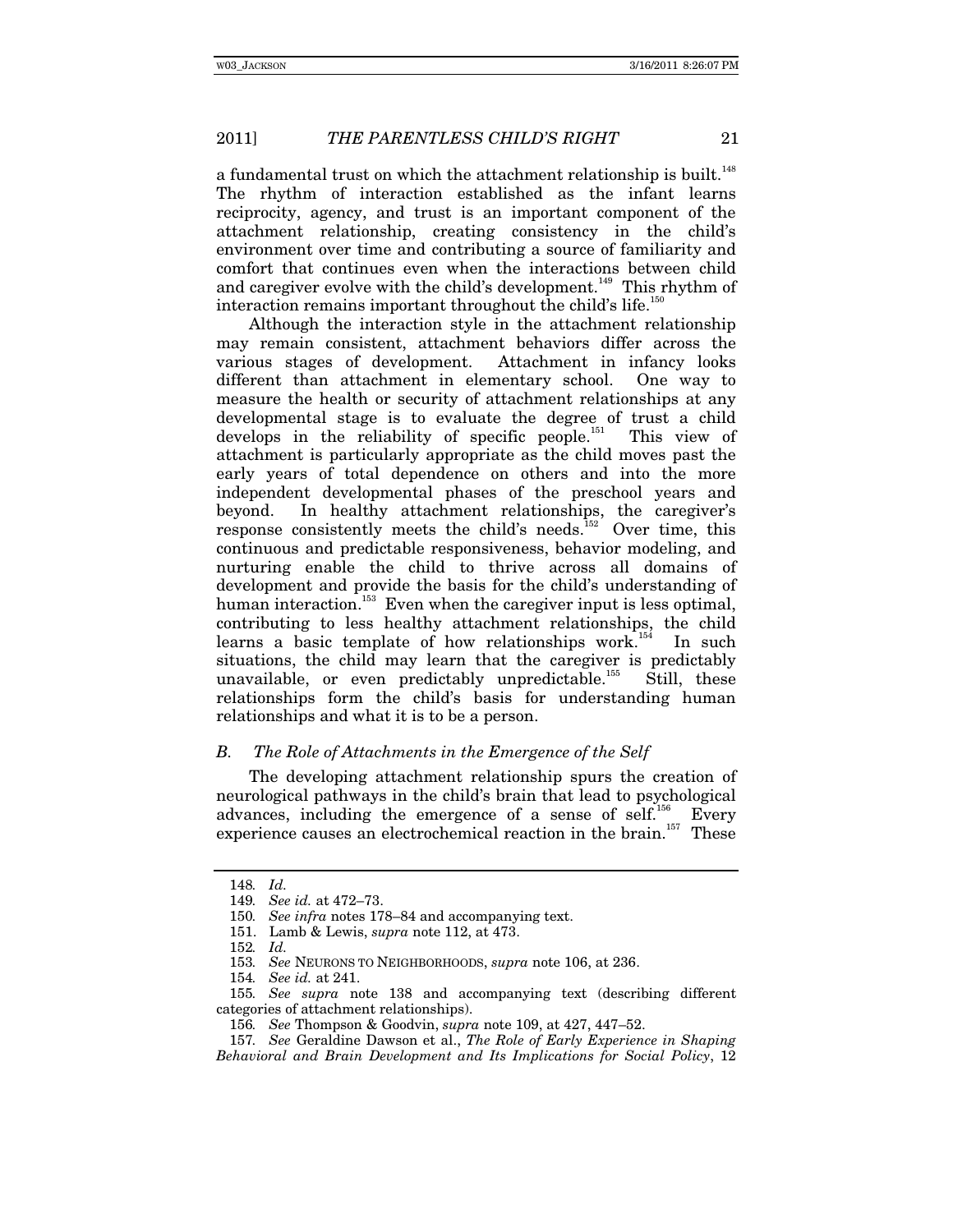a fundamental trust on which the attachment relationship is built.[148] The rhythm of interaction established as the infant learns reciprocity, agency, and trust is an important component of the attachment relationship, creating consistency in the child's environment over time and contributing a source of familiarity and comfort that continues even when the interactions between child and caregiver evolve with the child's development.[149] This rhythm of interaction remains important throughout the child's life.[150]

Although the interaction style in the attachment relationship may remain consistent, attachment behaviors differ across the various stages of development. Attachment in infancy looks different than attachment in elementary school. One way to measure the health or security of attachment relationships at any developmental stage is to evaluate the degree of trust a child develops in the reliability of specific people.[151] This view of attachment is particularly appropriate as the child moves past the early years of total dependence on others and into the more independent developmental phases of the preschool years and beyond. In healthy attachment relationships, the caregiver's response consistently meets the child's needs.[152] Over time, this continuous and predictable responsiveness, behavior modeling, and nurturing enable the child to thrive across all domains of development and provide the basis for the child's understanding of human interaction.[153] Even when the caregiver input is less optimal, contributing to less healthy attachment relationships, the child learns a basic template of how relationships work.[154] In such situations, the child may learn that the caregiver is predictably unavailable, or even predictably unpredictable.[155] Still, these relationships form the child's basis for understanding human relationships and what it is to be a person.

### *B. The Role of Attachments in the Emergence of the Self*

The developing attachment relationship spurs the creation of neurological pathways in the child's brain that lead to psychological advances, including the emergence of a sense of self.[156] Every experience causes an electrochemical reaction in the brain.[157] These

---

148. *Id.*

149. *See id.* at 472–73.

150. *See infra* notes 178–84 and accompanying text.

151. Lamb & Lewis, *supra* note 112, at 473.

152. *Id.*

153. *See* NEURONS TO NEIGHBORHOODS, *supra* note 106, at 236.

154. *See id.* at 241.

155. *See supra* note 138 and accompanying text (describing different categories of attachment relationships).

156. *See* Thompson & Goodvin, *supra* note 109, at 427, 447–52.

157. *See* Geraldine Dawson et al., *The Role of Early Experience in Shaping Behavioral and Brain Development and Its Implications for Social Policy*, 12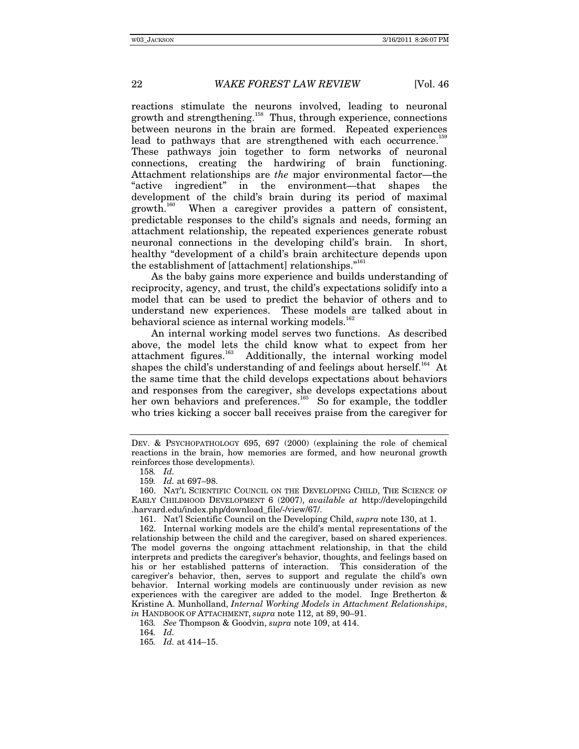reactions stimulate the neurons involved, leading to neuronal growth and strengthening.[158] Thus, through experience, connections between neurons in the brain are formed. Repeated experiences lead to pathways that are strengthened with each occurrence.[159] These pathways join together to form networks of neuronal connections, creating the hardwiring of brain functioning. Attachment relationships are *the* major environmental factor—the "active ingredient" in the environment—that shapes the development of the child's brain during its period of maximal growth.[160] When a caregiver provides a pattern of consistent, predictable responses to the child's signals and needs, forming an attachment relationship, the repeated experiences generate robust neuronal connections in the developing child's brain. In short, healthy "development of a child's brain architecture depends upon the establishment of [attachment] relationships."[161]

As the baby gains more experience and builds understanding of reciprocity, agency, and trust, the child's expectations solidify into a model that can be used to predict the behavior of others and to understand new experiences. These models are talked about in behavioral science as internal working models.[162]

An internal working model serves two functions. As described above, the model lets the child know what to expect from her attachment figures.[163] Additionally, the internal working model shapes the child's understanding of and feelings about herself.[164] At the same time that the child develops expectations about behaviors and responses from the caregiver, she develops expectations about her own behaviors and preferences.[165] So for example, the toddler who tries kicking a soccer ball receives praise from the caregiver for

---

DEV. & PSYCHOPATHOLOGY 695, 697 (2000) (explaining the role of chemical reactions in the brain, how memories are formed, and how neuronal growth reinforces those developments).

158. *Id.*

159. *Id.* at 697–98.

160. NAT'L SCIENTIFIC COUNCIL ON THE DEVELOPING CHILD, THE SCIENCE OF EARLY CHILDHOOD DEVELOPMENT 6 (2007), *available at* http://developingchild.harvard.edu/index.php/download_file/-/view/67/.

161. Nat'l Scientific Council on the Developing Child, *supra* note 130, at 1.

162. Internal working models are the child's mental representations of the relationship between the child and the caregiver, based on shared experiences. The model governs the ongoing attachment relationship, in that the child interprets and predicts the caregiver's behavior, thoughts, and feelings based on his or her established patterns of interaction. This consideration of the caregiver's behavior, then, serves to support and regulate the child's own behavior. Internal working models are continuously under revision as new experiences with the caregiver are added to the model. Inge Bretherton & Kristine A. Munholland, *Internal Working Models in Attachment Relationships*, *in* HANDBOOK OF ATTACHMENT, *supra* note 112, at 89, 90–91.

163. *See* Thompson & Goodvin, *supra* note 109, at 414.

164. *Id.*

165. *Id.* at 414–15.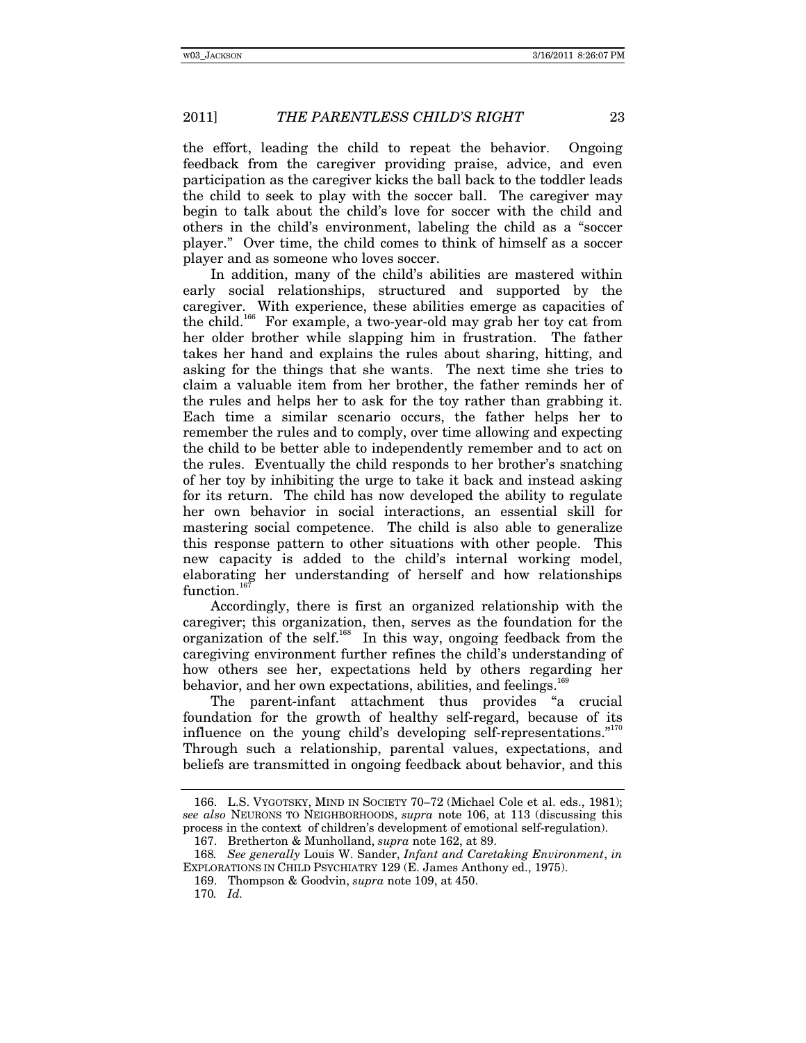the effort, leading the child to repeat the behavior. Ongoing feedback from the caregiver providing praise, advice, and even participation as the caregiver kicks the ball back to the toddler leads the child to seek to play with the soccer ball. The caregiver may begin to talk about the child's love for soccer with the child and others in the child's environment, labeling the child as a "soccer player." Over time, the child comes to think of himself as a soccer player and as someone who loves soccer.

In addition, many of the child's abilities are mastered within early social relationships, structured and supported by the caregiver. With experience, these abilities emerge as capacities of the child.[166] For example, a two-year-old may grab her toy cat from her older brother while slapping him in frustration. The father takes her hand and explains the rules about sharing, hitting, and asking for the things that she wants. The next time she tries to claim a valuable item from her brother, the father reminds her of the rules and helps her to ask for the toy rather than grabbing it. Each time a similar scenario occurs, the father helps her to remember the rules and to comply, over time allowing and expecting the child to be better able to independently remember and to act on the rules. Eventually the child responds to her brother's snatching of her toy by inhibiting the urge to take it back and instead asking for its return. The child has now developed the ability to regulate her own behavior in social interactions, an essential skill for mastering social competence. The child is also able to generalize this response pattern to other situations with other people. This new capacity is added to the child's internal working model, elaborating her understanding of herself and how relationships function.[167]

Accordingly, there is first an organized relationship with the caregiver; this organization, then, serves as the foundation for the organization of the self.[168] In this way, ongoing feedback from the caregiving environment further refines the child's understanding of how others see her, expectations held by others regarding her behavior, and her own expectations, abilities, and feelings.[169]

The parent-infant attachment thus provides "a crucial foundation for the growth of healthy self-regard, because of its influence on the young child's developing self-representations."[170] Through such a relationship, parental values, expectations, and beliefs are transmitted in ongoing feedback about behavior, and this

---

166. L.S. VYGOTSKY, MIND IN SOCIETY 70–72 (Michael Cole et al. eds., 1981); *see also* NEURONS TO NEIGHBORHOODS, *supra* note 106, at 113 (discussing this process in the context of children's development of emotional self-regulation).

167. Bretherton & Munholland, *supra* note 162, at 89.

168. *See generally* Louis W. Sander, *Infant and Caretaking Environment*, *in* EXPLORATIONS IN CHILD PSYCHIATRY 129 (E. James Anthony ed., 1975).

169. Thompson & Goodvin, *supra* note 109, at 450.

170. *Id.*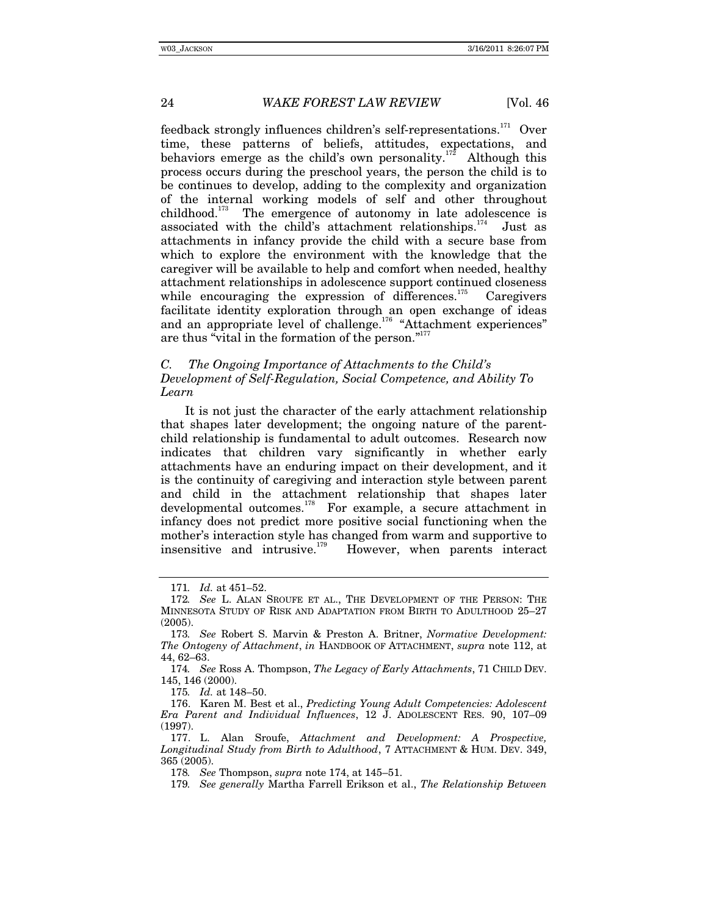feedback strongly influences children's self-representations.[171] Over time, these patterns of beliefs, attitudes, expectations, and behaviors emerge as the child's own personality.[172] Although this process occurs during the preschool years, the person the child is to be continues to develop, adding to the complexity and organization of the internal working models of self and other throughout childhood.[173] The emergence of autonomy in late adolescence is associated with the child's attachment relationships.[174] Just as attachments in infancy provide the child with a secure base from which to explore the environment with the knowledge that the caregiver will be available to help and comfort when needed, healthy attachment relationships in adolescence support continued closeness while encouraging the expression of differences.[175] Caregivers facilitate identity exploration through an open exchange of ideas and an appropriate level of challenge.[176] "Attachment experiences" are thus "vital in the formation of the person."[177]

### *C. The Ongoing Importance of Attachments to the Child's Development of Self-Regulation, Social Competence, and Ability To Learn*

It is not just the character of the early attachment relationship that shapes later development; the ongoing nature of the parent-child relationship is fundamental to adult outcomes. Research now indicates that children vary significantly in whether early attachments have an enduring impact on their development, and it is the continuity of caregiving and interaction style between parent and child in the attachment relationship that shapes later developmental outcomes.[178] For example, a secure attachment in infancy does not predict more positive social functioning when the mother's interaction style has changed from warm and supportive to insensitive and intrusive.[179] However, when parents interact

---

171. *Id.* at 451–52.

172. *See* L. ALAN SROUFE ET AL., THE DEVELOPMENT OF THE PERSON: THE MINNESOTA STUDY OF RISK AND ADAPTATION FROM BIRTH TO ADULTHOOD 25–27 (2005).

173. *See* Robert S. Marvin & Preston A. Britner, *Normative Development: The Ontogeny of Attachment*, *in* HANDBOOK OF ATTACHMENT, *supra* note 112, at 44, 62–63.

174. *See* Ross A. Thompson, *The Legacy of Early Attachments*, 71 CHILD DEV. 145, 146 (2000).

175. *Id.* at 148–50.

176. Karen M. Best et al., *Predicting Young Adult Competencies: Adolescent Era Parent and Individual Influences*, 12 J. ADOLESCENT RES. 90, 107–09 (1997).

177. L. Alan Sroufe, *Attachment and Development: A Prospective, Longitudinal Study from Birth to Adulthood*, 7 ATTACHMENT & HUM. DEV. 349, 365 (2005).

178. *See* Thompson, *supra* note 174, at 145–51.

179. *See generally* Martha Farrell Erikson et al., *The Relationship Between*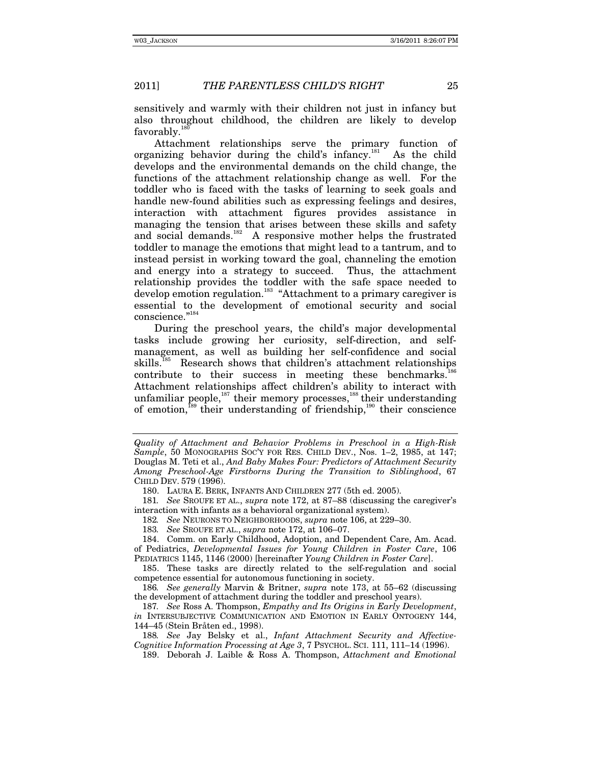sensitively and warmly with their children not just in infancy but also throughout childhood, the children are likely to develop favorably.[180]

Attachment relationships serve the primary function of organizing behavior during the child's infancy.[181] As the child develops and the environmental demands on the child change, the functions of the attachment relationship change as well. For the toddler who is faced with the tasks of learning to seek goals and handle new-found abilities such as expressing feelings and desires, interaction with attachment figures provides assistance in managing the tension that arises between these skills and safety and social demands.[182] A responsive mother helps the frustrated toddler to manage the emotions that might lead to a tantrum, and to instead persist in working toward the goal, channeling the emotion and energy into a strategy to succeed. Thus, the attachment relationship provides the toddler with the safe space needed to develop emotion regulation.[183] "Attachment to a primary caregiver is essential to the development of emotional security and social conscience."[184]

During the preschool years, the child's major developmental tasks include growing her curiosity, self-direction, and self-management, as well as building her self-confidence and social skills.[185] Research shows that children's attachment relationships contribute to their success in meeting these benchmarks.[186] Attachment relationships affect children's ability to interact with unfamiliar people,[187] their memory processes,[188] their understanding of emotion,[189] their understanding of friendship,[190] their conscience

---

*Quality of Attachment and Behavior Problems in Preschool in a High-Risk Sample*, 50 MONOGRAPHS SOC'Y FOR RES. CHILD DEV., Nos. 1–2, 1985, at 147; Douglas M. Teti et al., *And Baby Makes Four: Predictors of Attachment Security Among Preschool-Age Firstborns During the Transition to Siblinghood*, 67 CHILD DEV. 579 (1996).

180. LAURA E. BERK, INFANTS AND CHILDREN 277 (5th ed. 2005).

181. *See* SROUFE ET AL., *supra* note 172, at 87–88 (discussing the caregiver's interaction with infants as a behavioral organizational system).

182. *See* NEURONS TO NEIGHBORHOODS, *supra* note 106, at 229–30.

183. *See* SROUFE ET AL., *supra* note 172, at 106–07.

184. Comm. on Early Childhood, Adoption, and Dependent Care, Am. Acad. of Pediatrics, *Developmental Issues for Young Children in Foster Care*, 106 PEDIATRICS 1145, 1146 (2000) [hereinafter *Young Children in Foster Care*].

185. These tasks are directly related to the self-regulation and social competence essential for autonomous functioning in society.

186. *See generally* Marvin & Britner, *supra* note 173, at 55–62 (discussing the development of attachment during the toddler and preschool years).

187. *See* Ross A. Thompson, *Empathy and Its Origins in Early Development*, *in* INTERSUBJECTIVE COMMUNICATION AND EMOTION IN EARLY ONTOGENY 144, 144–45 (Stein Bråten ed., 1998).

188. *See* Jay Belsky et al., *Infant Attachment Security and Affective-Cognitive Information Processing at Age 3*, 7 PSYCHOL. SCI. 111, 111–14 (1996).

189. Deborah J. Laible & Ross A. Thompson, *Attachment and Emotional*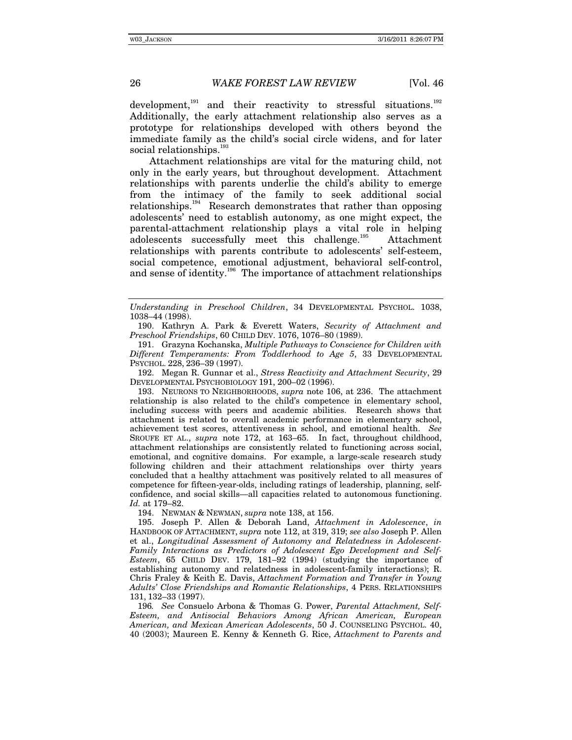development,[191] and their reactivity to stressful situations.[192] Additionally, the early attachment relationship also serves as a prototype for relationships developed with others beyond the immediate family as the child's social circle widens, and for later social relationships.[193]

Attachment relationships are vital for the maturing child, not only in the early years, but throughout development. Attachment relationships with parents underlie the child's ability to emerge from the intimacy of the family to seek additional social relationships.[194] Research demonstrates that rather than opposing adolescents' need to establish autonomy, as one might expect, the parental-attachment relationship plays a vital role in helping adolescents successfully meet this challenge.[195] Attachment relationships with parents contribute to adolescents' self-esteem, social competence, emotional adjustment, behavioral self-control, and sense of identity.[196] The importance of attachment relationships

---

*Understanding in Preschool Children*, 34 DEVELOPMENTAL PSYCHOL. 1038, 1038–44 (1998).

190. Kathryn A. Park & Everett Waters, *Security of Attachment and Preschool Friendships*, 60 CHILD DEV. 1076, 1076–80 (1989).

191. Grazyna Kochanska, *Multiple Pathways to Conscience for Children with Different Temperaments: From Toddlerhood to Age 5*, 33 DEVELOPMENTAL PSYCHOL. 228, 236–39 (1997).

192. Megan R. Gunnar et al., *Stress Reactivity and Attachment Security*, 29 DEVELOPMENTAL PSYCHOBIOLOGY 191, 200–02 (1996).

193. NEURONS TO NEIGHBORHOODS, *supra* note 106, at 236. The attachment relationship is also related to the child's competence in elementary school, including success with peers and academic abilities. Research shows that attachment is related to overall academic performance in elementary school, achievement test scores, attentiveness in school, and emotional health. *See* SROUFE ET AL., *supra* note 172, at 163–65. In fact, throughout childhood, attachment relationships are consistently related to functioning across social, emotional, and cognitive domains. For example, a large-scale research study following children and their attachment relationships over thirty years concluded that a healthy attachment was positively related to all measures of competence for fifteen-year-olds, including ratings of leadership, planning, self-confidence, and social skills—all capacities related to autonomous functioning. *Id.* at 179–82.

194. NEWMAN & NEWMAN, *supra* note 138, at 156.

195. Joseph P. Allen & Deborah Land, *Attachment in Adolescence*, *in* HANDBOOK OF ATTACHMENT, *supra* note 112, at 319, 319; *see also* Joseph P. Allen et al., *Longitudinal Assessment of Autonomy and Relatedness in Adolescent-Family Interactions as Predictors of Adolescent Ego Development and Self-Esteem*, 65 CHILD DEV. 179, 181–92 (1994) (studying the importance of establishing autonomy and relatedness in adolescent-family interactions); R. Chris Fraley & Keith E. Davis, *Attachment Formation and Transfer in Young Adults' Close Friendships and Romantic Relationships*, 4 PERS. RELATIONSHIPS 131, 132–33 (1997).

196. *See* Consuelo Arbona & Thomas G. Power, *Parental Attachment, Self-Esteem, and Antisocial Behaviors Among African American, European American, and Mexican American Adolescents*, 50 J. COUNSELING PSYCHOL. 40, 40 (2003); Maureen E. Kenny & Kenneth G. Rice, *Attachment to Parents and*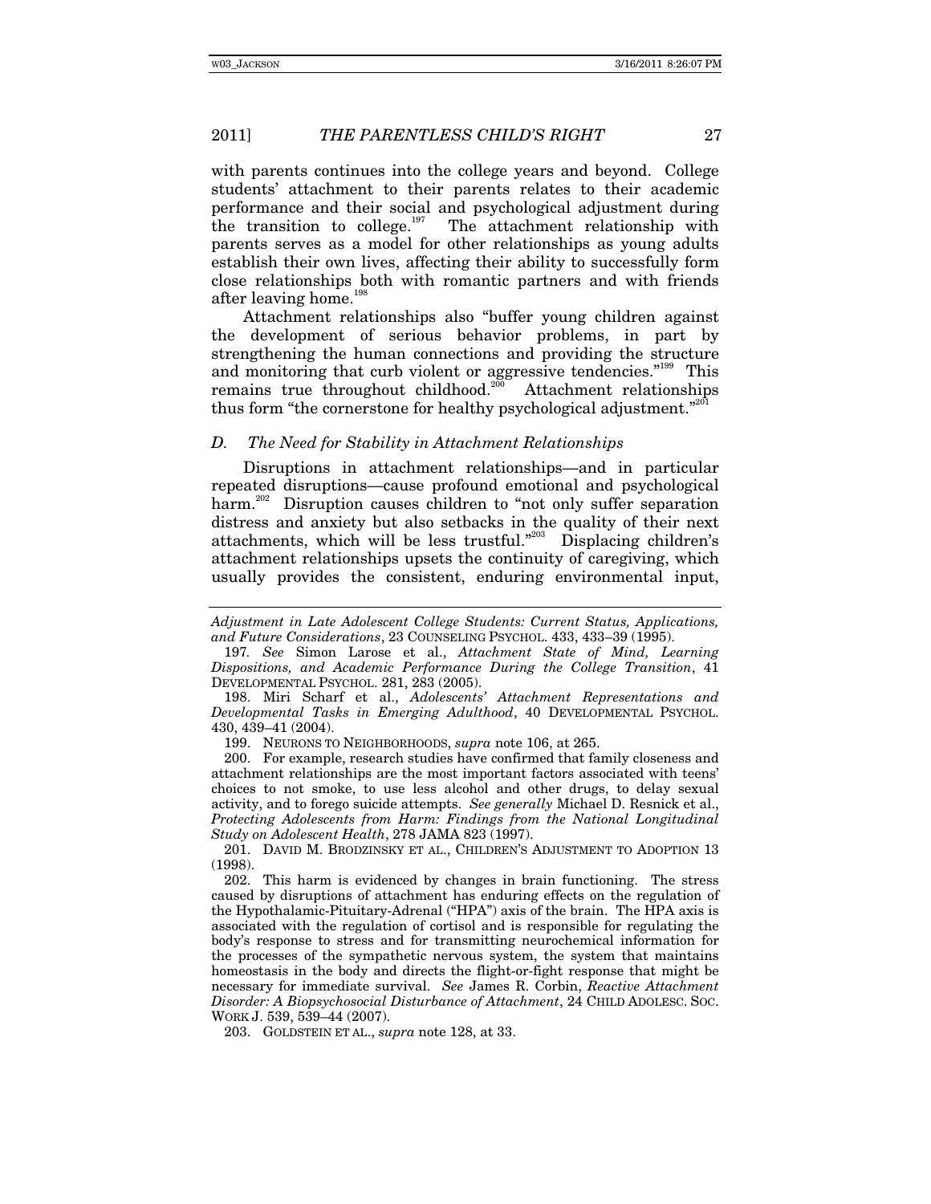with parents continues into the college years and beyond. College students' attachment to their parents relates to their academic performance and their social and psychological adjustment during the transition to college.[197] The attachment relationship with parents serves as a model for other relationships as young adults establish their own lives, affecting their ability to successfully form close relationships both with romantic partners and with friends after leaving home.[198]

Attachment relationships also "buffer young children against the development of serious behavior problems, in part by strengthening the human connections and providing the structure and monitoring that curb violent or aggressive tendencies."[199] This remains true throughout childhood.[200] Attachment relationships thus form "the cornerstone for healthy psychological adjustment."[201]

### *D. The Need for Stability in Attachment Relationships*

Disruptions in attachment relationships—and in particular repeated disruptions—cause profound emotional and psychological harm.[202] Disruption causes children to "not only suffer separation distress and anxiety but also setbacks in the quality of their next attachments, which will be less trustful."[203] Displacing children's attachment relationships upsets the continuity of caregiving, which usually provides the consistent, enduring environmental input,

---

*Adjustment in Late Adolescent College Students: Current Status, Applications, and Future Considerations*, 23 COUNSELING PSYCHOL. 433, 433–39 (1995).

197. *See* Simon Larose et al., *Attachment State of Mind, Learning Dispositions, and Academic Performance During the College Transition*, 41 DEVELOPMENTAL PSYCHOL. 281, 283 (2005).

198. Miri Scharf et al., *Adolescents' Attachment Representations and Developmental Tasks in Emerging Adulthood*, 40 DEVELOPMENTAL PSYCHOL. 430, 439–41 (2004).

199. NEURONS TO NEIGHBORHOODS, *supra* note 106, at 265.

200. For example, research studies have confirmed that family closeness and attachment relationships are the most important factors associated with teens' choices to not smoke, to use less alcohol and other drugs, to delay sexual activity, and to forego suicide attempts. *See generally* Michael D. Resnick et al., *Protecting Adolescents from Harm: Findings from the National Longitudinal Study on Adolescent Health*, 278 JAMA 823 (1997).

201. DAVID M. BRODZINSKY ET AL., CHILDREN'S ADJUSTMENT TO ADOPTION 13 (1998).

202. This harm is evidenced by changes in brain functioning. The stress caused by disruptions of attachment has enduring effects on the regulation of the Hypothalamic-Pituitary-Adrenal ("HPA") axis of the brain. The HPA axis is associated with the regulation of cortisol and is responsible for regulating the body's response to stress and for transmitting neurochemical information for the processes of the sympathetic nervous system, the system that maintains homeostasis in the body and directs the flight-or-fight response that might be necessary for immediate survival. *See* James R. Corbin, *Reactive Attachment Disorder: A Biopsychosocial Disturbance of Attachment*, 24 CHILD ADOLESC. SOC. WORK J. 539, 539–44 (2007).

203. GOLDSTEIN ET AL., *supra* note 128, at 33.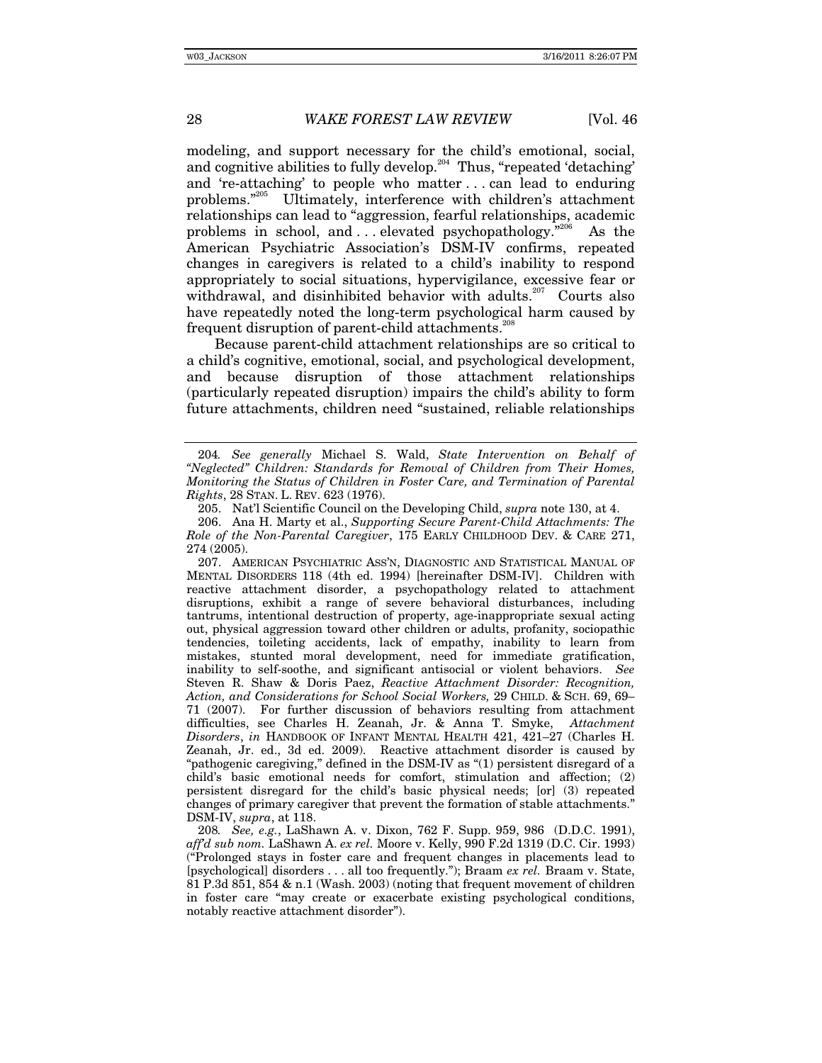modeling, and support necessary for the child's emotional, social, and cognitive abilities to fully develop.[204] Thus, "repeated 'detaching' and 're-attaching' to people who matter . . . can lead to enduring problems."[205] Ultimately, interference with children's attachment relationships can lead to "aggression, fearful relationships, academic problems in school, and . . . elevated psychopathology."[206] As the American Psychiatric Association's DSM-IV confirms, repeated changes in caregivers is related to a child's inability to respond appropriately to social situations, hypervigilance, excessive fear or withdrawal, and disinhibited behavior with adults.[207] Courts also have repeatedly noted the long-term psychological harm caused by frequent disruption of parent-child attachments.[208]

Because parent-child attachment relationships are so critical to a child's cognitive, emotional, social, and psychological development, and because disruption of those attachment relationships (particularly repeated disruption) impairs the child's ability to form future attachments, children need "sustained, reliable relationships

---

204. *See generally* Michael S. Wald, *State Intervention on Behalf of "Neglected" Children: Standards for Removal of Children from Their Homes, Monitoring the Status of Children in Foster Care, and Termination of Parental Rights*, 28 STAN. L. REV. 623 (1976).

205. Nat'l Scientific Council on the Developing Child, *supra* note 130, at 4.

206. Ana H. Marty et al., *Supporting Secure Parent-Child Attachments: The Role of the Non-Parental Caregiver*, 175 EARLY CHILDHOOD DEV. & CARE 271, 274 (2005).

207. AMERICAN PSYCHIATRIC ASS'N, DIAGNOSTIC AND STATISTICAL MANUAL OF MENTAL DISORDERS 118 (4th ed. 1994) [hereinafter DSM-IV]. Children with reactive attachment disorder, a psychopathology related to attachment disruptions, exhibit a range of severe behavioral disturbances, including tantrums, intentional destruction of property, age-inappropriate sexual acting out, physical aggression toward other children or adults, profanity, sociopathic tendencies, toileting accidents, lack of empathy, inability to learn from mistakes, stunted moral development, need for immediate gratification, inability to self-soothe, and significant antisocial or violent behaviors. *See* Steven R. Shaw & Doris Paez, *Reactive Attachment Disorder: Recognition, Action, and Considerations for School Social Workers,* 29 CHILD. & SCH. 69, 69–71 (2007). For further discussion of behaviors resulting from attachment difficulties, see Charles H. Zeanah, Jr. & Anna T. Smyke, *Attachment Disorders*, *in* HANDBOOK OF INFANT MENTAL HEALTH 421, 421–27 (Charles H. Zeanah, Jr. ed., 3d ed. 2009). Reactive attachment disorder is caused by "pathogenic caregiving," defined in the DSM-IV as "(1) persistent disregard of a child's basic emotional needs for comfort, stimulation and affection; (2) persistent disregard for the child's basic physical needs; [or] (3) repeated changes of primary caregiver that prevent the formation of stable attachments." DSM-IV, *supra*, at 118.

208. *See, e.g.*, LaShawn A. v. Dixon, 762 F. Supp. 959, 986 (D.D.C. 1991), *aff'd sub nom.* LaShawn A. *ex rel.* Moore v. Kelly, 990 F.2d 1319 (D.C. Cir. 1993) ("Prolonged stays in foster care and frequent changes in placements lead to [psychological] disorders . . . all too frequently."); Braam *ex rel.* Braam v. State, 81 P.3d 851, 854 & n.1 (Wash. 2003) (noting that frequent movement of children in foster care "may create or exacerbate existing psychological conditions, notably reactive attachment disorder").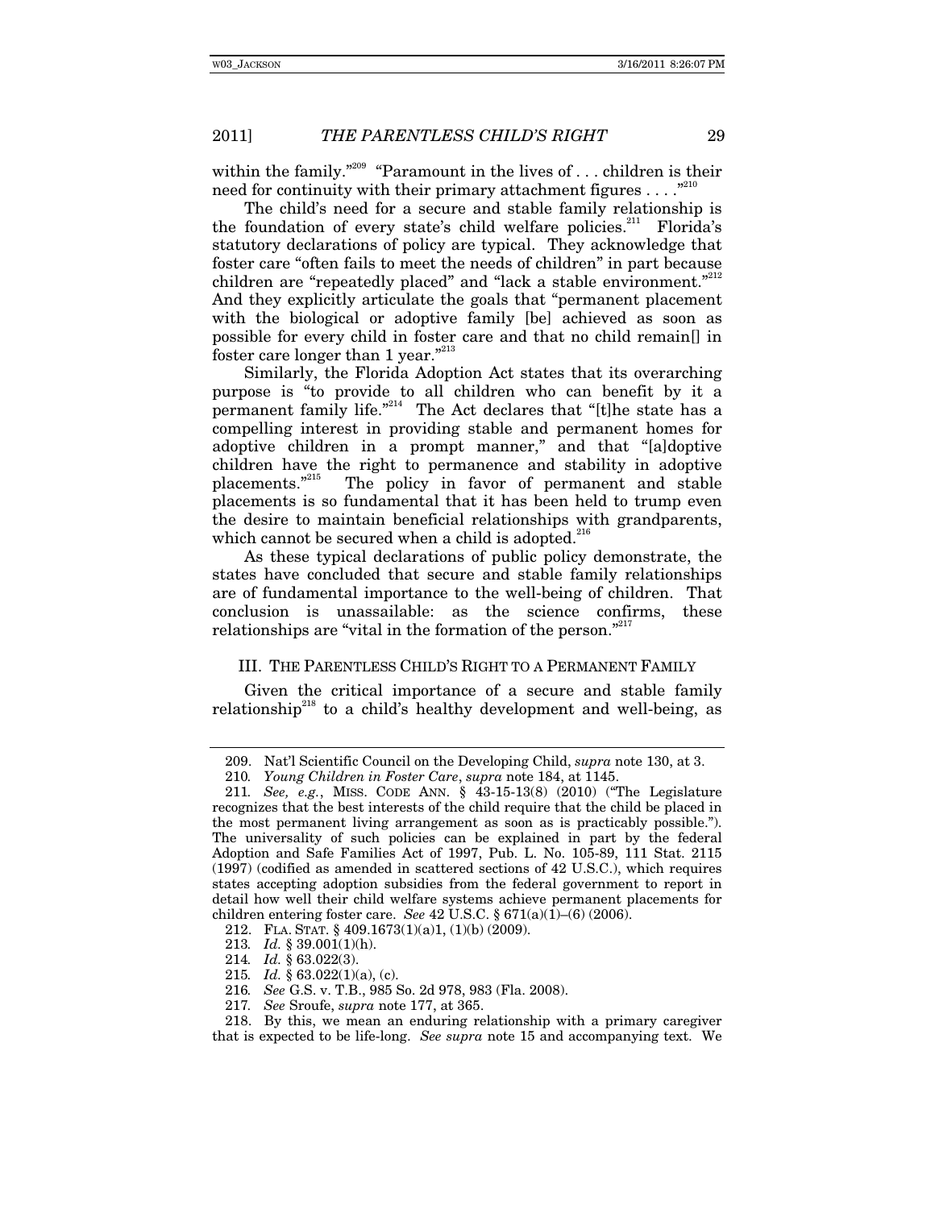within the family."[209] "Paramount in the lives of . . . children is their need for continuity with their primary attachment figures . . . ."[210]

The child's need for a secure and stable family relationship is the foundation of every state's child welfare policies.[211] Florida's statutory declarations of policy are typical. They acknowledge that foster care "often fails to meet the needs of children" in part because children are "repeatedly placed" and "lack a stable environment."[212] And they explicitly articulate the goals that "permanent placement with the biological or adoptive family [be] achieved as soon as possible for every child in foster care and that no child remain[] in foster care longer than 1 year."[213]

Similarly, the Florida Adoption Act states that its overarching purpose is "to provide to all children who can benefit by it a permanent family life."[214] The Act declares that "[t]he state has a compelling interest in providing stable and permanent homes for adoptive children in a prompt manner," and that "[a]doptive children have the right to permanence and stability in adoptive placements."[215] The policy in favor of permanent and stable placements is so fundamental that it has been held to trump even the desire to maintain beneficial relationships with grandparents, which cannot be secured when a child is adopted.[216]

As these typical declarations of public policy demonstrate, the states have concluded that secure and stable family relationships are of fundamental importance to the well-being of children. That conclusion is unassailable: as the science confirms, these relationships are "vital in the formation of the person."[217]

## III. THE PARENTLESS CHILD'S RIGHT TO A PERMANENT FAMILY

Given the critical importance of a secure and stable family relationship[218] to a child's healthy development and well-being, as

---

209. Nat'l Scientific Council on the Developing Child, *supra* note 130, at 3.

210. *Young Children in Foster Care*, *supra* note 184, at 1145.

211. *See, e.g.*, MISS. CODE ANN. § 43-15-13(8) (2010) ("The Legislature recognizes that the best interests of the child require that the child be placed in the most permanent living arrangement as soon as is practicably possible."). The universality of such policies can be explained in part by the federal Adoption and Safe Families Act of 1997, Pub. L. No. 105-89, 111 Stat. 2115 (1997) (codified as amended in scattered sections of 42 U.S.C.), which requires states accepting adoption subsidies from the federal government to report in detail how well their child welfare systems achieve permanent placements for children entering foster care. *See* 42 U.S.C. § 671(a)(1)–(6) (2006).

212. FLA. STAT. § 409.1673(1)(a)1, (1)(b) (2009).

213. *Id.* § 39.001(1)(h).

214. *Id.* § 63.022(3).

215. *Id.* § 63.022(1)(a), (c).

216. *See* G.S. v. T.B., 985 So. 2d 978, 983 (Fla. 2008).

217. *See* Sroufe, *supra* note 177, at 365.

218. By this, we mean an enduring relationship with a primary caregiver that is expected to be life-long. *See supra* note 15 and accompanying text. We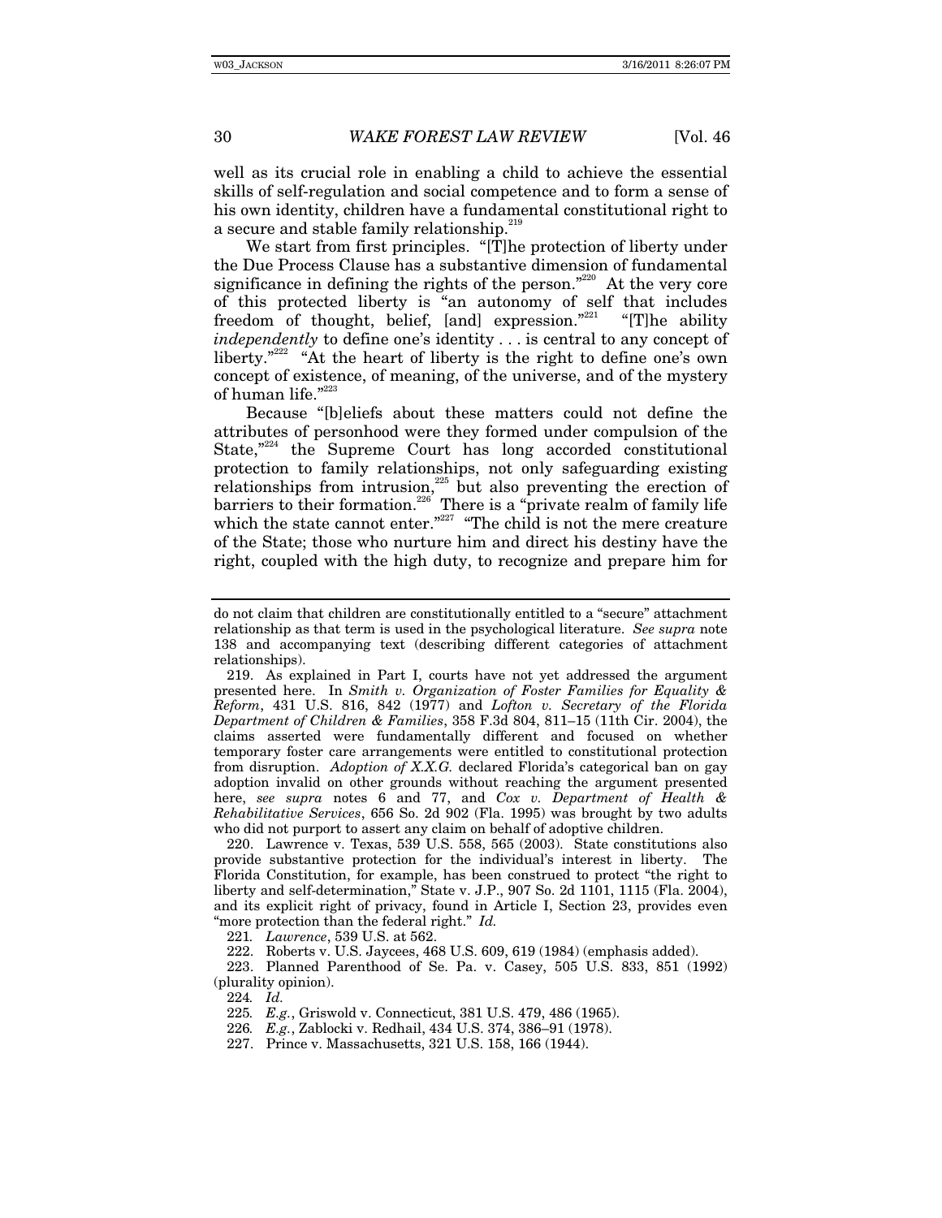well as its crucial role in enabling a child to achieve the essential skills of self-regulation and social competence and to form a sense of his own identity, children have a fundamental constitutional right to a secure and stable family relationship.[219]

We start from first principles. "[T]he protection of liberty under the Due Process Clause has a substantive dimension of fundamental significance in defining the rights of the person."[220] At the very core of this protected liberty is "an autonomy of self that includes freedom of thought, belief, [and] expression."[221] "[T]he ability *independently* to define one's identity . . . is central to any concept of liberty."[222] "At the heart of liberty is the right to define one's own concept of existence, of meaning, of the universe, and of the mystery of human life."[223]

Because "[b]eliefs about these matters could not define the attributes of personhood were they formed under compulsion of the State,"[224] the Supreme Court has long accorded constitutional protection to family relationships, not only safeguarding existing relationships from intrusion,[225] but also preventing the erection of barriers to their formation.[226] There is a "private realm of family life which the state cannot enter."[227] "The child is not the mere creature of the State; those who nurture him and direct his destiny have the right, coupled with the high duty, to recognize and prepare him for

---

do not claim that children are constitutionally entitled to a "secure" attachment relationship as that term is used in the psychological literature. *See supra* note 138 and accompanying text (describing different categories of attachment relationships).

219. As explained in Part I, courts have not yet addressed the argument presented here. In *Smith v. Organization of Foster Families for Equality & Reform*, 431 U.S. 816, 842 (1977) and *Lofton v. Secretary of the Florida Department of Children & Families*, 358 F.3d 804, 811–15 (11th Cir. 2004), the claims asserted were fundamentally different and focused on whether temporary foster care arrangements were entitled to constitutional protection from disruption. *Adoption of X.X.G.* declared Florida's categorical ban on gay adoption invalid on other grounds without reaching the argument presented here, *see supra* notes 6 and 77, and *Cox v. Department of Health & Rehabilitative Services*, 656 So. 2d 902 (Fla. 1995) was brought by two adults who did not purport to assert any claim on behalf of adoptive children.

220. Lawrence v. Texas, 539 U.S. 558, 565 (2003). State constitutions also provide substantive protection for the individual's interest in liberty. The Florida Constitution, for example, has been construed to protect "the right to liberty and self-determination," State v. J.P., 907 So. 2d 1101, 1115 (Fla. 2004), and its explicit right of privacy, found in Article I, Section 23, provides even "more protection than the federal right." *Id.*

221. *Lawrence*, 539 U.S. at 562.

222. Roberts v. U.S. Jaycees, 468 U.S. 609, 619 (1984) (emphasis added).

223. Planned Parenthood of Se. Pa. v. Casey, 505 U.S. 833, 851 (1992) (plurality opinion).

224. *Id.*

225. *E.g.*, Griswold v. Connecticut, 381 U.S. 479, 486 (1965).

226. *E.g.*, Zablocki v. Redhail, 434 U.S. 374, 386–91 (1978).

227. Prince v. Massachusetts, 321 U.S. 158, 166 (1944).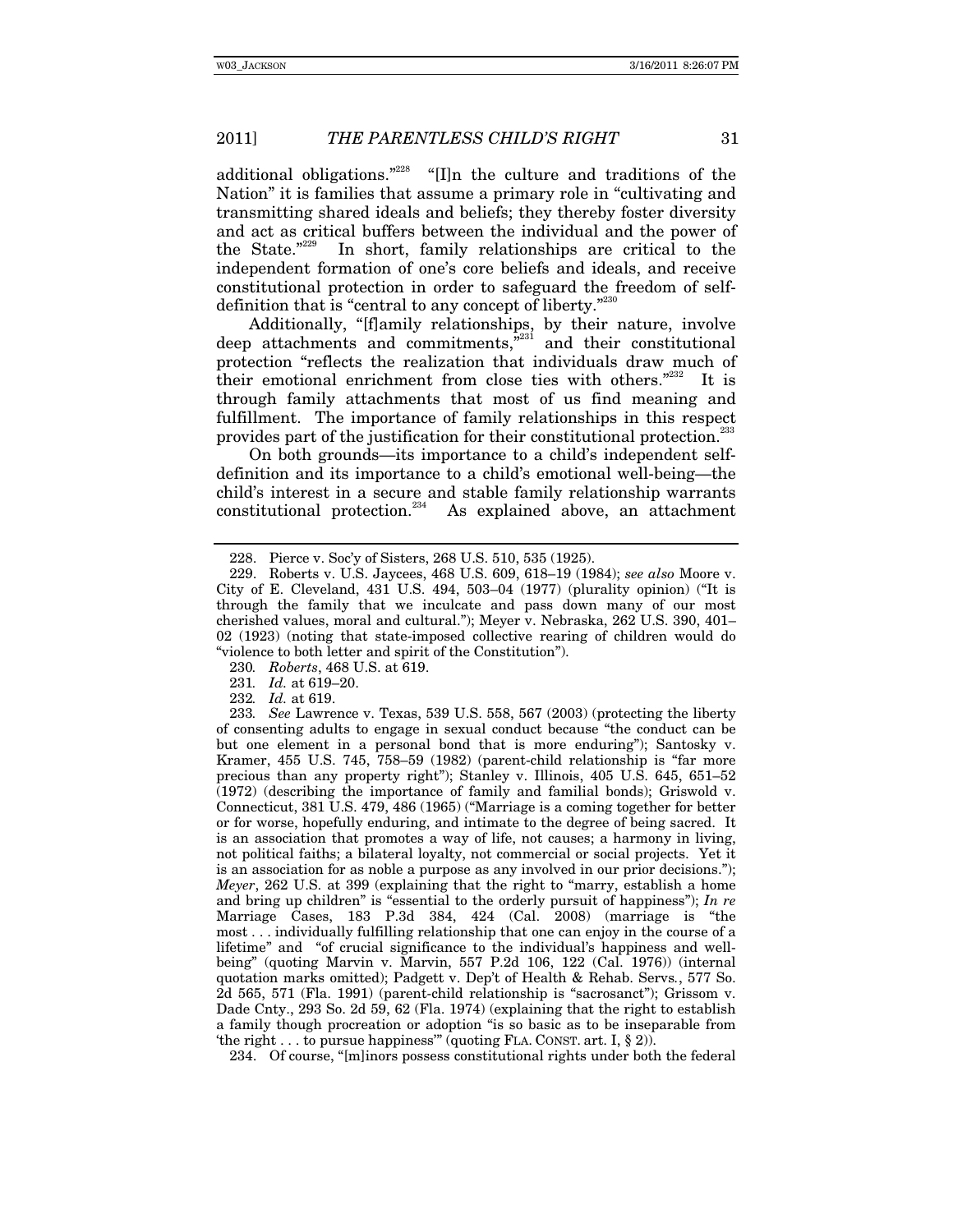additional obligations."[228] "[I]n the culture and traditions of the Nation" it is families that assume a primary role in "cultivating and transmitting shared ideals and beliefs; they thereby foster diversity and act as critical buffers between the individual and the power of the State."[229] In short, family relationships are critical to the independent formation of one's core beliefs and ideals, and receive constitutional protection in order to safeguard the freedom of self-definition that is "central to any concept of liberty."[230]

Additionally, "[f]amily relationships, by their nature, involve deep attachments and commitments,"[231] and their constitutional protection "reflects the realization that individuals draw much of their emotional enrichment from close ties with others."[232] It is through family attachments that most of us find meaning and fulfillment. The importance of family relationships in this respect provides part of the justification for their constitutional protection.[233]

On both grounds—its importance to a child's independent self-definition and its importance to a child's emotional well-being—the child's interest in a secure and stable family relationship warrants constitutional protection.[234] As explained above, an attachment

---

228. Pierce v. Soc'y of Sisters, 268 U.S. 510, 535 (1925).

229. Roberts v. U.S. Jaycees, 468 U.S. 609, 618–19 (1984); *see also* Moore v. City of E. Cleveland, 431 U.S. 494, 503–04 (1977) (plurality opinion) ("It is through the family that we inculcate and pass down many of our most cherished values, moral and cultural."); Meyer v. Nebraska, 262 U.S. 390, 401–02 (1923) (noting that state-imposed collective rearing of children would do "violence to both letter and spirit of the Constitution").

230. *Roberts*, 468 U.S. at 619.

231. *Id.* at 619–20.

232. *Id.* at 619.

233. *See* Lawrence v. Texas, 539 U.S. 558, 567 (2003) (protecting the liberty of consenting adults to engage in sexual conduct because "the conduct can be but one element in a personal bond that is more enduring"); Santosky v. Kramer, 455 U.S. 745, 758–59 (1982) (parent-child relationship is "far more precious than any property right"); Stanley v. Illinois, 405 U.S. 645, 651–52 (1972) (describing the importance of family and familial bonds); Griswold v. Connecticut, 381 U.S. 479, 486 (1965) ("Marriage is a coming together for better or for worse, hopefully enduring, and intimate to the degree of being sacred. It is an association that promotes a way of life, not causes; a harmony in living, not political faiths; a bilateral loyalty, not commercial or social projects. Yet it is an association for as noble a purpose as any involved in our prior decisions."); *Meyer*, 262 U.S. at 399 (explaining that the right to "marry, establish a home and bring up children" is "essential to the orderly pursuit of happiness"); *In re* Marriage Cases, 183 P.3d 384, 424 (Cal. 2008) (marriage is "the most . . . individually fulfilling relationship that one can enjoy in the course of a lifetime" and "of crucial significance to the individual's happiness and well-being" (quoting Marvin v. Marvin, 557 P.2d 106, 122 (Cal. 1976)) (internal quotation marks omitted); Padgett v. Dep't of Health & Rehab. Servs., 577 So. 2d 565, 571 (Fla. 1991) (parent-child relationship is "sacrosanct"); Grissom v. Dade Cnty., 293 So. 2d 59, 62 (Fla. 1974) (explaining that the right to establish a family though procreation or adoption "is so basic as to be inseparable from 'the right . . . to pursue happiness'" (quoting FLA. CONST. art. I, § 2)).

234. Of course, "[m]inors possess constitutional rights under both the federal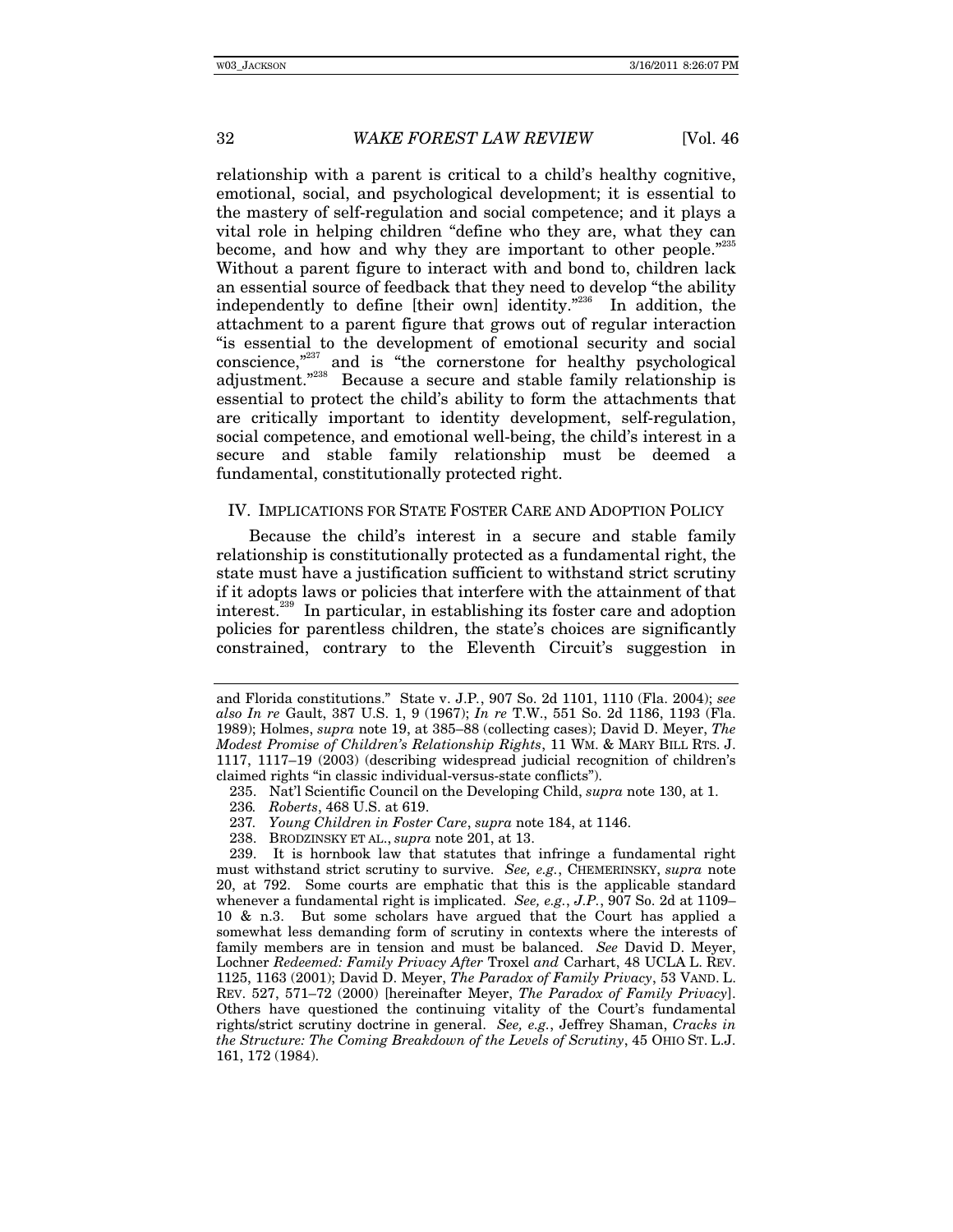relationship with a parent is critical to a child's healthy cognitive, emotional, social, and psychological development; it is essential to the mastery of self-regulation and social competence; and it plays a vital role in helping children "define who they are, what they can become, and how and why they are important to other people."[235] Without a parent figure to interact with and bond to, children lack an essential source of feedback that they need to develop "the ability independently to define [their own] identity."[236] In addition, the attachment to a parent figure that grows out of regular interaction "is essential to the development of emotional security and social conscience,"[237] and is "the cornerstone for healthy psychological adjustment."[238] Because a secure and stable family relationship is essential to protect the child's ability to form the attachments that are critically important to identity development, self-regulation, social competence, and emotional well-being, the child's interest in a secure and stable family relationship must be deemed a fundamental, constitutionally protected right.

## IV. IMPLICATIONS FOR STATE FOSTER CARE AND ADOPTION POLICY

Because the child's interest in a secure and stable family relationship is constitutionally protected as a fundamental right, the state must have a justification sufficient to withstand strict scrutiny if it adopts laws or policies that interfere with the attainment of that interest.[239] In particular, in establishing its foster care and adoption policies for parentless children, the state's choices are significantly constrained, contrary to the Eleventh Circuit's suggestion in

---

and Florida constitutions." State v. J.P., 907 So. 2d 1101, 1110 (Fla. 2004); *see also In re* Gault, 387 U.S. 1, 9 (1967); *In re* T.W., 551 So. 2d 1186, 1193 (Fla. 1989); Holmes, *supra* note 19, at 385–88 (collecting cases); David D. Meyer, *The Modest Promise of Children's Relationship Rights*, 11 WM. & MARY BILL RTS. J. 1117, 1117–19 (2003) (describing widespread judicial recognition of children's claimed rights "in classic individual-versus-state conflicts").

235. Nat'l Scientific Council on the Developing Child, *supra* note 130, at 1.

236. *Roberts*, 468 U.S. at 619.

237. *Young Children in Foster Care*, *supra* note 184, at 1146.

238. BRODZINSKY ET AL., *supra* note 201, at 13.

239. It is hornbook law that statutes that infringe a fundamental right must withstand strict scrutiny to survive. *See, e.g.*, CHEMERINSKY, *supra* note 20, at 792. Some courts are emphatic that this is the applicable standard whenever a fundamental right is implicated. *See, e.g.*, *J.P.*, 907 So. 2d at 1109–10 & n.3. But some scholars have argued that the Court has applied a somewhat less demanding form of scrutiny in contexts where the interests of family members are in tension and must be balanced. *See* David D. Meyer, Lochner *Redeemed: Family Privacy After* Troxel *and* Carhart, 48 UCLA L. REV. 1125, 1163 (2001); David D. Meyer, *The Paradox of Family Privacy*, 53 VAND. L. REV. 527, 571–72 (2000) [hereinafter Meyer, *The Paradox of Family Privacy*]. Others have questioned the continuing vitality of the Court's fundamental rights/strict scrutiny doctrine in general. *See, e.g.*, Jeffrey Shaman, *Cracks in the Structure: The Coming Breakdown of the Levels of Scrutiny*, 45 OHIO ST. L.J. 161, 172 (1984).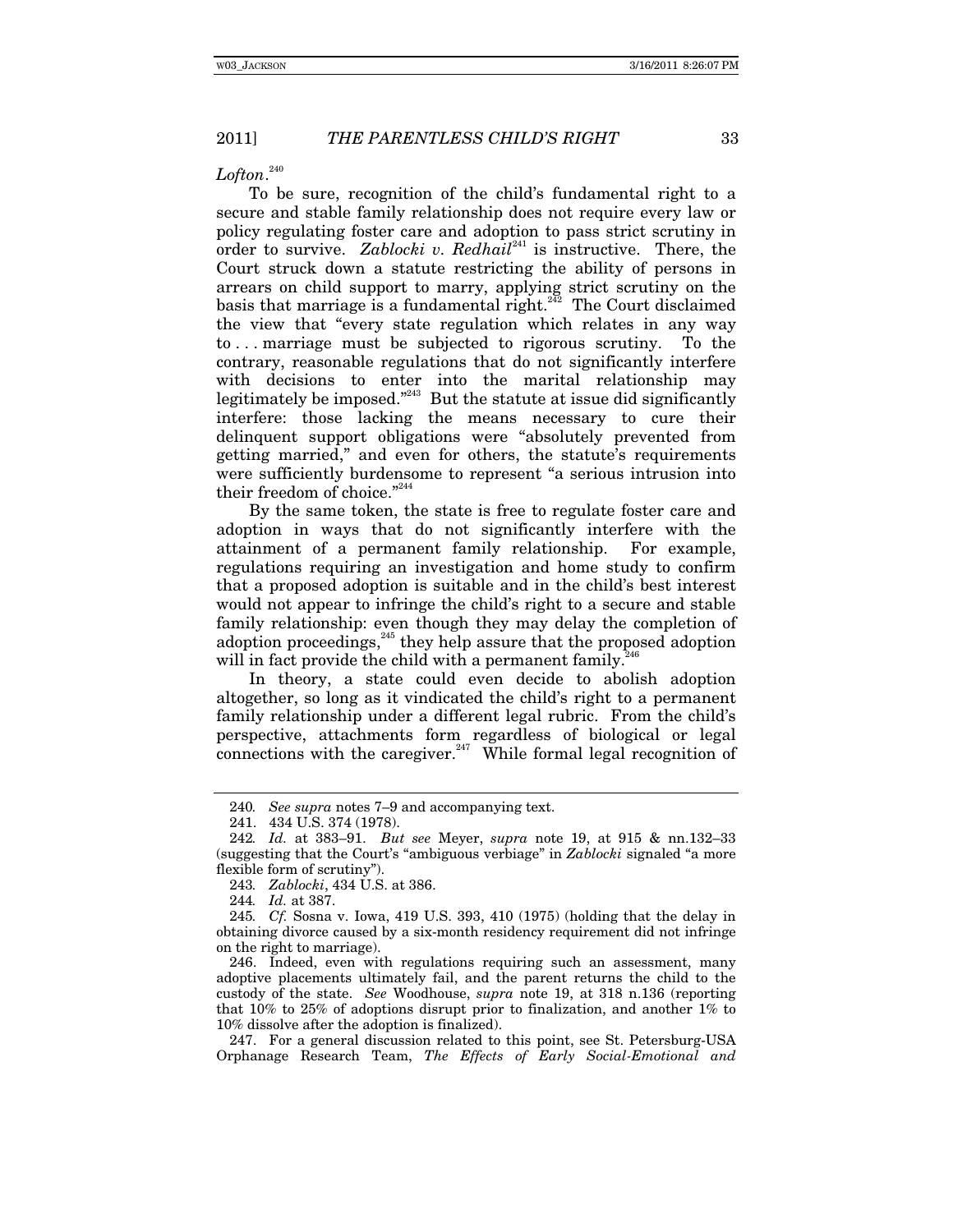*Lofton*.[240]

To be sure, recognition of the child's fundamental right to a secure and stable family relationship does not require every law or policy regulating foster care and adoption to pass strict scrutiny in order to survive. *Zablocki v. Redhail*[241] is instructive. There, the Court struck down a statute restricting the ability of persons in arrears on child support to marry, applying strict scrutiny on the basis that marriage is a fundamental right.[242] The Court disclaimed the view that "every state regulation which relates in any way to . . . marriage must be subjected to rigorous scrutiny. To the contrary, reasonable regulations that do not significantly interfere with decisions to enter into the marital relationship may legitimately be imposed."[243] But the statute at issue did significantly interfere: those lacking the means necessary to cure their delinquent support obligations were "absolutely prevented from getting married," and even for others, the statute's requirements were sufficiently burdensome to represent "a serious intrusion into their freedom of choice."[244]

By the same token, the state is free to regulate foster care and adoption in ways that do not significantly interfere with the attainment of a permanent family relationship. For example, regulations requiring an investigation and home study to confirm that a proposed adoption is suitable and in the child's best interest would not appear to infringe the child's right to a secure and stable family relationship: even though they may delay the completion of adoption proceedings,[245] they help assure that the proposed adoption will in fact provide the child with a permanent family.[246]

In theory, a state could even decide to abolish adoption altogether, so long as it vindicated the child's right to a permanent family relationship under a different legal rubric. From the child's perspective, attachments form regardless of biological or legal connections with the caregiver.[247] While formal legal recognition of

---

240. *See supra* notes 7–9 and accompanying text.

241. 434 U.S. 374 (1978).

242. *Id.* at 383–91. *But see* Meyer, *supra* note 19, at 915 & nn.132–33 (suggesting that the Court's "ambiguous verbiage" in *Zablocki* signaled "a more flexible form of scrutiny").

243. *Zablocki*, 434 U.S. at 386.

244. *Id.* at 387.

245. *Cf.* Sosna v. Iowa, 419 U.S. 393, 410 (1975) (holding that the delay in obtaining divorce caused by a six-month residency requirement did not infringe on the right to marriage).

246. Indeed, even with regulations requiring such an assessment, many adoptive placements ultimately fail, and the parent returns the child to the custody of the state. *See* Woodhouse, *supra* note 19, at 318 n.136 (reporting that 10% to 25% of adoptions disrupt prior to finalization, and another 1% to 10% dissolve after the adoption is finalized).

247. For a general discussion related to this point, see St. Petersburg-USA Orphanage Research Team, *The Effects of Early Social-Emotional and*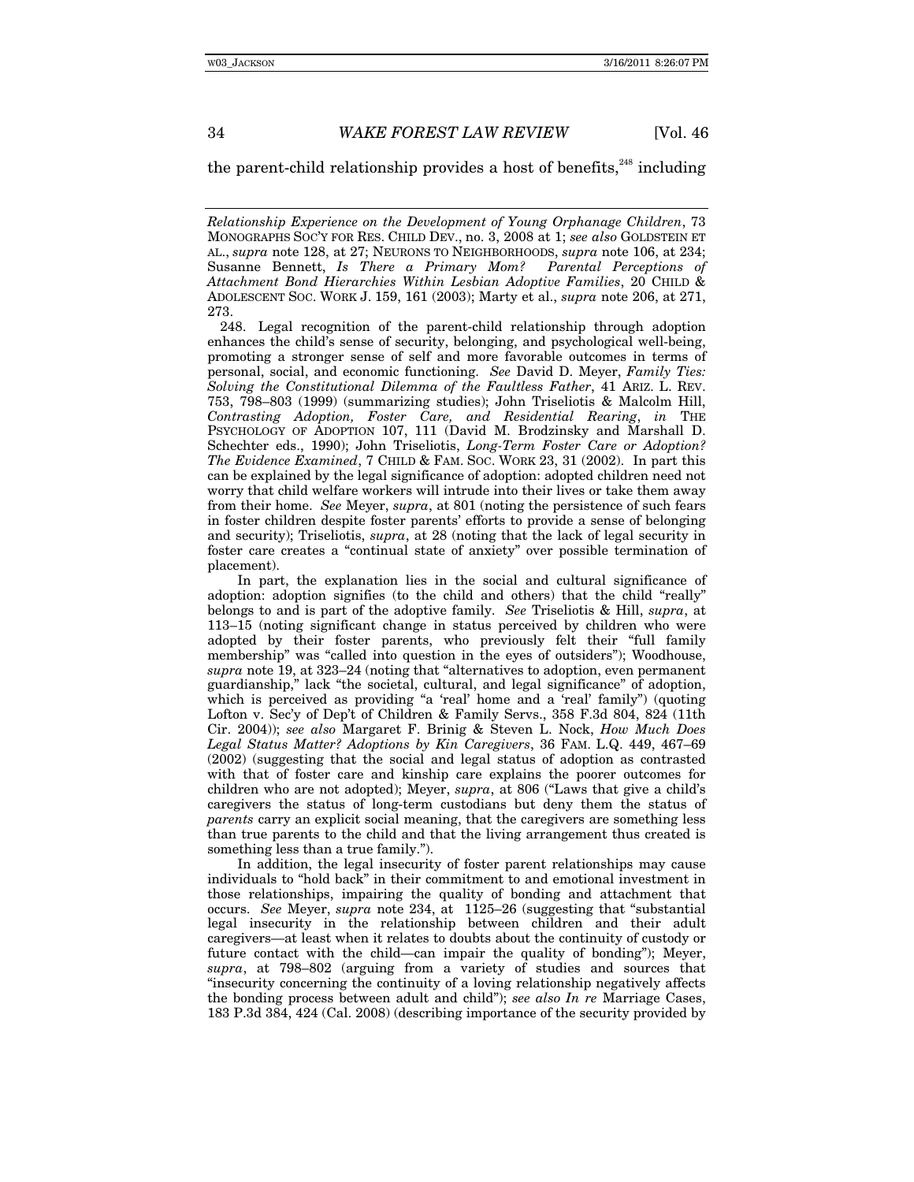the parent-child relationship provides a host of benefits,[248] including

---

*Relationship Experience on the Development of Young Orphanage Children*, 73 MONOGRAPHS SOC'Y FOR RES. CHILD DEV., no. 3, 2008 at 1; *see also* GOLDSTEIN ET AL., *supra* note 128, at 27; NEURONS TO NEIGHBORHOODS, *supra* note 106, at 234; Susanne Bennett, *Is There a Primary Mom? Parental Perceptions of Attachment Bond Hierarchies Within Lesbian Adoptive Families*, 20 CHILD & ADOLESCENT SOC. WORK J. 159, 161 (2003); Marty et al., *supra* note 206, at 271, 273.

248. Legal recognition of the parent-child relationship through adoption enhances the child's sense of security, belonging, and psychological well-being, promoting a stronger sense of self and more favorable outcomes in terms of personal, social, and economic functioning. *See* David D. Meyer, *Family Ties: Solving the Constitutional Dilemma of the Faultless Father*, 41 ARIZ. L. REV. 753, 798–803 (1999) (summarizing studies); John Triseliotis & Malcolm Hill, *Contrasting Adoption, Foster Care, and Residential Rearing*, *in* THE PSYCHOLOGY OF ADOPTION 107, 111 (David M. Brodzinsky and Marshall D. Schechter eds., 1990); John Triseliotis, *Long-Term Foster Care or Adoption? The Evidence Examined*, 7 CHILD & FAM. SOC. WORK 23, 31 (2002). In part this can be explained by the legal significance of adoption: adopted children need not worry that child welfare workers will intrude into their lives or take them away from their home. *See* Meyer, *supra*, at 801 (noting the persistence of such fears in foster children despite foster parents' efforts to provide a sense of belonging and security); Triseliotis, *supra*, at 28 (noting that the lack of legal security in foster care creates a "continual state of anxiety" over possible termination of placement).

In part, the explanation lies in the social and cultural significance of adoption: adoption signifies (to the child and others) that the child "really" belongs to and is part of the adoptive family. *See* Triseliotis & Hill, *supra*, at 113–15 (noting significant change in status perceived by children who were adopted by their foster parents, who previously felt their "full family membership" was "called into question in the eyes of outsiders"); Woodhouse, *supra* note 19, at 323–24 (noting that "alternatives to adoption, even permanent guardianship," lack "the societal, cultural, and legal significance" of adoption, which is perceived as providing "a 'real' home and a 'real' family") (quoting Lofton v. Sec'y of Dep't of Children & Family Servs., 358 F.3d 804, 824 (11th Cir. 2004)); *see also* Margaret F. Brinig & Steven L. Nock, *How Much Does Legal Status Matter? Adoptions by Kin Caregivers*, 36 FAM. L.Q. 449, 467–69 (2002) (suggesting that the social and legal status of adoption as contrasted with that of foster care and kinship care explains the poorer outcomes for children who are not adopted); Meyer, *supra*, at 806 ("Laws that give a child's caregivers the status of long-term custodians but deny them the status of *parents* carry an explicit social meaning, that the caregivers are something less than true parents to the child and that the living arrangement thus created is something less than a true family.").

In addition, the legal insecurity of foster parent relationships may cause individuals to "hold back" in their commitment to and emotional investment in those relationships, impairing the quality of bonding and attachment that occurs. *See* Meyer, *supra* note 234, at 1125–26 (suggesting that "substantial legal insecurity in the relationship between children and their adult caregivers—at least when it relates to doubts about the continuity of custody or future contact with the child—can impair the quality of bonding"); Meyer, *supra*, at 798–802 (arguing from a variety of studies and sources that "insecurity concerning the continuity of a loving relationship negatively affects the bonding process between adult and child"); *see also In re* Marriage Cases, 183 P.3d 384, 424 (Cal. 2008) (describing importance of the security provided by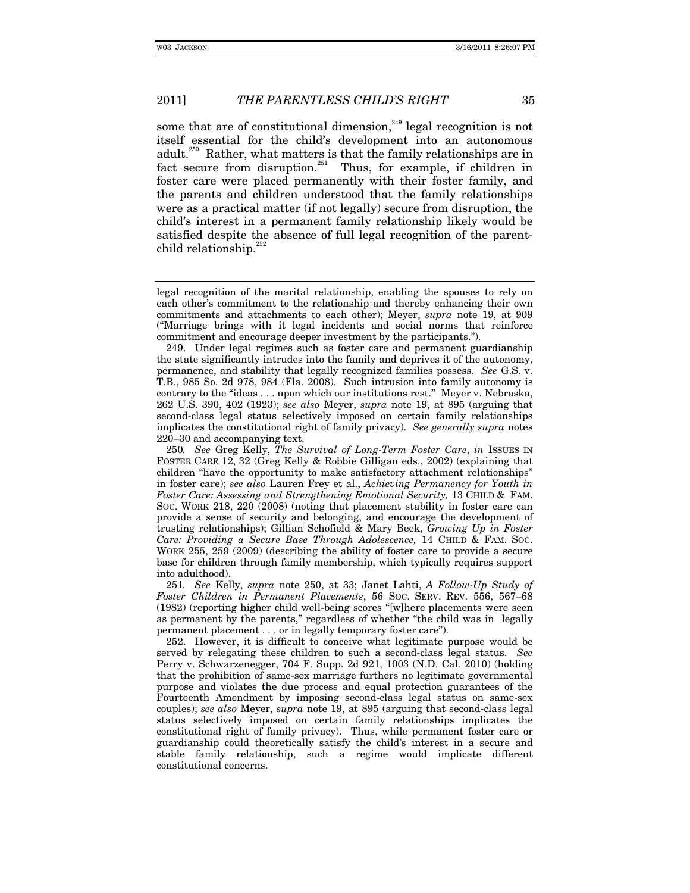some that are of constitutional dimension,[249] legal recognition is not itself essential for the child's development into an autonomous adult.[250] Rather, what matters is that the family relationships are in fact secure from disruption.[251] Thus, for example, if children in foster care were placed permanently with their foster family, and the parents and children understood that the family relationships were as a practical matter (if not legally) secure from disruption, the child's interest in a permanent family relationship likely would be satisfied despite the absence of full legal recognition of the parent-child relationship.[252]

---

legal recognition of the marital relationship, enabling the spouses to rely on each other's commitment to the relationship and thereby enhancing their own commitments and attachments to each other); Meyer, *supra* note 19, at 909 ("Marriage brings with it legal incidents and social norms that reinforce commitment and encourage deeper investment by the participants.").

249. Under legal regimes such as foster care and permanent guardianship the state significantly intrudes into the family and deprives it of the autonomy, permanence, and stability that legally recognized families possess. *See* G.S. v. T.B., 985 So. 2d 978, 984 (Fla. 2008). Such intrusion into family autonomy is contrary to the "ideas . . . upon which our institutions rest." Meyer v. Nebraska, 262 U.S. 390, 402 (1923); *see also* Meyer, *supra* note 19, at 895 (arguing that second-class legal status selectively imposed on certain family relationships implicates the constitutional right of family privacy). *See generally supra* notes 220–30 and accompanying text.

250. *See* Greg Kelly, *The Survival of Long-Term Foster Care*, *in* ISSUES IN FOSTER CARE 12, 32 (Greg Kelly & Robbie Gilligan eds., 2002) (explaining that children "have the opportunity to make satisfactory attachment relationships" in foster care); *see also* Lauren Frey et al., *Achieving Permanency for Youth in Foster Care: Assessing and Strengthening Emotional Security,* 13 CHILD & FAM. SOC. WORK 218, 220 (2008) (noting that placement stability in foster care can provide a sense of security and belonging, and encourage the development of trusting relationships); Gillian Schofield & Mary Beek, *Growing Up in Foster Care: Providing a Secure Base Through Adolescence,* 14 CHILD & FAM. SOC. WORK 255, 259 (2009) (describing the ability of foster care to provide a secure base for children through family membership, which typically requires support into adulthood).

251. *See* Kelly, *supra* note 250, at 33; Janet Lahti, *A Follow-Up Study of Foster Children in Permanent Placements*, 56 SOC. SERV. REV. 556, 567–68 (1982) (reporting higher child well-being scores "[w]here placements were seen as permanent by the parents," regardless of whether "the child was in legally permanent placement . . . or in legally temporary foster care").

252. However, it is difficult to conceive what legitimate purpose would be served by relegating these children to such a second-class legal status. *See* Perry v. Schwarzenegger, 704 F. Supp. 2d 921, 1003 (N.D. Cal. 2010) (holding that the prohibition of same-sex marriage furthers no legitimate governmental purpose and violates the due process and equal protection guarantees of the Fourteenth Amendment by imposing second-class legal status on same-sex couples); *see also* Meyer, *supra* note 19, at 895 (arguing that second-class legal status selectively imposed on certain family relationships implicates the constitutional right of family privacy). Thus, while permanent foster care or guardianship could theoretically satisfy the child's interest in a secure and stable family relationship, such a regime would implicate different constitutional concerns.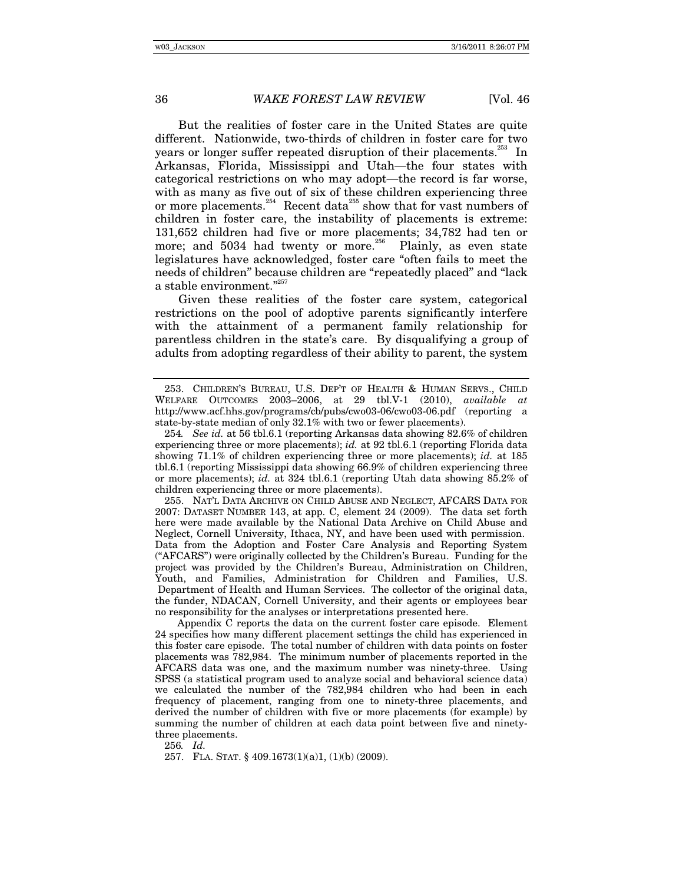But the realities of foster care in the United States are quite different. Nationwide, two-thirds of children in foster care for two years or longer suffer repeated disruption of their placements.[253] In Arkansas, Florida, Mississippi and Utah—the four states with categorical restrictions on who may adopt—the record is far worse, with as many as five out of six of these children experiencing three or more placements.[254] Recent data[255] show that for vast numbers of children in foster care, the instability of placements is extreme: 131,652 children had five or more placements; 34,782 had ten or more; and 5034 had twenty or more.[256] Plainly, as even state legislatures have acknowledged, foster care "often fails to meet the needs of children" because children are "repeatedly placed" and "lack a stable environment."[257]

Given these realities of the foster care system, categorical restrictions on the pool of adoptive parents significantly interfere with the attainment of a permanent family relationship for parentless children in the state's care. By disqualifying a group of adults from adopting regardless of their ability to parent, the system

---

253. CHILDREN'S BUREAU, U.S. DEP'T OF HEALTH & HUMAN SERVS., CHILD WELFARE OUTCOMES 2003–2006, at 29 tbl.V-1 (2010), *available at* http://www.acf.hhs.gov/programs/cb/pubs/cwo03-06/cwo03-06.pdf (reporting a state-by-state median of only 32.1% with two or fewer placements).

254. *See id.* at 56 tbl.6.1 (reporting Arkansas data showing 82.6% of children experiencing three or more placements); *id.* at 92 tbl.6.1 (reporting Florida data showing 71.1% of children experiencing three or more placements); *id.* at 185 tbl.6.1 (reporting Mississippi data showing 66.9% of children experiencing three or more placements); *id.* at 324 tbl.6.1 (reporting Utah data showing 85.2% of children experiencing three or more placements).

255. NAT'L DATA ARCHIVE ON CHILD ABUSE AND NEGLECT, AFCARS DATA FOR 2007: DATASET NUMBER 143, at app. C, element 24 (2009). The data set forth here were made available by the National Data Archive on Child Abuse and Neglect, Cornell University, Ithaca, NY, and have been used with permission. Data from the Adoption and Foster Care Analysis and Reporting System ("AFCARS") were originally collected by the Children's Bureau. Funding for the project was provided by the Children's Bureau, Administration on Children, Youth, and Families, Administration for Children and Families, U.S. Department of Health and Human Services. The collector of the original data, the funder, NDACAN, Cornell University, and their agents or employees bear no responsibility for the analyses or interpretations presented here.

Appendix C reports the data on the current foster care episode. Element 24 specifies how many different placement settings the child has experienced in this foster care episode. The total number of children with data points on foster placements was 782,984. The minimum number of placements reported in the AFCARS data was one, and the maximum number was ninety-three. Using SPSS (a statistical program used to analyze social and behavioral science data) we calculated the number of the 782,984 children who had been in each frequency of placement, ranging from one to ninety-three placements, and derived the number of children with five or more placements (for example) by summing the number of children at each data point between five and ninety-three placements.

256. *Id.*

257. FLA. STAT. § 409.1673(1)(a)1, (1)(b) (2009).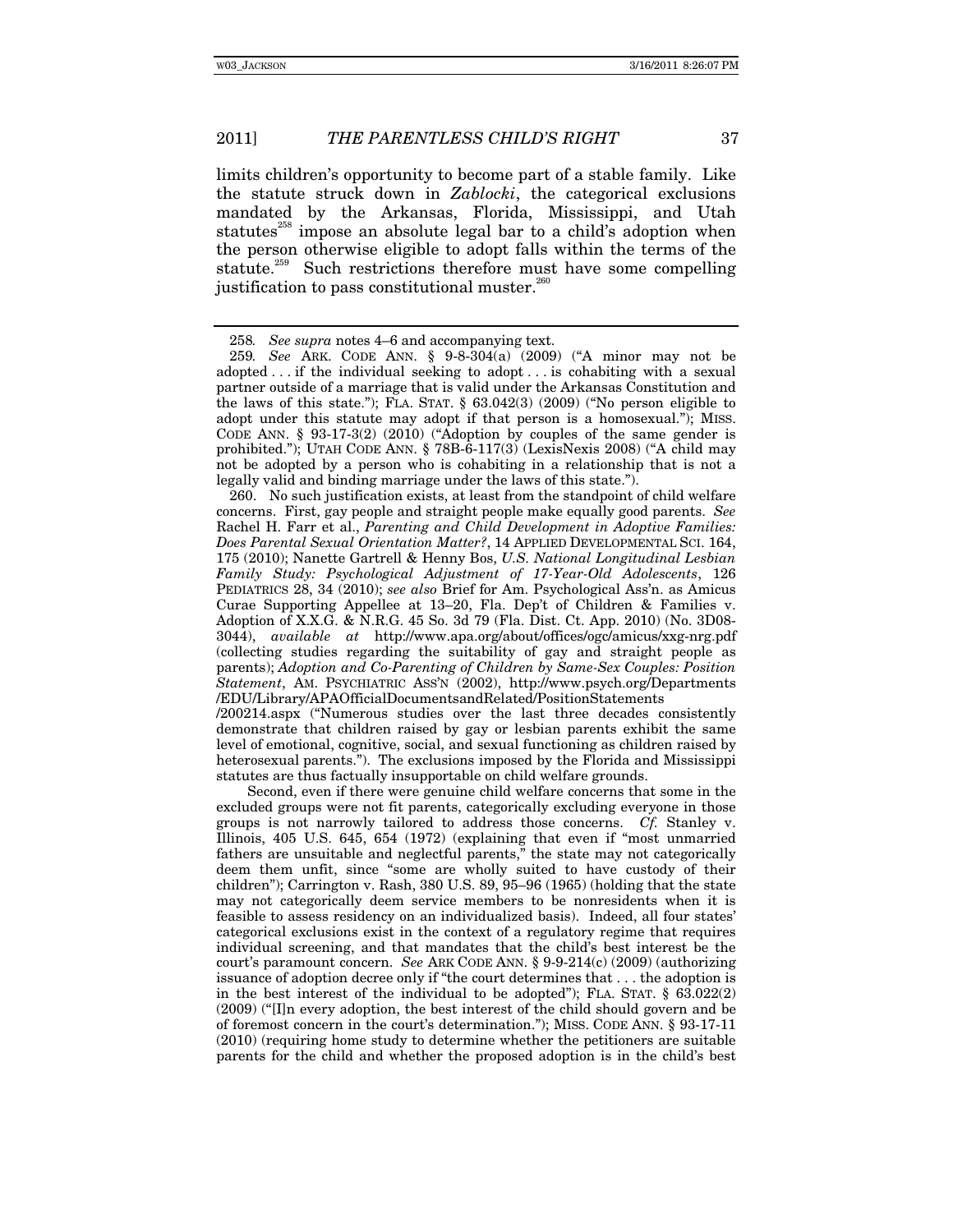limits children's opportunity to become part of a stable family. Like the statute struck down in *Zablocki*, the categorical exclusions mandated by the Arkansas, Florida, Mississippi, and Utah statutes[258] impose an absolute legal bar to a child's adoption when the person otherwise eligible to adopt falls within the terms of the statute.[259] Such restrictions therefore must have some compelling justification to pass constitutional muster.[260]

---

258. *See supra* notes 4–6 and accompanying text.

259. *See* ARK. CODE ANN. § 9-8-304(a) (2009) ("A minor may not be adopted . . . if the individual seeking to adopt . . . is cohabiting with a sexual partner outside of a marriage that is valid under the Arkansas Constitution and the laws of this state."); FLA. STAT. § 63.042(3) (2009) ("No person eligible to adopt under this statute may adopt if that person is a homosexual."); MISS. CODE ANN. § 93-17-3(2) (2010) ("Adoption by couples of the same gender is prohibited."); UTAH CODE ANN. § 78B-6-117(3) (LexisNexis 2008) ("A child may not be adopted by a person who is cohabiting in a relationship that is not a legally valid and binding marriage under the laws of this state.").

260. No such justification exists, at least from the standpoint of child welfare concerns. First, gay people and straight people make equally good parents. *See* Rachel H. Farr et al., *Parenting and Child Development in Adoptive Families: Does Parental Sexual Orientation Matter?*, 14 APPLIED DEVELOPMENTAL SCI. 164, 175 (2010); Nanette Gartrell & Henny Bos, *U.S. National Longitudinal Lesbian Family Study: Psychological Adjustment of 17-Year-Old Adolescents*, 126 PEDIATRICS 28, 34 (2010); *see also* Brief for Am. Psychological Ass'n. as Amicus Curae Supporting Appellee at 13–20, Fla. Dep't of Children & Families v. Adoption of X.X.G. & N.R.G. 45 So. 3d 79 (Fla. Dist. Ct. App. 2010) (No. 3D08-3044), *available at* http://www.apa.org/about/offices/ogc/amicus/xxg-nrg.pdf (collecting studies regarding the suitability of gay and straight people as parents); *Adoption and Co-Parenting of Children by Same-Sex Couples: Position Statement*, AM. PSYCHIATRIC ASS'N (2002), http://www.psych.org/Departments/EDU/Library/APAOfficialDocumentsandRelated/PositionStatements/200214.aspx ("Numerous studies over the last three decades consistently demonstrate that children raised by gay or lesbian parents exhibit the same level of emotional, cognitive, social, and sexual functioning as children raised by heterosexual parents."). The exclusions imposed by the Florida and Mississippi statutes are thus factually insupportable on child welfare grounds.

Second, even if there were genuine child welfare concerns that some in the excluded groups were not fit parents, categorically excluding everyone in those groups is not narrowly tailored to address those concerns. *Cf.* Stanley v. Illinois, 405 U.S. 645, 654 (1972) (explaining that even if "most unmarried fathers are unsuitable and neglectful parents," the state may not categorically deem them unfit, since "some are wholly suited to have custody of their children"); Carrington v. Rash, 380 U.S. 89, 95–96 (1965) (holding that the state may not categorically deem service members to be nonresidents when it is feasible to assess residency on an individualized basis). Indeed, all four states' categorical exclusions exist in the context of a regulatory regime that requires individual screening, and that mandates that the child's best interest be the court's paramount concern. *See* ARK CODE ANN. § 9-9-214(c) (2009) (authorizing issuance of adoption decree only if "the court determines that . . . the adoption is in the best interest of the individual to be adopted"); FLA. STAT. § 63.022(2) (2009) ("[I]n every adoption, the best interest of the child should govern and be of foremost concern in the court's determination."); MISS. CODE ANN. § 93-17-11 (2010) (requiring home study to determine whether the petitioners are suitable parents for the child and whether the proposed adoption is in the child's best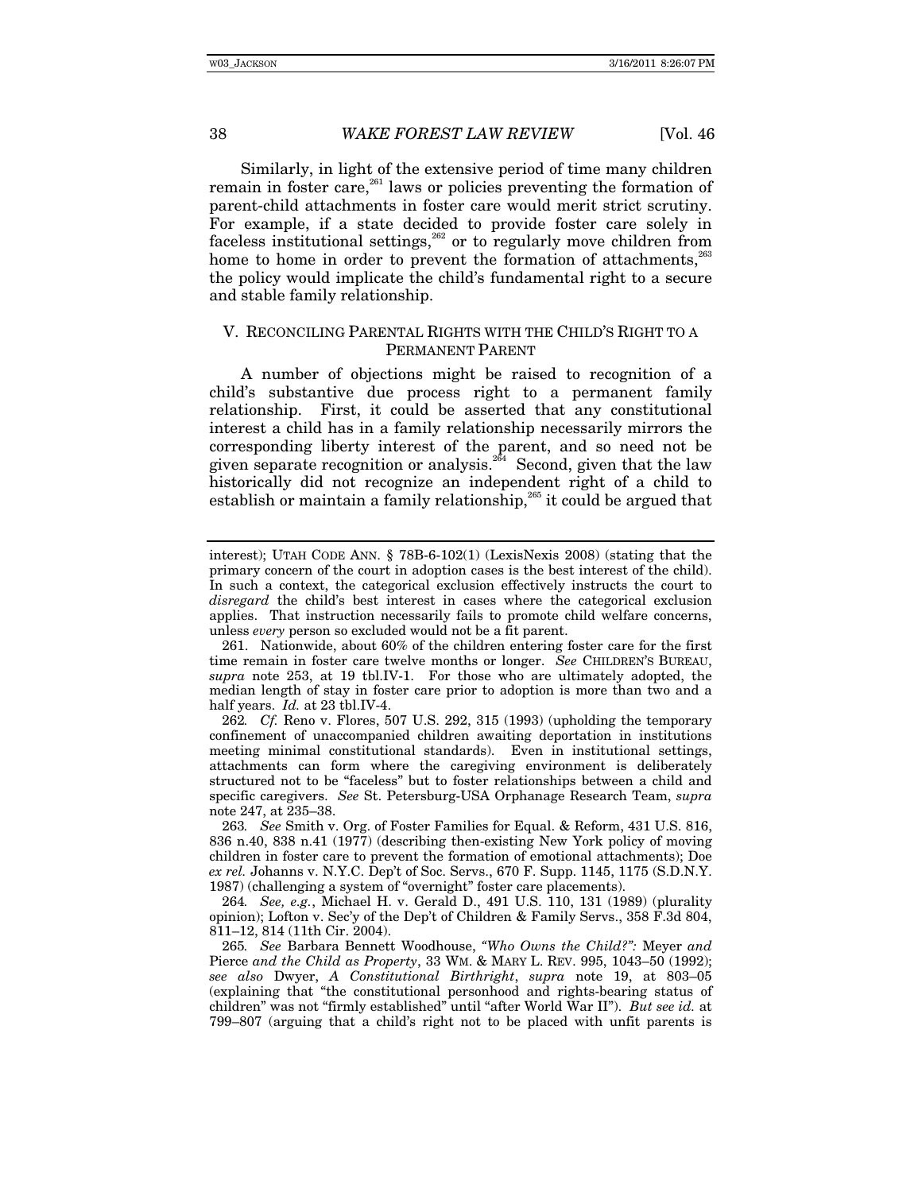Similarly, in light of the extensive period of time many children remain in foster care,[261] laws or policies preventing the formation of parent-child attachments in foster care would merit strict scrutiny. For example, if a state decided to provide foster care solely in faceless institutional settings,[262] or to regularly move children from home to home in order to prevent the formation of attachments,[263] the policy would implicate the child's fundamental right to a secure and stable family relationship.

## V. RECONCILING PARENTAL RIGHTS WITH THE CHILD'S RIGHT TO A PERMANENT PARENT

A number of objections might be raised to recognition of a child's substantive due process right to a permanent family relationship. First, it could be asserted that any constitutional interest a child has in a family relationship necessarily mirrors the corresponding liberty interest of the parent, and so need not be given separate recognition or analysis.[264] Second, given that the law historically did not recognize an independent right of a child to establish or maintain a family relationship,[265] it could be argued that

---

interest); UTAH CODE ANN. § 78B-6-102(1) (LexisNexis 2008) (stating that the primary concern of the court in adoption cases is the best interest of the child). In such a context, the categorical exclusion effectively instructs the court to *disregard* the child's best interest in cases where the categorical exclusion applies. That instruction necessarily fails to promote child welfare concerns, unless *every* person so excluded would not be a fit parent.

261. Nationwide, about 60% of the children entering foster care for the first time remain in foster care twelve months or longer. *See* CHILDREN'S BUREAU, *supra* note 253, at 19 tbl.IV-1. For those who are ultimately adopted, the median length of stay in foster care prior to adoption is more than two and a half years. *Id.* at 23 tbl.IV-4.

262. *Cf.* Reno v. Flores, 507 U.S. 292, 315 (1993) (upholding the temporary confinement of unaccompanied children awaiting deportation in institutions meeting minimal constitutional standards). Even in institutional settings, attachments can form where the caregiving environment is deliberately structured not to be "faceless" but to foster relationships between a child and specific caregivers. *See* St. Petersburg-USA Orphanage Research Team, *supra* note 247, at 235–38.

263. *See* Smith v. Org. of Foster Families for Equal. & Reform, 431 U.S. 816, 836 n.40, 838 n.41 (1977) (describing then-existing New York policy of moving children in foster care to prevent the formation of emotional attachments); Doe *ex rel.* Johanns v. N.Y.C. Dep't of Soc. Servs., 670 F. Supp. 1145, 1175 (S.D.N.Y. 1987) (challenging a system of "overnight" foster care placements).

264. *See, e.g.*, Michael H. v. Gerald D., 491 U.S. 110, 131 (1989) (plurality opinion); Lofton v. Sec'y of the Dep't of Children & Family Servs., 358 F.3d 804, 811–12, 814 (11th Cir. 2004).

265. *See* Barbara Bennett Woodhouse, *"Who Owns the Child?":* Meyer *and* Pierce *and the Child as Property*, 33 WM. & MARY L. REV. 995, 1043–50 (1992); *see also* Dwyer, *A Constitutional Birthright*, *supra* note 19, at 803–05 (explaining that "the constitutional personhood and rights-bearing status of children" was not "firmly established" until "after World War II"). *But see id.* at 799–807 (arguing that a child's right not to be placed with unfit parents is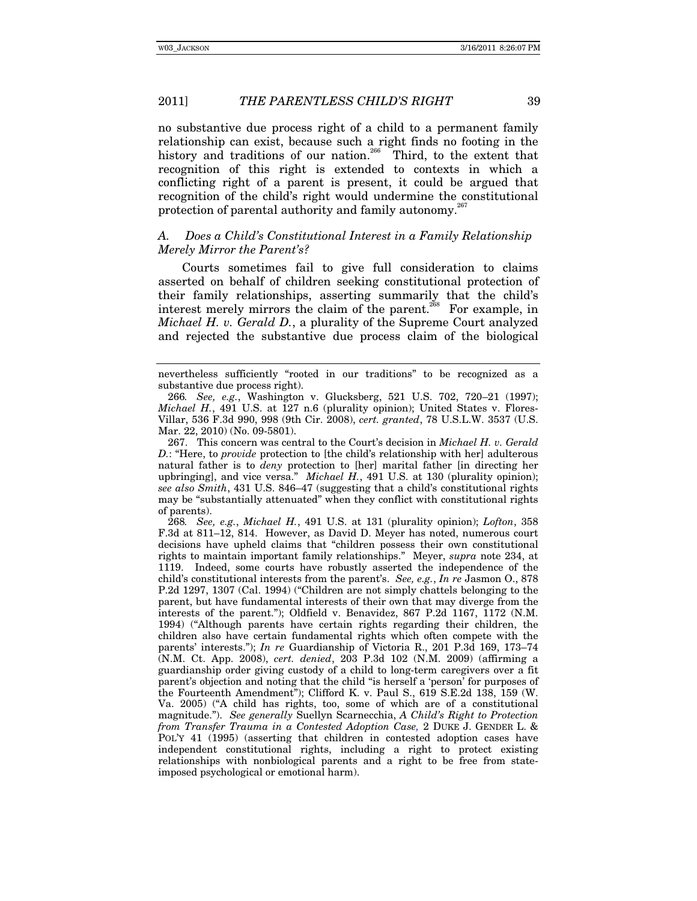no substantive due process right of a child to a permanent family relationship can exist, because such a right finds no footing in the history and traditions of our nation.[266] Third, to the extent that recognition of this right is extended to contexts in which a conflicting right of a parent is present, it could be argued that recognition of the child's right would undermine the constitutional protection of parental authority and family autonomy.[267]

### *A. Does a Child's Constitutional Interest in a Family Relationship Merely Mirror the Parent's?*

Courts sometimes fail to give full consideration to claims asserted on behalf of children seeking constitutional protection of their family relationships, asserting summarily that the child's interest merely mirrors the claim of the parent.[268] For example, in *Michael H. v. Gerald D.*, a plurality of the Supreme Court analyzed and rejected the substantive due process claim of the biological

---

nevertheless sufficiently "rooted in our traditions" to be recognized as a substantive due process right).

266. *See, e.g.*, Washington v. Glucksberg, 521 U.S. 702, 720–21 (1997); *Michael H.*, 491 U.S. at 127 n.6 (plurality opinion); United States v. Flores-Villar, 536 F.3d 990, 998 (9th Cir. 2008), *cert. granted*, 78 U.S.L.W. 3537 (U.S. Mar. 22, 2010) (No. 09-5801).

267. This concern was central to the Court's decision in *Michael H. v. Gerald D.*: "Here, to *provide* protection to [the child's relationship with her] adulterous natural father is to *deny* protection to [her] marital father [in directing her upbringing], and vice versa." *Michael H.*, 491 U.S. at 130 (plurality opinion); *see also Smith*, 431 U.S. 846–47 (suggesting that a child's constitutional rights may be "substantially attenuated" when they conflict with constitutional rights of parents).

268. *See, e.g.*, *Michael H.*, 491 U.S. at 131 (plurality opinion); *Lofton*, 358 F.3d at 811–12, 814. However, as David D. Meyer has noted, numerous court decisions have upheld claims that "children possess their own constitutional rights to maintain important family relationships." Meyer, *supra* note 234, at 1119. Indeed, some courts have robustly asserted the independence of the child's constitutional interests from the parent's. *See, e.g.*, *In re* Jasmon O., 878 P.2d 1297, 1307 (Cal. 1994) ("Children are not simply chattels belonging to the parent, but have fundamental interests of their own that may diverge from the interests of the parent."); Oldfield v. Benavidez, 867 P.2d 1167, 1172 (N.M. 1994) ("Although parents have certain rights regarding their children, the children also have certain fundamental rights which often compete with the parents' interests."); *In re* Guardianship of Victoria R., 201 P.3d 169, 173–74 (N.M. Ct. App. 2008), *cert. denied*, 203 P.3d 102 (N.M. 2009) (affirming a guardianship order giving custody of a child to long-term caregivers over a fit parent's objection and noting that the child "is herself a 'person' for purposes of the Fourteenth Amendment"); Clifford K. v. Paul S., 619 S.E.2d 138, 159 (W. Va. 2005) ("A child has rights, too, some of which are of a constitutional magnitude."). *See generally* Suellyn Scarnecchia, *A Child's Right to Protection from Transfer Trauma in a Contested Adoption Case*, 2 DUKE J. GENDER L. & POL'Y 41 (1995) (asserting that children in contested adoption cases have independent constitutional rights, including a right to protect existing relationships with nonbiological parents and a right to be free from state-imposed psychological or emotional harm).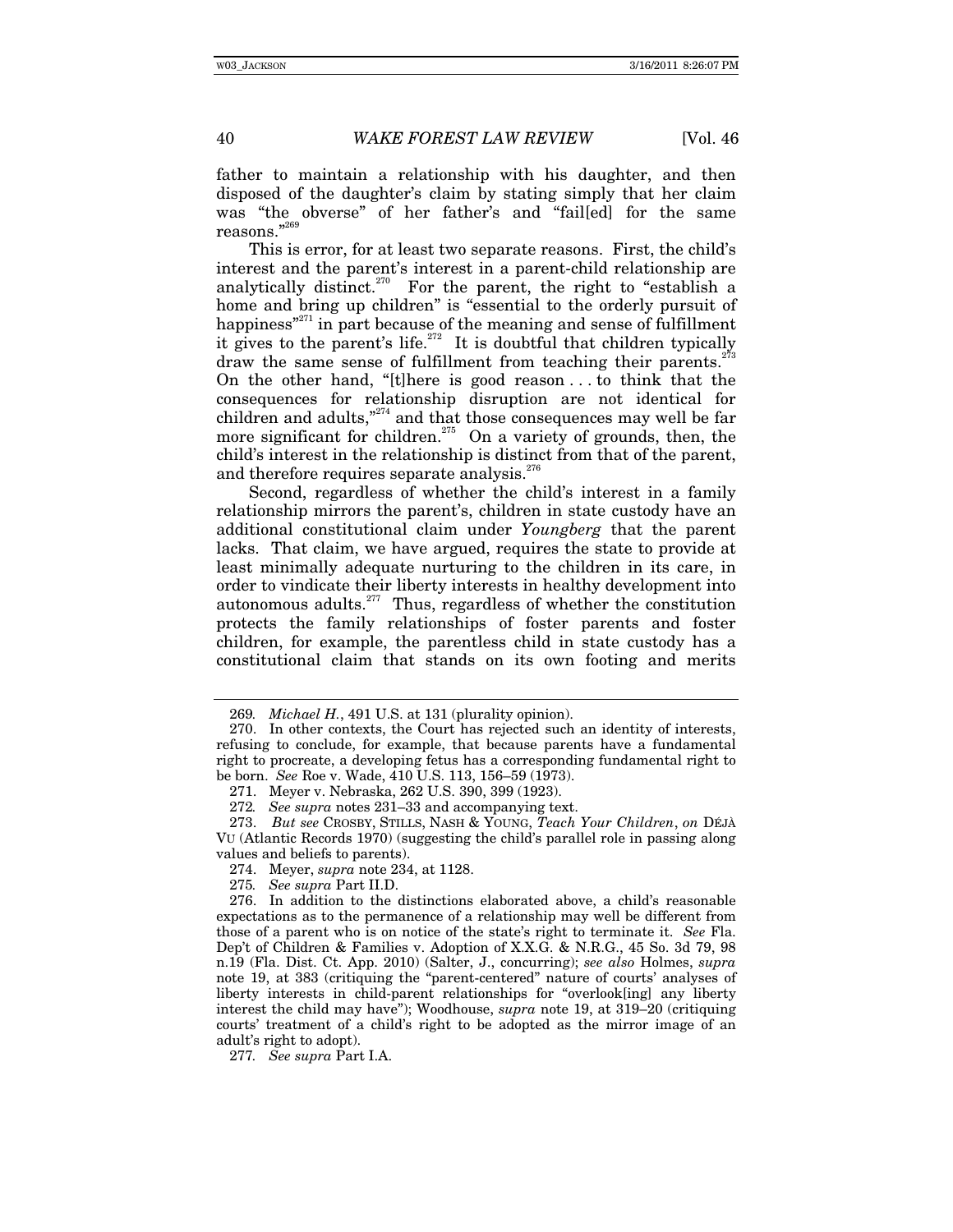father to maintain a relationship with his daughter, and then disposed of the daughter's claim by stating simply that her claim was "the obverse" of her father's and "fail[ed] for the same reasons."[269]

This is error, for at least two separate reasons. First, the child's interest and the parent's interest in a parent-child relationship are analytically distinct.[270] For the parent, the right to "establish a home and bring up children" is "essential to the orderly pursuit of happiness"[271] in part because of the meaning and sense of fulfillment it gives to the parent's life.[272] It is doubtful that children typically draw the same sense of fulfillment from teaching their parents.[273] On the other hand, "[t]here is good reason . . . to think that the consequences for relationship disruption are not identical for children and adults,"[274] and that those consequences may well be far more significant for children.[275] On a variety of grounds, then, the child's interest in the relationship is distinct from that of the parent, and therefore requires separate analysis.[276]

Second, regardless of whether the child's interest in a family relationship mirrors the parent's, children in state custody have an additional constitutional claim under *Youngberg* that the parent lacks. That claim, we have argued, requires the state to provide at least minimally adequate nurturing to the children in its care, in order to vindicate their liberty interests in healthy development into autonomous adults.[277] Thus, regardless of whether the constitution protects the family relationships of foster parents and foster children, for example, the parentless child in state custody has a constitutional claim that stands on its own footing and merits

---

269. *Michael H.*, 491 U.S. at 131 (plurality opinion).

270. In other contexts, the Court has rejected such an identity of interests, refusing to conclude, for example, that because parents have a fundamental right to procreate, a developing fetus has a corresponding fundamental right to be born. *See* Roe v. Wade, 410 U.S. 113, 156–59 (1973).

271. Meyer v. Nebraska, 262 U.S. 390, 399 (1923).

272. *See supra* notes 231–33 and accompanying text.

273. *But see* CROSBY, STILLS, NASH & YOUNG, *Teach Your Children*, *on* DÉJÀ VU (Atlantic Records 1970) (suggesting the child's parallel role in passing along values and beliefs to parents).

274. Meyer, *supra* note 234, at 1128.

275. *See supra* Part II.D.

276. In addition to the distinctions elaborated above, a child's reasonable expectations as to the permanence of a relationship may well be different from those of a parent who is on notice of the state's right to terminate it. *See* Fla. Dep't of Children & Families v. Adoption of X.X.G. & N.R.G., 45 So. 3d 79, 98 n.19 (Fla. Dist. Ct. App. 2010) (Salter, J., concurring); *see also* Holmes, *supra* note 19, at 383 (critiquing the "parent-centered" nature of courts' analyses of liberty interests in child-parent relationships for "overlook[ing] any liberty interest the child may have"); Woodhouse, *supra* note 19, at 319–20 (critiquing courts' treatment of a child's right to be adopted as the mirror image of an adult's right to adopt).

277. *See supra* Part I.A.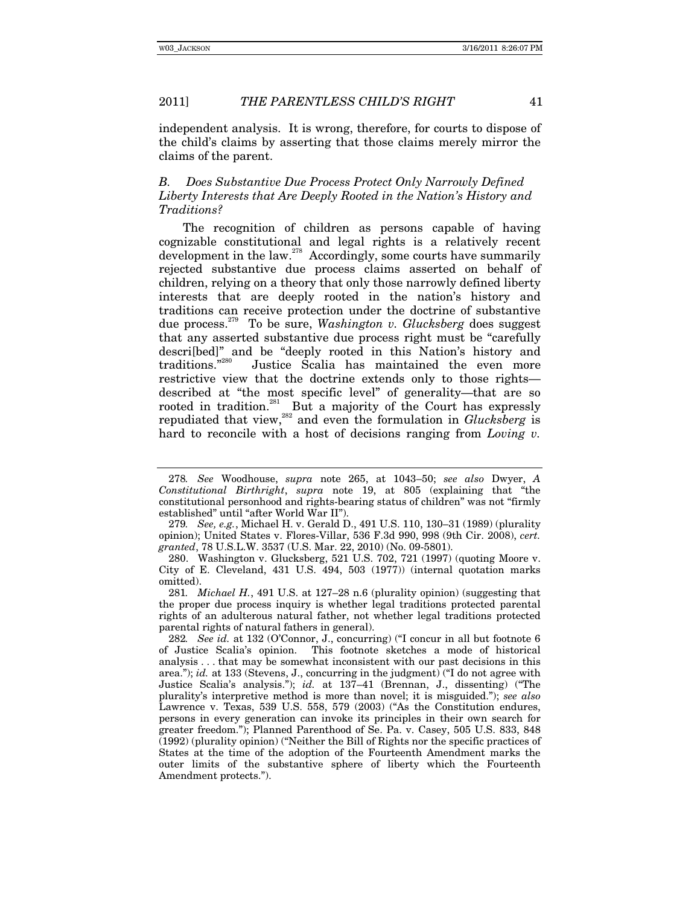independent analysis. It is wrong, therefore, for courts to dispose of the child's claims by asserting that those claims merely mirror the claims of the parent.

### *B. Does Substantive Due Process Protect Only Narrowly Defined Liberty Interests that Are Deeply Rooted in the Nation's History and Traditions?*

The recognition of children as persons capable of having cognizable constitutional and legal rights is a relatively recent development in the law.[278] Accordingly, some courts have summarily rejected substantive due process claims asserted on behalf of children, relying on a theory that only those narrowly defined liberty interests that are deeply rooted in the nation's history and traditions can receive protection under the doctrine of substantive due process.[279] To be sure, *Washington v. Glucksberg* does suggest that any asserted substantive due process right must be "carefully descri[bed]" and be "deeply rooted in this Nation's history and traditions."[280] Justice Scalia has maintained the even more restrictive view that the doctrine extends only to those rights—described at "the most specific level" of generality—that are so rooted in tradition.[281] But a majority of the Court has expressly repudiated that view,[282] and even the formulation in *Glucksberg* is hard to reconcile with a host of decisions ranging from *Loving v.*

---

278. *See* Woodhouse, *supra* note 265, at 1043–50; *see also* Dwyer, *A Constitutional Birthright*, *supra* note 19, at 805 (explaining that "the constitutional personhood and rights-bearing status of children" was not "firmly established" until "after World War II").

279. *See, e.g.*, Michael H. v. Gerald D., 491 U.S. 110, 130–31 (1989) (plurality opinion); United States v. Flores-Villar, 536 F.3d 990, 998 (9th Cir. 2008), *cert. granted*, 78 U.S.L.W. 3537 (U.S. Mar. 22, 2010) (No. 09-5801).

280. Washington v. Glucksberg, 521 U.S. 702, 721 (1997) (quoting Moore v. City of E. Cleveland, 431 U.S. 494, 503 (1977)) (internal quotation marks omitted).

281. *Michael H.*, 491 U.S. at 127–28 n.6 (plurality opinion) (suggesting that the proper due process inquiry is whether legal traditions protected parental rights of an adulterous natural father, not whether legal traditions protected parental rights of natural fathers in general).

282. *See id.* at 132 (O'Connor, J., concurring) ("I concur in all but footnote 6 of Justice Scalia's opinion. This footnote sketches a mode of historical analysis . . . that may be somewhat inconsistent with our past decisions in this area."); *id.* at 133 (Stevens, J., concurring in the judgment) ("I do not agree with Justice Scalia's analysis."); *id.* at 137–41 (Brennan, J., dissenting) ("The plurality's interpretive method is more than novel; it is misguided."); *see also* Lawrence v. Texas, 539 U.S. 558, 579 (2003) ("As the Constitution endures, persons in every generation can invoke its principles in their own search for greater freedom."); Planned Parenthood of Se. Pa. v. Casey, 505 U.S. 833, 848 (1992) (plurality opinion) ("Neither the Bill of Rights nor the specific practices of States at the time of the adoption of the Fourteenth Amendment marks the outer limits of the substantive sphere of liberty which the Fourteenth Amendment protects.").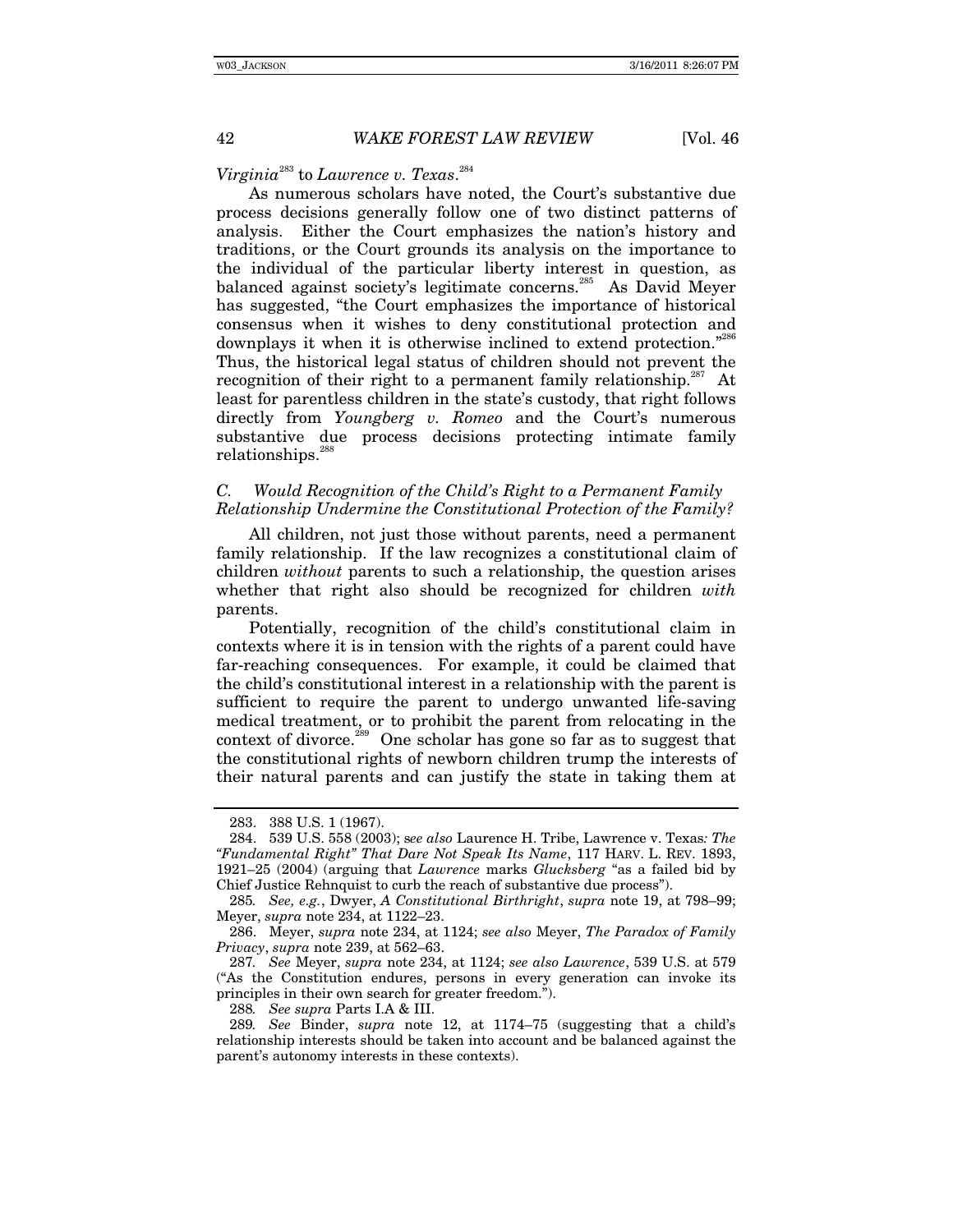*Virginia*[283] to *Lawrence v. Texas*.[284]

As numerous scholars have noted, the Court's substantive due process decisions generally follow one of two distinct patterns of analysis. Either the Court emphasizes the nation's history and traditions, or the Court grounds its analysis on the importance to the individual of the particular liberty interest in question, as balanced against society's legitimate concerns.[285] As David Meyer has suggested, "the Court emphasizes the importance of historical consensus when it wishes to deny constitutional protection and downplays it when it is otherwise inclined to extend protection."[286] Thus, the historical legal status of children should not prevent the recognition of their right to a permanent family relationship.[287] At least for parentless children in the state's custody, that right follows directly from *Youngberg v. Romeo* and the Court's numerous substantive due process decisions protecting intimate family relationships.[288]

### *C. Would Recognition of the Child's Right to a Permanent Family Relationship Undermine the Constitutional Protection of the Family?*

All children, not just those without parents, need a permanent family relationship. If the law recognizes a constitutional claim of children *without* parents to such a relationship, the question arises whether that right also should be recognized for children *with* parents.

Potentially, recognition of the child's constitutional claim in contexts where it is in tension with the rights of a parent could have far-reaching consequences. For example, it could be claimed that the child's constitutional interest in a relationship with the parent is sufficient to require the parent to undergo unwanted life-saving medical treatment, or to prohibit the parent from relocating in the context of divorce.[289] One scholar has gone so far as to suggest that the constitutional rights of newborn children trump the interests of their natural parents and can justify the state in taking them at

---

283. 388 U.S. 1 (1967).

284. 539 U.S. 558 (2003); *see also* Laurence H. Tribe, Lawrence v. Texas*: The "Fundamental Right" That Dare Not Speak Its Name*, 117 HARV. L. REV. 1893, 1921–25 (2004) (arguing that *Lawrence* marks *Glucksberg* "as a failed bid by Chief Justice Rehnquist to curb the reach of substantive due process").

285. *See, e.g.*, Dwyer, *A Constitutional Birthright*, *supra* note 19, at 798–99; Meyer, *supra* note 234, at 1122–23.

286. Meyer, *supra* note 234, at 1124; *see also* Meyer, *The Paradox of Family Privacy*, *supra* note 239, at 562–63.

287. *See* Meyer, *supra* note 234, at 1124; *see also Lawrence*, 539 U.S. at 579 ("As the Constitution endures, persons in every generation can invoke its principles in their own search for greater freedom.").

288. *See supra* Parts I.A & III.

289. *See* Binder, *supra* note 12, at 1174–75 (suggesting that a child's relationship interests should be taken into account and be balanced against the parent's autonomy interests in these contexts).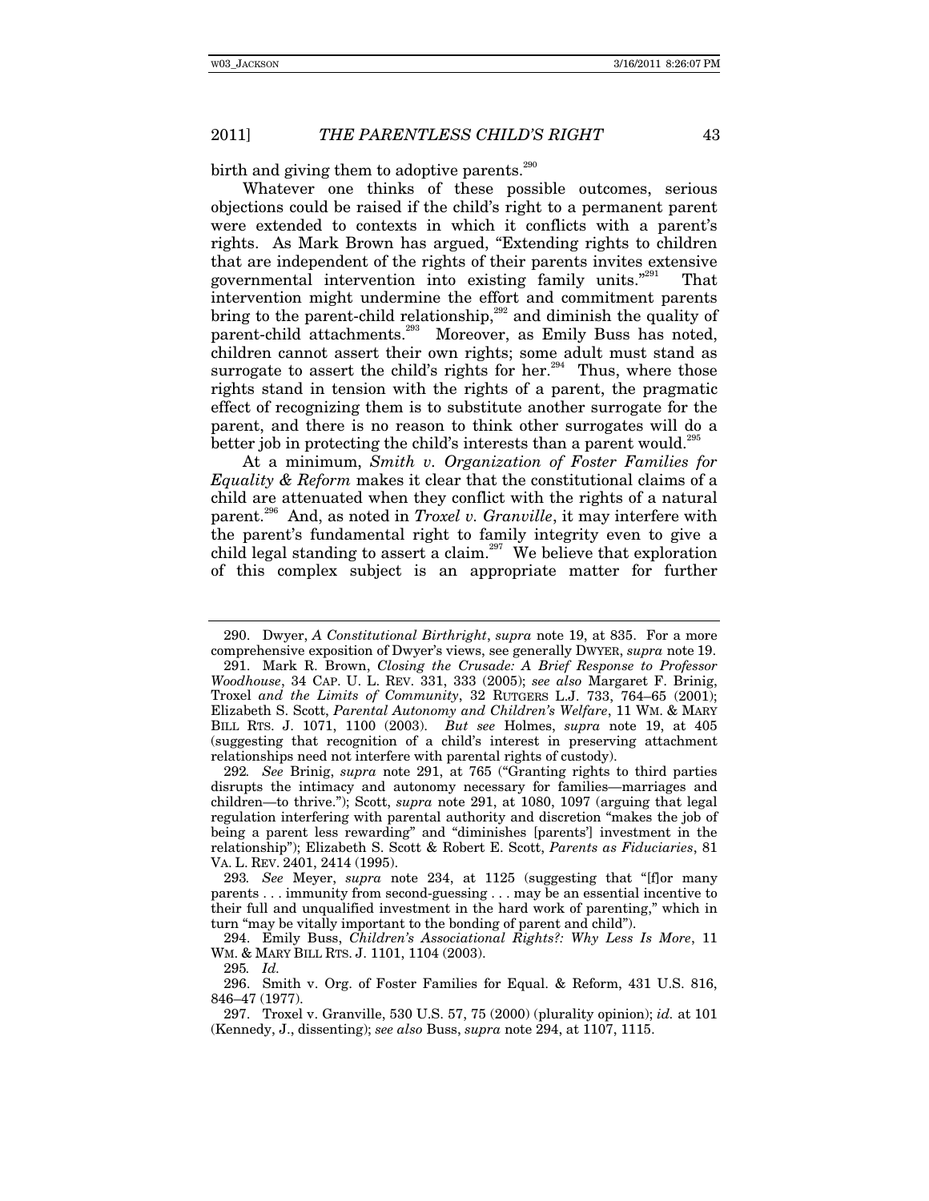birth and giving them to adoptive parents.[290]

Whatever one thinks of these possible outcomes, serious objections could be raised if the child's right to a permanent parent were extended to contexts in which it conflicts with a parent's rights. As Mark Brown has argued, "Extending rights to children that are independent of the rights of their parents invites extensive governmental intervention into existing family units."[291] That intervention might undermine the effort and commitment parents bring to the parent-child relationship,[292] and diminish the quality of parent-child attachments.[293] Moreover, as Emily Buss has noted, children cannot assert their own rights; some adult must stand as surrogate to assert the child's rights for her.[294] Thus, where those rights stand in tension with the rights of a parent, the pragmatic effect of recognizing them is to substitute another surrogate for the parent, and there is no reason to think other surrogates will do a better job in protecting the child's interests than a parent would.[295]

At a minimum, *Smith v. Organization of Foster Families for Equality & Reform* makes it clear that the constitutional claims of a child are attenuated when they conflict with the rights of a natural parent.[296] And, as noted in *Troxel v. Granville*, it may interfere with the parent's fundamental right to family integrity even to give a child legal standing to assert a claim.[297] We believe that exploration of this complex subject is an appropriate matter for further

---

290. Dwyer, *A Constitutional Birthright*, *supra* note 19, at 835. For a more comprehensive exposition of Dwyer's views, see generally DWYER, *supra* note 19.

291. Mark R. Brown, *Closing the Crusade: A Brief Response to Professor Woodhouse*, 34 CAP. U. L. REV. 331, 333 (2005); *see also* Margaret F. Brinig, Troxel *and the Limits of Community*, 32 RUTGERS L.J. 733, 764–65 (2001); Elizabeth S. Scott, *Parental Autonomy and Children's Welfare*, 11 WM. & MARY BILL RTS. J. 1071, 1100 (2003). *But see* Holmes, *supra* note 19, at 405 (suggesting that recognition of a child's interest in preserving attachment relationships need not interfere with parental rights of custody).

292. *See* Brinig, *supra* note 291, at 765 ("Granting rights to third parties disrupts the intimacy and autonomy necessary for families—marriages and children—to thrive."); Scott, *supra* note 291, at 1080, 1097 (arguing that legal regulation interfering with parental authority and discretion "makes the job of being a parent less rewarding" and "diminishes [parents'] investment in the relationship"); Elizabeth S. Scott & Robert E. Scott, *Parents as Fiduciaries*, 81 VA. L. REV. 2401, 2414 (1995).

293. *See* Meyer, *supra* note 234, at 1125 (suggesting that "[f]or many parents . . . immunity from second-guessing . . . may be an essential incentive to their full and unqualified investment in the hard work of parenting," which in turn "may be vitally important to the bonding of parent and child").

294. Emily Buss, *Children's Associational Rights?: Why Less Is More*, 11 WM. & MARY BILL RTS. J. 1101, 1104 (2003).

295. *Id.*

296. Smith v. Org. of Foster Families for Equal. & Reform, 431 U.S. 816, 846–47 (1977).

297. Troxel v. Granville, 530 U.S. 57, 75 (2000) (plurality opinion); *id.* at 101 (Kennedy, J., dissenting); *see also* Buss, *supra* note 294, at 1107, 1115.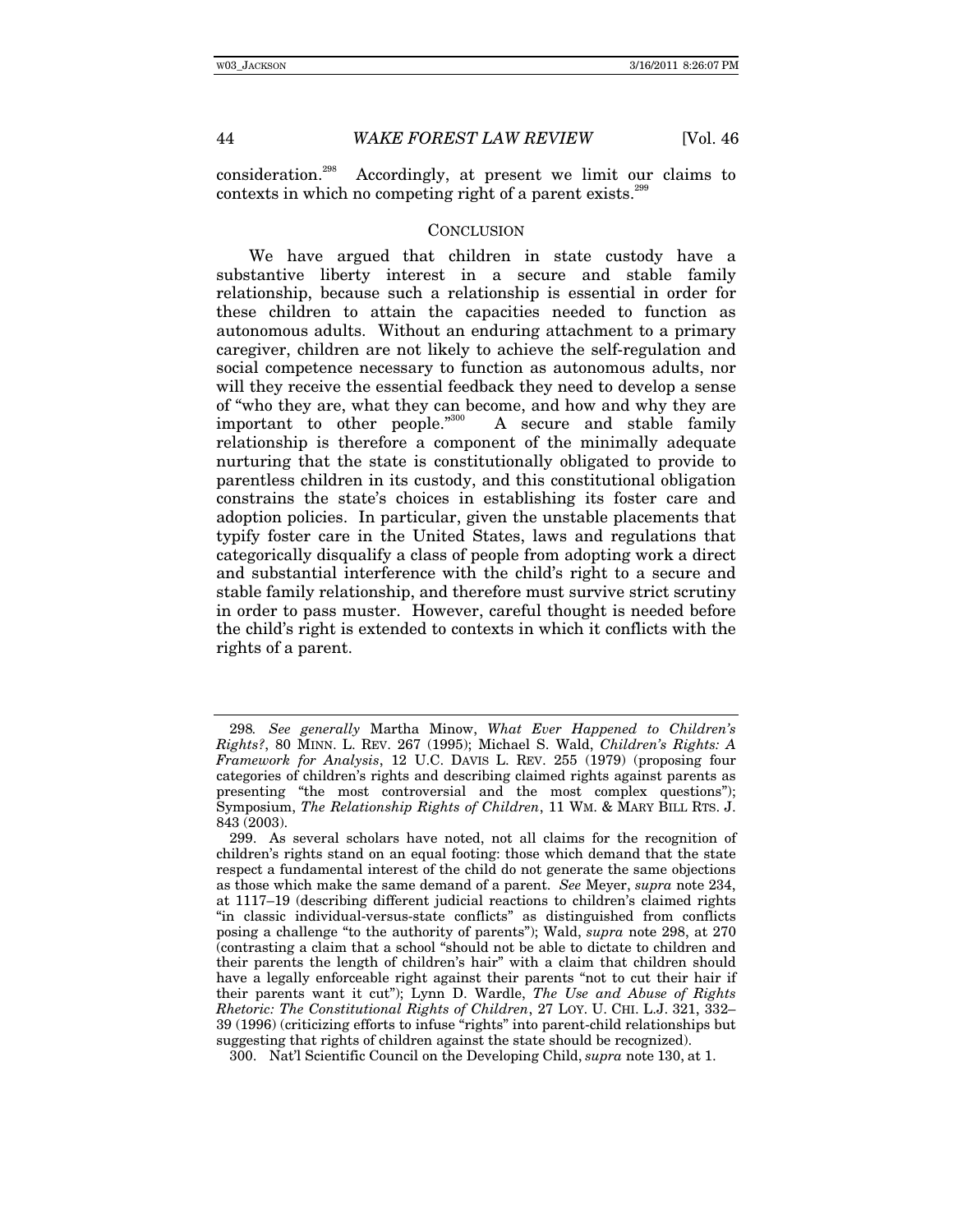consideration.[298] Accordingly, at present we limit our claims to contexts in which no competing right of a parent exists.[299]

## CONCLUSION

We have argued that children in state custody have a substantive liberty interest in a secure and stable family relationship, because such a relationship is essential in order for these children to attain the capacities needed to function as autonomous adults. Without an enduring attachment to a primary caregiver, children are not likely to achieve the self-regulation and social competence necessary to function as autonomous adults, nor will they receive the essential feedback they need to develop a sense of "who they are, what they can become, and how and why they are important to other people."[300] A secure and stable family relationship is therefore a component of the minimally adequate nurturing that the state is constitutionally obligated to provide to parentless children in its custody, and this constitutional obligation constrains the state's choices in establishing its foster care and adoption policies. In particular, given the unstable placements that typify foster care in the United States, laws and regulations that categorically disqualify a class of people from adopting work a direct and substantial interference with the child's right to a secure and stable family relationship, and therefore must survive strict scrutiny in order to pass muster. However, careful thought is needed before the child's right is extended to contexts in which it conflicts with the rights of a parent.

---

298. *See generally* Martha Minow, *What Ever Happened to Children's Rights?*, 80 MINN. L. REV. 267 (1995); Michael S. Wald, *Children's Rights: A Framework for Analysis*, 12 U.C. DAVIS L. REV. 255 (1979) (proposing four categories of children's rights and describing claimed rights against parents as presenting "the most controversial and the most complex questions"); Symposium, *The Relationship Rights of Children*, 11 WM. & MARY BILL RTS. J. 843 (2003).

299. As several scholars have noted, not all claims for the recognition of children's rights stand on an equal footing: those which demand that the state respect a fundamental interest of the child do not generate the same objections as those which make the same demand of a parent. *See* Meyer, *supra* note 234, at 1117–19 (describing different judicial reactions to children's claimed rights "in classic individual-versus-state conflicts" as distinguished from conflicts posing a challenge "to the authority of parents"); Wald, *supra* note 298, at 270 (contrasting a claim that a school "should not be able to dictate to children and their parents the length of children's hair" with a claim that children should have a legally enforceable right against their parents "not to cut their hair if their parents want it cut"); Lynn D. Wardle, *The Use and Abuse of Rights Rhetoric: The Constitutional Rights of Children*, 27 LOY. U. CHI. L.J. 321, 332–39 (1996) (criticizing efforts to infuse "rights" into parent-child relationships but suggesting that rights of children against the state should be recognized).

300. Nat'l Scientific Council on the Developing Child, *supra* note 130, at 1.